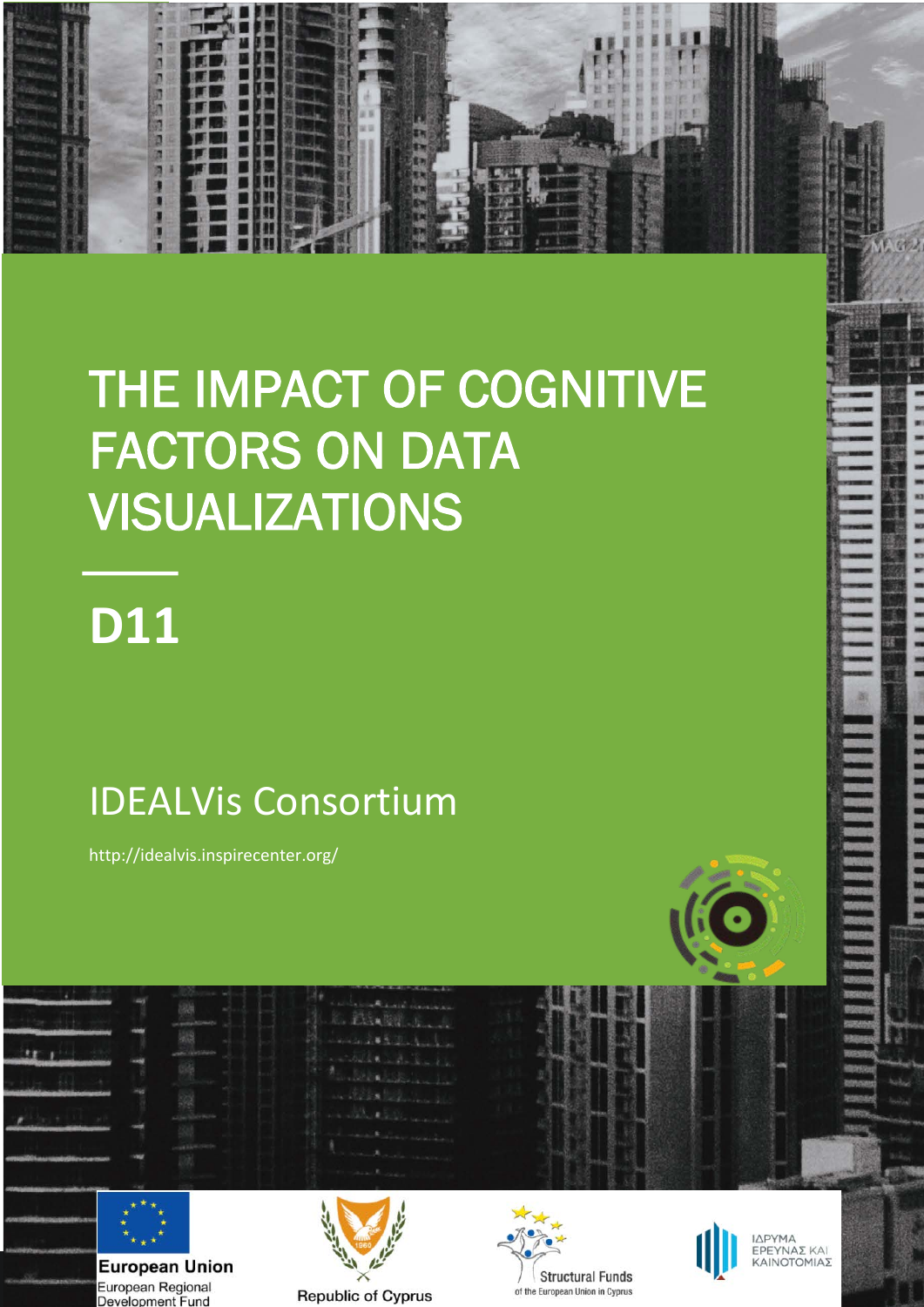# THE IMPACT OF COGNITIVE FACTORS ON DATA VISUALIZATIONS

## D11

IDEALVis Consortium

http://idealvis.inspirecenter.org/

European Union
European Regional Development Fund

Republic of Cyprus

Structural Funds
of the European Union in Cyprus

ΙΔΡΥΜΑ ΕΡΕΥΝΑΣ ΚΑΙ ΚΑΙΝΟΤΟΜΙΑΣ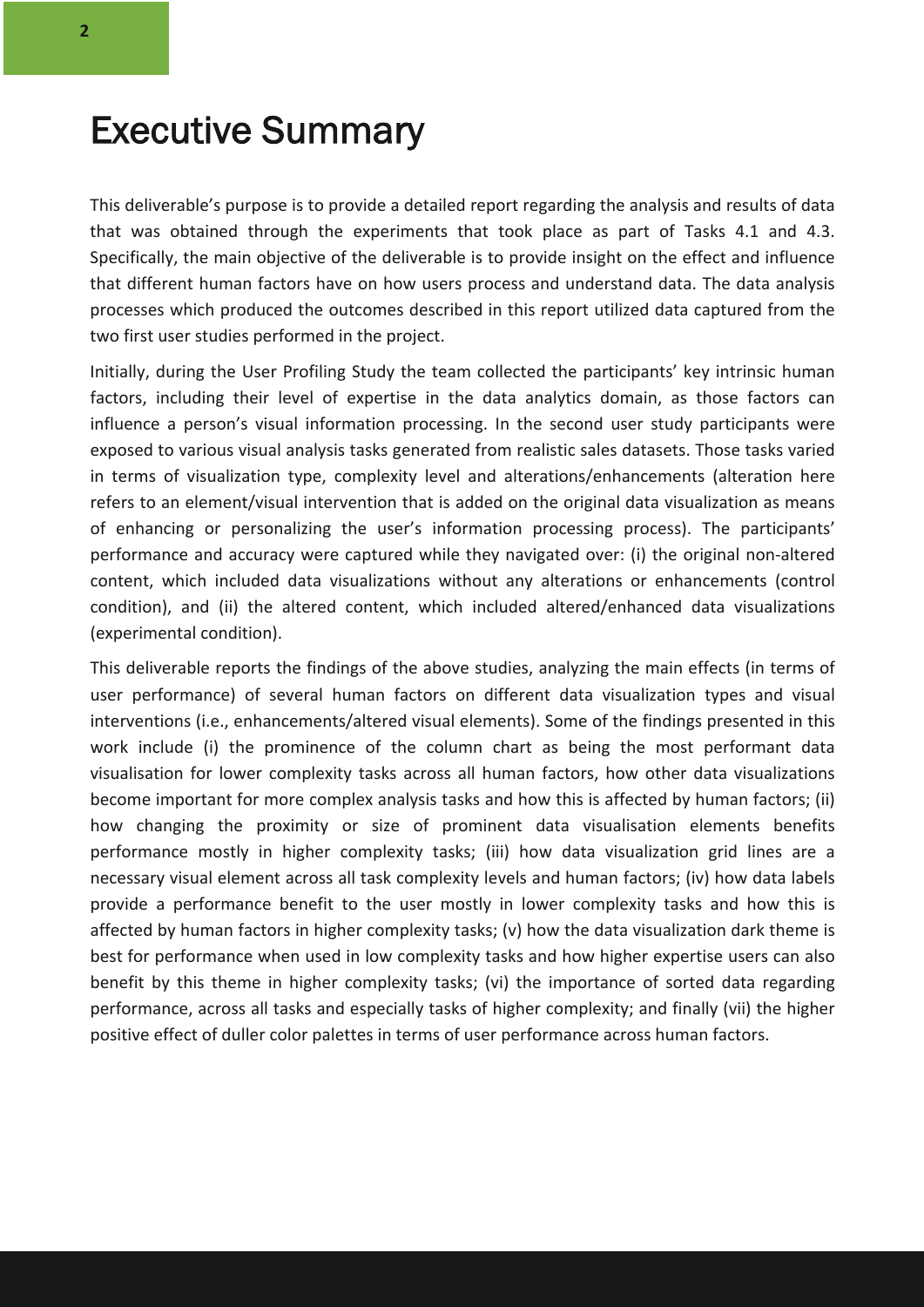# Executive Summary

This deliverable's purpose is to provide a detailed report regarding the analysis and results of data that was obtained through the experiments that took place as part of Tasks 4.1 and 4.3. Specifically, the main objective of the deliverable is to provide insight on the effect and influence that different human factors have on how users process and understand data. The data analysis processes which produced the outcomes described in this report utilized data captured from the two first user studies performed in the project.

Initially, during the User Profiling Study the team collected the participants' key intrinsic human factors, including their level of expertise in the data analytics domain, as those factors can influence a person's visual information processing. In the second user study participants were exposed to various visual analysis tasks generated from realistic sales datasets. Those tasks varied in terms of visualization type, complexity level and alterations/enhancements (alteration here refers to an element/visual intervention that is added on the original data visualization as means of enhancing or personalizing the user's information processing process). The participants' performance and accuracy were captured while they navigated over: (i) the original non-altered content, which included data visualizations without any alterations or enhancements (control condition), and (ii) the altered content, which included altered/enhanced data visualizations (experimental condition).

This deliverable reports the findings of the above studies, analyzing the main effects (in terms of user performance) of several human factors on different data visualization types and visual interventions (i.e., enhancements/altered visual elements). Some of the findings presented in this work include (i) the prominence of the column chart as being the most performant data visualisation for lower complexity tasks across all human factors, how other data visualizations become important for more complex analysis tasks and how this is affected by human factors; (ii) how changing the proximity or size of prominent data visualisation elements benefits performance mostly in higher complexity tasks; (iii) how data visualization grid lines are a necessary visual element across all task complexity levels and human factors; (iv) how data labels provide a performance benefit to the user mostly in lower complexity tasks and how this is affected by human factors in higher complexity tasks; (v) how the data visualization dark theme is best for performance when used in low complexity tasks and how higher expertise users can also benefit by this theme in higher complexity tasks; (vi) the importance of sorted data regarding performance, across all tasks and especially tasks of higher complexity; and finally (vii) the higher positive effect of duller color palettes in terms of user performance across human factors.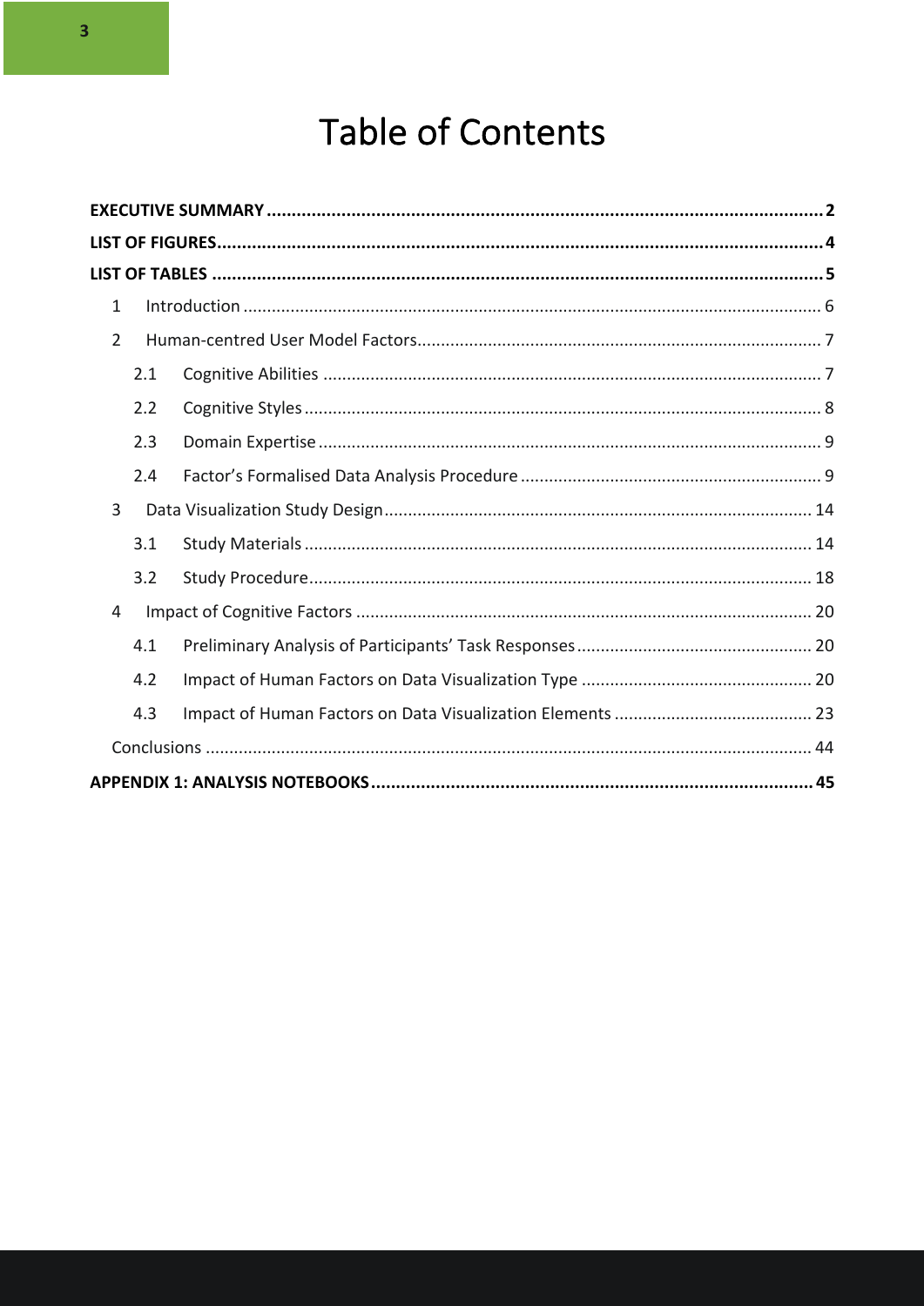# Table of Contents

**EXECUTIVE SUMMARY** ........................................................................................................... **2**

**LIST OF FIGURES** ............................................................................................................... **4**

**LIST OF TABLES** ................................................................................................................ **5**

1 Introduction ........................................................................................................................ 6

2 Human-centred User Model Factors ................................................................................... 7

2.1 Cognitive Abilities ........................................................................................................ 7

2.2 Cognitive Styles ........................................................................................................... 8

2.3 Domain Expertise ......................................................................................................... 9

2.4 Factor's Formalised Data Analysis Procedure .............................................................. 9

3 Data Visualization Study Design ........................................................................................ 14

3.1 Study Materials ........................................................................................................... 14

3.2 Study Procedure .......................................................................................................... 18

4 Impact of Cognitive Factors ............................................................................................... 20

4.1 Preliminary Analysis of Participants' Task Responses ................................................. 20

4.2 Impact of Human Factors on Data Visualization Type ................................................ 20

4.3 Impact of Human Factors on Data Visualization Elements ......................................... 23

Conclusions ............................................................................................................................ 44

**APPENDIX 1: ANALYSIS NOTEBOOKS** ............................................................................... **45**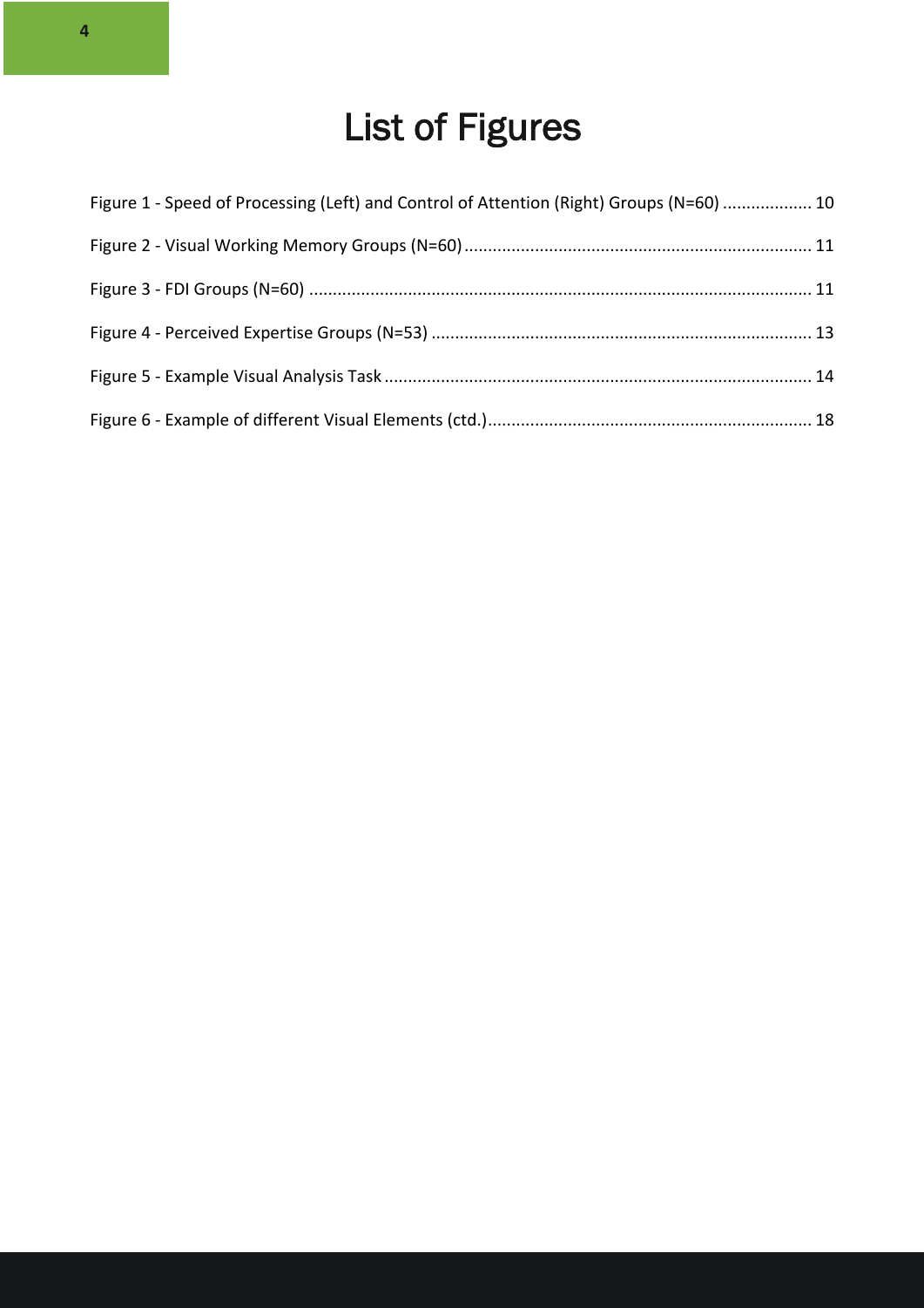# List of Figures

Figure 1 - Speed of Processing (Left) and Control of Attention (Right) Groups (N=60) ................... 10

Figure 2 - Visual Working Memory Groups (N=60) .......................................................................... 11

Figure 3 - FDI Groups (N=60) .......................................................................................................... 11

Figure 4 - Perceived Expertise Groups (N=53) ................................................................................. 13

Figure 5 - Example Visual Analysis Task .......................................................................................... 14

Figure 6 - Example of different Visual Elements (ctd.) ..................................................................... 18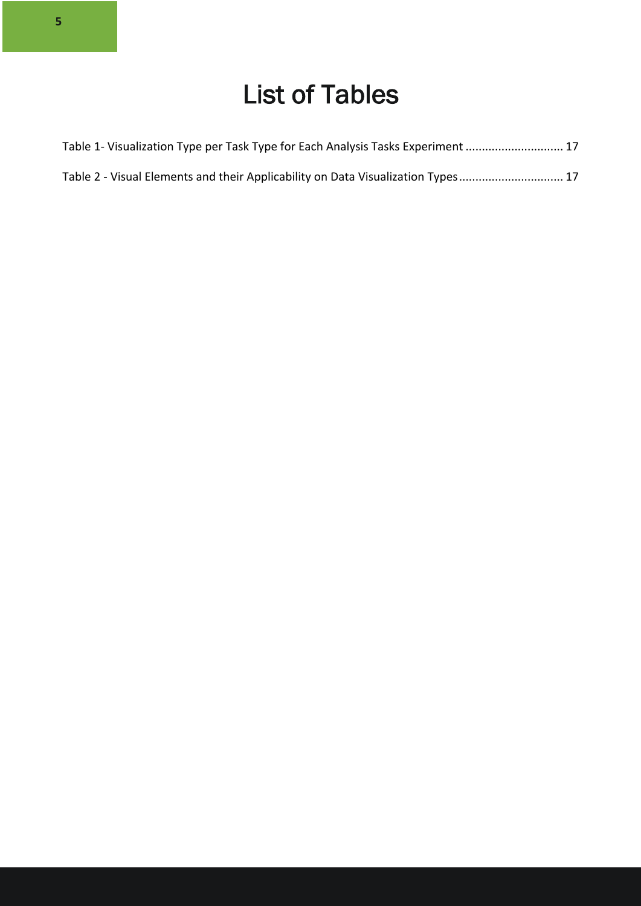# List of Tables

Table 1- Visualization Type per Task Type for Each Analysis Tasks Experiment .............................. 17

Table 2 - Visual Elements and their Applicability on Data Visualization Types ................................ 17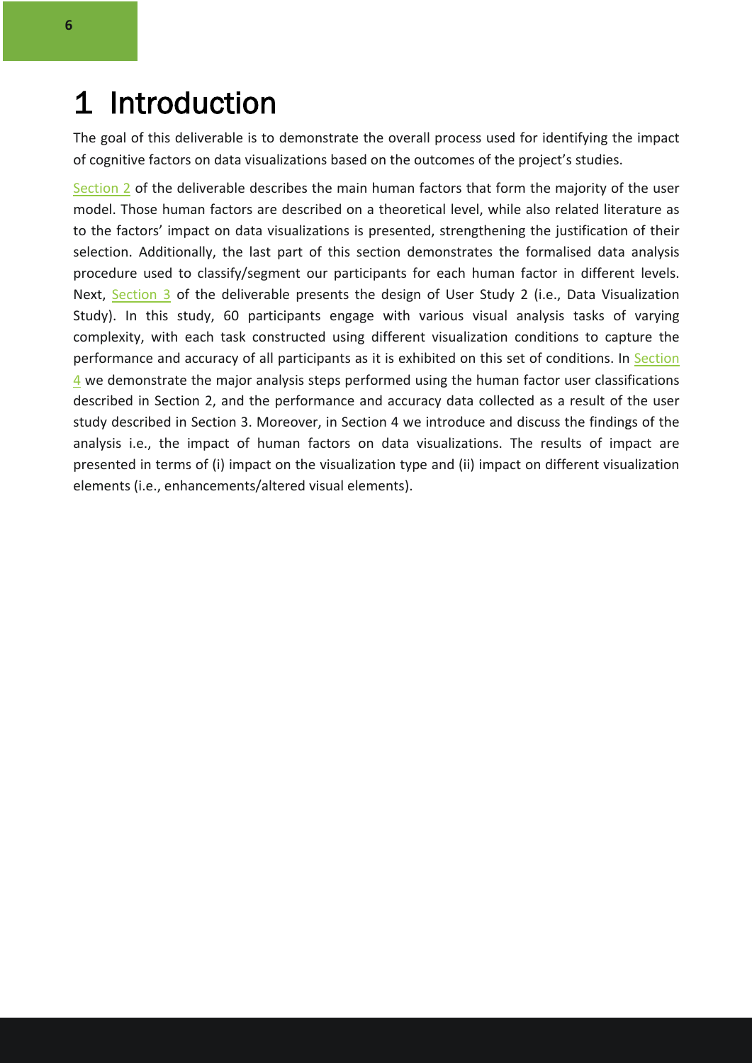# 1 Introduction

The goal of this deliverable is to demonstrate the overall process used for identifying the impact of cognitive factors on data visualizations based on the outcomes of the project's studies.

Section 2 of the deliverable describes the main human factors that form the majority of the user model. Those human factors are described on a theoretical level, while also related literature as to the factors' impact on data visualizations is presented, strengthening the justification of their selection. Additionally, the last part of this section demonstrates the formalised data analysis procedure used to classify/segment our participants for each human factor in different levels. Next, Section 3 of the deliverable presents the design of User Study 2 (i.e., Data Visualization Study). In this study, 60 participants engage with various visual analysis tasks of varying complexity, with each task constructed using different visualization conditions to capture the performance and accuracy of all participants as it is exhibited on this set of conditions. In Section 4 we demonstrate the major analysis steps performed using the human factor user classifications described in Section 2, and the performance and accuracy data collected as a result of the user study described in Section 3. Moreover, in Section 4 we introduce and discuss the findings of the analysis i.e., the impact of human factors on data visualizations. The results of impact are presented in terms of (i) impact on the visualization type and (ii) impact on different visualization elements (i.e., enhancements/altered visual elements).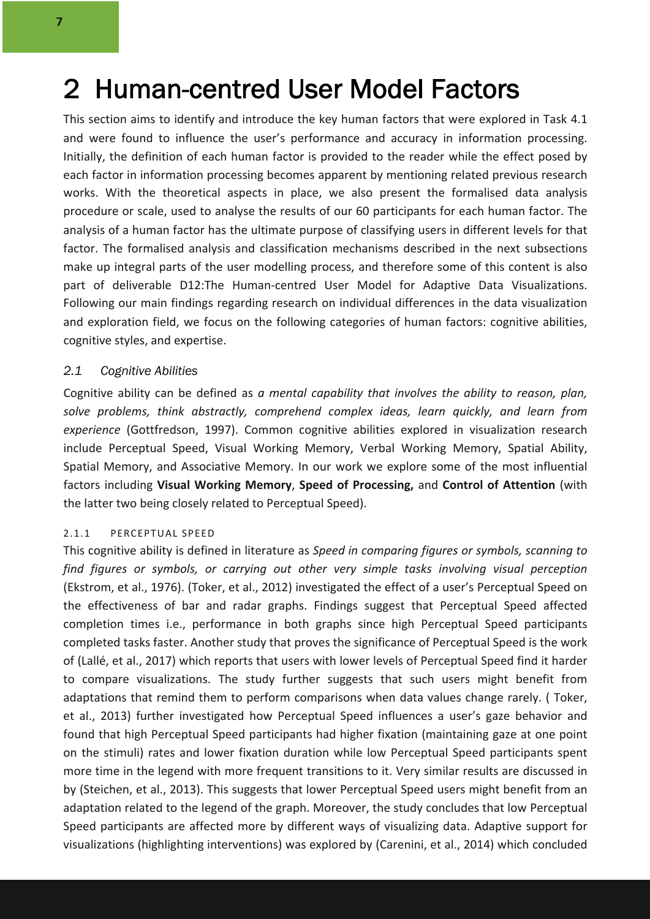# 2 Human-centred User Model Factors

This section aims to identify and introduce the key human factors that were explored in Task 4.1 and were found to influence the user's performance and accuracy in information processing. Initially, the definition of each human factor is provided to the reader while the effect posed by each factor in information processing becomes apparent by mentioning related previous research works. With the theoretical aspects in place, we also present the formalised data analysis procedure or scale, used to analyse the results of our 60 participants for each human factor. The analysis of a human factor has the ultimate purpose of classifying users in different levels for that factor. The formalised analysis and classification mechanisms described in the next subsections make up integral parts of the user modelling process, and therefore some of this content is also part of deliverable D12:The Human-centred User Model for Adaptive Data Visualizations. Following our main findings regarding research on individual differences in the data visualization and exploration field, we focus on the following categories of human factors: cognitive abilities, cognitive styles, and expertise.

## 2.1 Cognitive Abilities

Cognitive ability can be defined as *a mental capability that involves the ability to reason, plan, solve problems, think abstractly, comprehend complex ideas, learn quickly, and learn from experience* (Gottfredson, 1997). Common cognitive abilities explored in visualization research include Perceptual Speed, Visual Working Memory, Verbal Working Memory, Spatial Ability, Spatial Memory, and Associative Memory. In our work we explore some of the most influential factors including **Visual Working Memory**, **Speed of Processing,** and **Control of Attention** (with the latter two being closely related to Perceptual Speed).

### 2.1.1 PERCEPTUAL SPEED

This cognitive ability is defined in literature as *Speed in comparing figures or symbols, scanning to find figures or symbols, or carrying out other very simple tasks involving visual perception* (Ekstrom, et al., 1976). (Toker, et al., 2012) investigated the effect of a user's Perceptual Speed on the effectiveness of bar and radar graphs. Findings suggest that Perceptual Speed affected completion times i.e., performance in both graphs since high Perceptual Speed participants completed tasks faster. Another study that proves the significance of Perceptual Speed is the work of (Lallé, et al., 2017) which reports that users with lower levels of Perceptual Speed find it harder to compare visualizations. The study further suggests that such users might benefit from adaptations that remind them to perform comparisons when data values change rarely. ( Toker, et al., 2013) further investigated how Perceptual Speed influences a user's gaze behavior and found that high Perceptual Speed participants had higher fixation (maintaining gaze at one point on the stimuli) rates and lower fixation duration while low Perceptual Speed participants spent more time in the legend with more frequent transitions to it. Very similar results are discussed in by (Steichen, et al., 2013). This suggests that lower Perceptual Speed users might benefit from an adaptation related to the legend of the graph. Moreover, the study concludes that low Perceptual Speed participants are affected more by different ways of visualizing data. Adaptive support for visualizations (highlighting interventions) was explored by (Carenini, et al., 2014) which concluded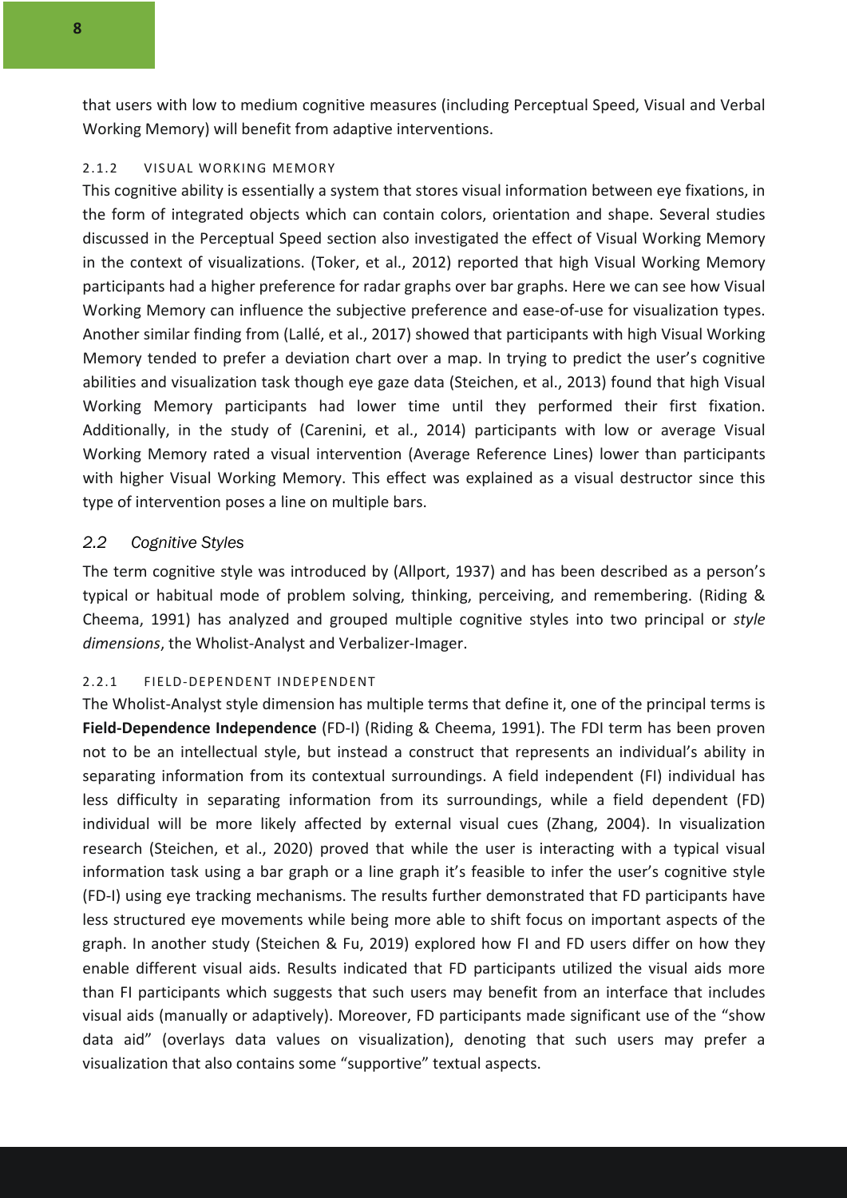that users with low to medium cognitive measures (including Perceptual Speed, Visual and Verbal Working Memory) will benefit from adaptive interventions.

#### 2.1.2 VISUAL WORKING MEMORY

This cognitive ability is essentially a system that stores visual information between eye fixations, in the form of integrated objects which can contain colors, orientation and shape. Several studies discussed in the Perceptual Speed section also investigated the effect of Visual Working Memory in the context of visualizations. (Toker, et al., 2012) reported that high Visual Working Memory participants had a higher preference for radar graphs over bar graphs. Here we can see how Visual Working Memory can influence the subjective preference and ease-of-use for visualization types. Another similar finding from (Lallé, et al., 2017) showed that participants with high Visual Working Memory tended to prefer a deviation chart over a map. In trying to predict the user's cognitive abilities and visualization task though eye gaze data (Steichen, et al., 2013) found that high Visual Working Memory participants had lower time until they performed their first fixation. Additionally, in the study of (Carenini, et al., 2014) participants with low or average Visual Working Memory rated a visual intervention (Average Reference Lines) lower than participants with higher Visual Working Memory. This effect was explained as a visual destructor since this type of intervention poses a line on multiple bars.

### *2.2 Cognitive Styles*

The term cognitive style was introduced by (Allport, 1937) and has been described as a person's typical or habitual mode of problem solving, thinking, perceiving, and remembering. (Riding & Cheema, 1991) has analyzed and grouped multiple cognitive styles into two principal or *style dimensions*, the Wholist-Analyst and Verbalizer-Imager.

#### 2.2.1 FIELD-DEPENDENT INDEPENDENT

The Wholist-Analyst style dimension has multiple terms that define it, one of the principal terms is **Field-Dependence Independence** (FD-I) (Riding & Cheema, 1991). The FDI term has been proven not to be an intellectual style, but instead a construct that represents an individual's ability in separating information from its contextual surroundings. A field independent (FI) individual has less difficulty in separating information from its surroundings, while a field dependent (FD) individual will be more likely affected by external visual cues (Zhang, 2004). In visualization research (Steichen, et al., 2020) proved that while the user is interacting with a typical visual information task using a bar graph or a line graph it's feasible to infer the user's cognitive style (FD-I) using eye tracking mechanisms. The results further demonstrated that FD participants have less structured eye movements while being more able to shift focus on important aspects of the graph. In another study (Steichen & Fu, 2019) explored how FI and FD users differ on how they enable different visual aids. Results indicated that FD participants utilized the visual aids more than FI participants which suggests that such users may benefit from an interface that includes visual aids (manually or adaptively). Moreover, FD participants made significant use of the "show data aid" (overlays data values on visualization), denoting that such users may prefer a visualization that also contains some "supportive" textual aspects.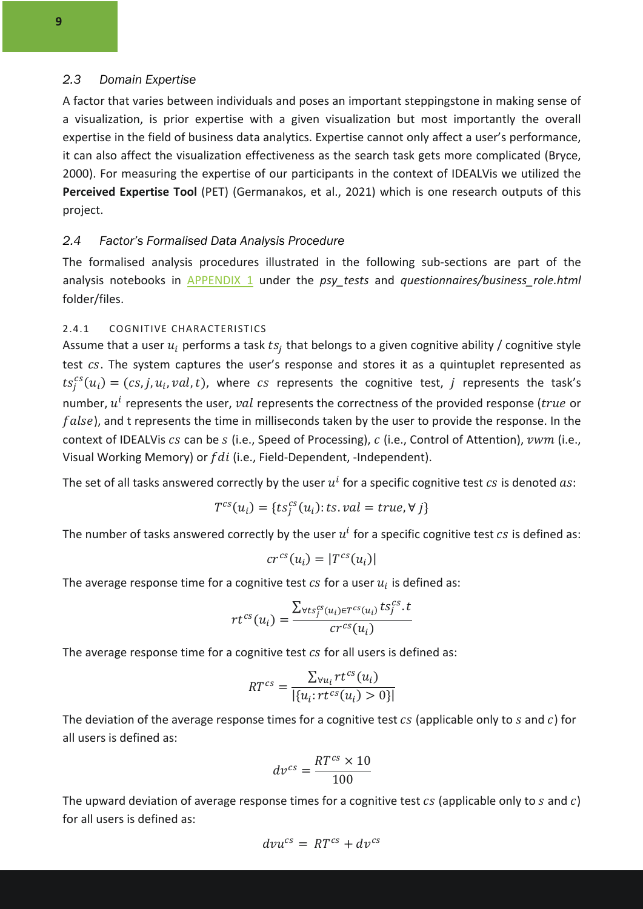### 2.3 Domain Expertise

A factor that varies between individuals and poses an important steppingstone in making sense of a visualization, is prior expertise with a given visualization but most importantly the overall expertise in the field of business data analytics. Expertise cannot only affect a user's performance, it can also affect the visualization effectiveness as the search task gets more complicated (Bryce, 2000). For measuring the expertise of our participants in the context of IDEALVis we utilized the **Perceived Expertise Tool** (PET) (Germanakos, et al., 2021) which is one research outputs of this project.

### 2.4 Factor's Formalised Data Analysis Procedure

The formalised analysis procedures illustrated in the following sub-sections are part of the analysis notebooks in APPENDIX 1 under the *psy_tests* and *questionnaires/business_role.html* folder/files.

#### 2.4.1 COGNITIVE CHARACTERISTICS

Assume that a user $u_i$ performs a task $ts_j$ that belongs to a given cognitive ability / cognitive style test $cs$. The system captures the user's response and stores it as a quintuplet represented as $ts_j^{cs}(u_i) = (cs, j, u_i, val, t)$, where $cs$ represents the cognitive test, $j$ represents the task's number, $u^i$ represents the user, $val$ represents the correctness of the provided response ($true$ or $false$), and t represents the time in milliseconds taken by the user to provide the response. In the context of IDEALVis $cs$ can be $s$ (i.e., Speed of Processing), $c$ (i.e., Control of Attention), $vwm$ (i.e., Visual Working Memory) or $fdi$ (i.e., Field-Dependent, -Independent).

The set of all tasks answered correctly by the user $u^i$ for a specific cognitive test $cs$ is denoted $as$:

$$T^{cs}(u_i) = \{ts_j^{cs}(u_i) : ts.val = true, \forall\, j\}$$

The number of tasks answered correctly by the user $u^i$ for a specific cognitive test $cs$ is defined as:

$$cr^{cs}(u_i) = |T^{cs}(u_i)|$$

The average response time for a cognitive test $cs$ for a user $u_i$ is defined as:

$$rt^{cs}(u_i) = \frac{\sum_{\forall ts_j^{cs}(u_i) \in T^{cs}(u_i)} ts_j^{cs}.t}{cr^{cs}(u_i)}$$

The average response time for a cognitive test $cs$ for all users is defined as:

$$RT^{cs} = \frac{\sum_{\forall u_i} rt^{cs}(u_i)}{|\{u_i : rt^{cs}(u_i) > 0\}|}$$

The deviation of the average response times for a cognitive test $cs$ (applicable only to $s$ and $c$) for all users is defined as:

$$dv^{cs} = \frac{RT^{cs} \times 10}{100}$$

The upward deviation of average response times for a cognitive test $cs$ (applicable only to $s$ and $c$) for all users is defined as:

$$dvu^{cs} = RT^{cs} + dv^{cs}$$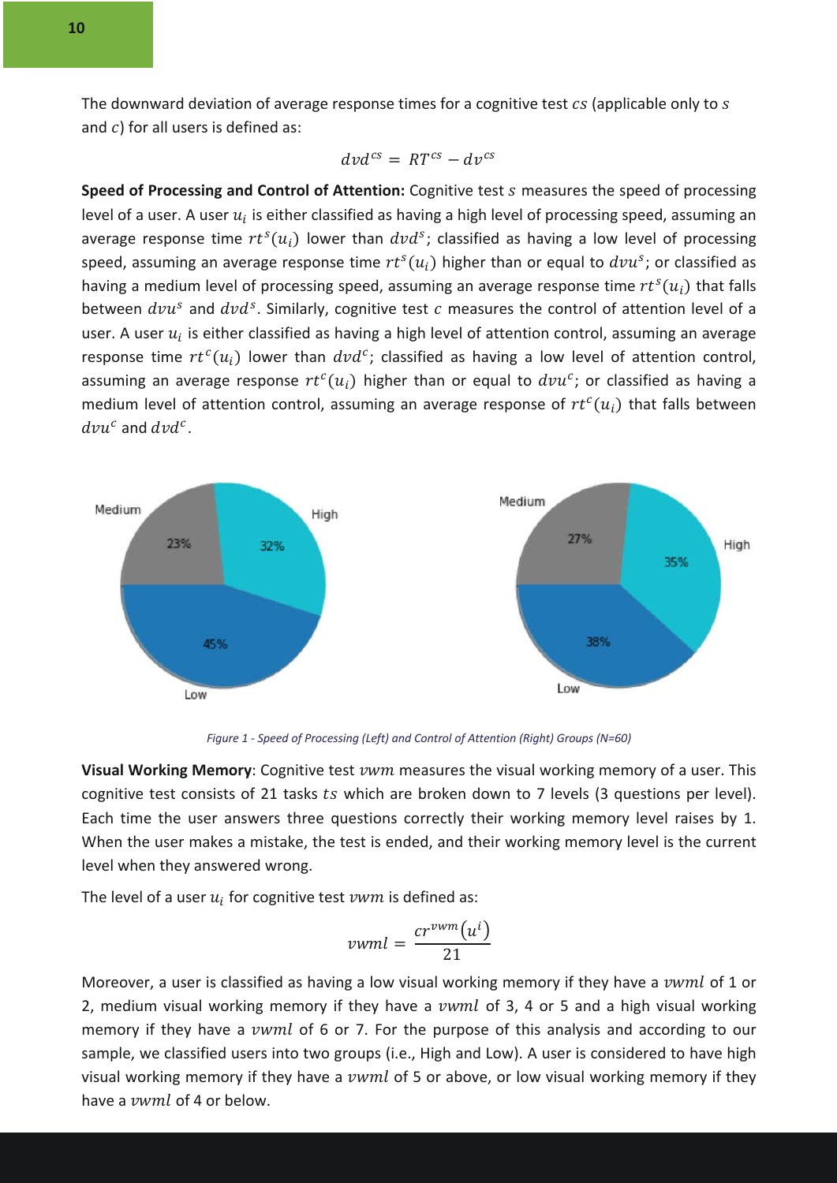The downward deviation of average response times for a cognitive test $cs$ (applicable only to $s$ and $c$) for all users is defined as:

$$dvd^{cs} = RT^{cs} - dv^{cs}$$

**Speed of Processing and Control of Attention:** Cognitive test $s$ measures the speed of processing level of a user. A user $u_i$ is either classified as having a high level of processing speed, assuming an average response time $rt^s(u_i)$ lower than $dvd^s$; classified as having a low level of processing speed, assuming an average response time $rt^s(u_i)$ higher than or equal to $dvu^s$; or classified as having a medium level of processing speed, assuming an average response time $rt^s(u_i)$ that falls between $dvu^s$ and $dvd^s$. Similarly, cognitive test $c$ measures the control of attention level of a user. A user $u_i$ is either classified as having a high level of attention control, assuming an average response time $rt^c(u_i)$ lower than $dvd^c$; classified as having a low level of attention control, assuming an average response $rt^c(u_i)$ higher than or equal to $dvu^c$; or classified as having a medium level of attention control, assuming an average response of $rt^c(u_i)$ that falls between $dvu^c$ and $dvd^c$.

Medium
23%
High
32%
45%
Low

Medium
27%
High
35%
38%
Low

*Figure 1 - Speed of Processing (Left) and Control of Attention (Right) Groups (N=60)*

**Visual Working Memory**: Cognitive test $vwm$ measures the visual working memory of a user. This cognitive test consists of 21 tasks $ts$ which are broken down to 7 levels (3 questions per level). Each time the user answers three questions correctly their working memory level raises by 1. When the user makes a mistake, the test is ended, and their working memory level is the current level when they answered wrong.

The level of a user $u_i$ for cognitive test $vwm$ is defined as:

$$vwml = \frac{cr^{vwm}(u^i)}{21}$$

Moreover, a user is classified as having a low visual working memory if they have a $vwml$ of 1 or 2, medium visual working memory if they have a $vwml$ of 3, 4 or 5 and a high visual working memory if they have a $vwml$ of 6 or 7. For the purpose of this analysis and according to our sample, we classified users into two groups (i.e., High and Low). A user is considered to have high visual working memory if they have a $vwml$ of 5 or above, or low visual working memory if they have a $vwml$ of 4 or below.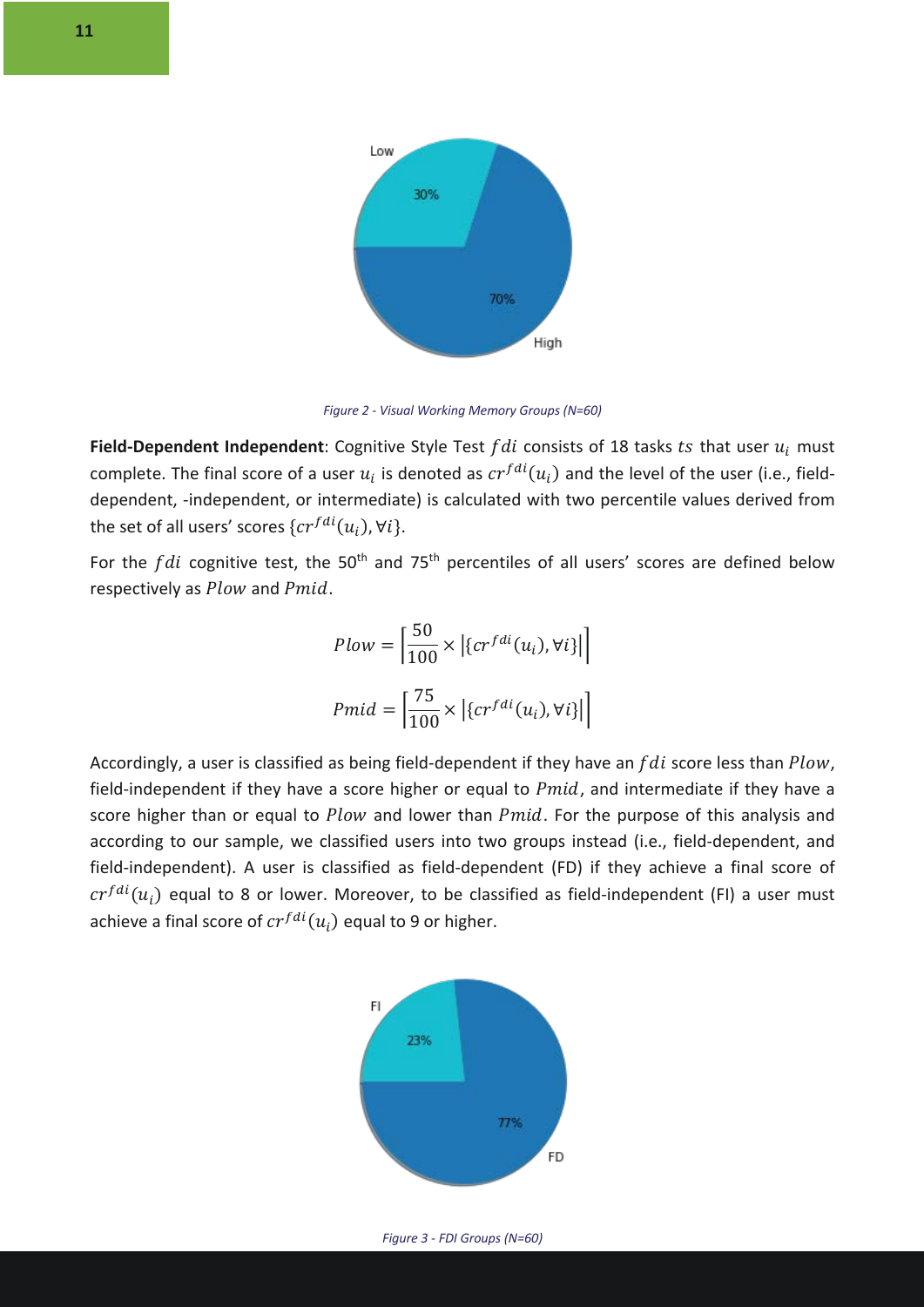Low

30%

70%

High

*Figure 2 - Visual Working Memory Groups (N=60)*

**Field-Dependent Independent**: Cognitive Style Test $fdi$ consists of 18 tasks $ts$ that user $u_i$ must complete. The final score of a user $u_i$ is denoted as $cr^{fdi}(u_i)$ and the level of the user (i.e., field-dependent, -independent, or intermediate) is calculated with two percentile values derived from the set of all users' scores $\{cr^{fdi}(u_i), \forall i\}$.

For the $fdi$ cognitive test, the 50th and 75th percentiles of all users' scores are defined below respectively as $Plow$ and $Pmid$.

$$Plow = \left\lceil \frac{50}{100} \times \left| \{cr^{fdi}(u_i), \forall i\} \right| \right\rceil$$

$$Pmid = \left\lceil \frac{75}{100} \times \left| \{cr^{fdi}(u_i), \forall i\} \right| \right\rceil$$

Accordingly, a user is classified as being field-dependent if they have an $fdi$ score less than $Plow$, field-independent if they have a score higher or equal to $Pmid$, and intermediate if they have a score higher than or equal to $Plow$ and lower than $Pmid$. For the purpose of this analysis and according to our sample, we classified users into two groups instead (i.e., field-dependent, and field-independent). A user is classified as field-dependent (FD) if they achieve a final score of $cr^{fdi}(u_i)$ equal to 8 or lower. Moreover, to be classified as field-independent (FI) a user must achieve a final score of $cr^{fdi}(u_i)$ equal to 9 or higher.

FI

23%

77%

FD

*Figure 3 - FDI Groups (N=60)*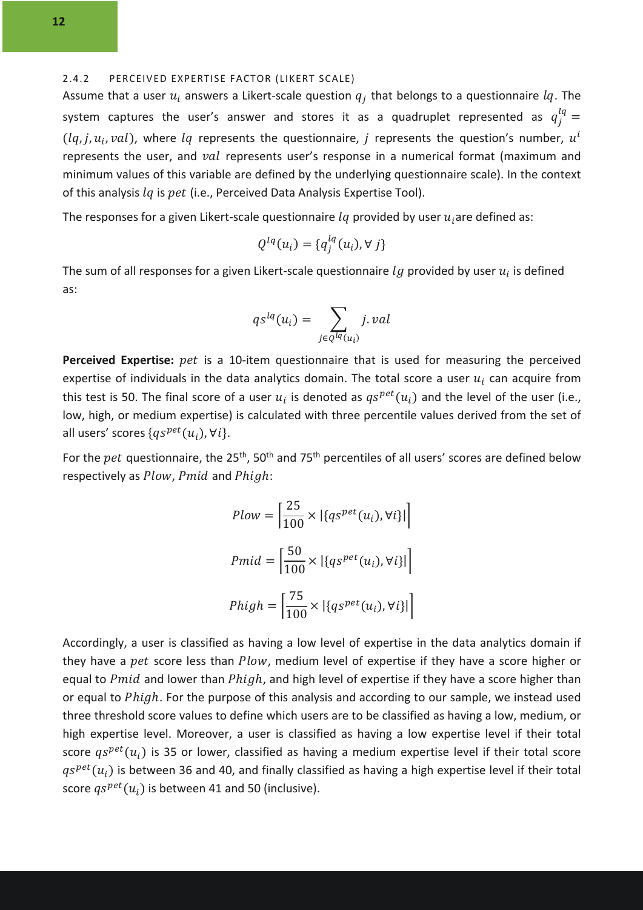#### 2.4.2 PERCEIVED EXPERTISE FACTOR (LIKERT SCALE)

Assume that a user $u_i$ answers a Likert-scale question $q_j$ that belongs to a questionnaire $lq$. The system captures the user's answer and stores it as a quadruplet represented as $q_j^{lq} = (lq, j, u_i, val)$, where $lq$ represents the questionnaire, $j$ represents the question's number, $u^i$ represents the user, and $val$ represents user's response in a numerical format (maximum and minimum values of this variable are defined by the underlying questionnaire scale). In the context of this analysis $lq$ is $pet$ (i.e., Perceived Data Analysis Expertise Tool).

The responses for a given Likert-scale questionnaire $lq$ provided by user $u_i$are defined as:

$$Q^{lq}(u_i) = \{q_j^{lq}(u_i), \forall\, j\}$$

The sum of all responses for a given Likert-scale questionnaire $lg$ provided by user $u_i$ is defined as:

$$qs^{lq}(u_i) = \sum_{j \in Q^{lq}(u_i)} j.val$$

**Perceived Expertise:** $pet$ is a 10-item questionnaire that is used for measuring the perceived expertise of individuals in the data analytics domain. The total score a user $u_i$ can acquire from this test is 50. The final score of a user $u_i$ is denoted as $qs^{pet}(u_i)$ and the level of the user (i.e., low, high, or medium expertise) is calculated with three percentile values derived from the set of all users' scores $\{qs^{pet}(u_i), \forall i\}$.

For the $pet$ questionnaire, the 25[th], 50[th] and 75[th] percentiles of all users' scores are defined below respectively as $Plow$, $Pmid$ and $Phigh$:

$$Plow = \left\lceil \frac{25}{100} \times |\{qs^{pet}(u_i), \forall i\}| \right\rceil$$

$$Pmid = \left\lceil \frac{50}{100} \times |\{qs^{pet}(u_i), \forall i\}| \right\rceil$$

$$Phigh = \left\lceil \frac{75}{100} \times |\{qs^{pet}(u_i), \forall i\}| \right\rceil$$

Accordingly, a user is classified as having a low level of expertise in the data analytics domain if they have a $pet$ score less than $Plow$, medium level of expertise if they have a score higher or equal to $Pmid$ and lower than $Phigh$, and high level of expertise if they have a score higher than or equal to $Phigh$. For the purpose of this analysis and according to our sample, we instead used three threshold score values to define which users are to be classified as having a low, medium, or high expertise level. Moreover, a user is classified as having a low expertise level if their total score $qs^{pet}(u_i)$ is 35 or lower, classified as having a medium expertise level if their total score $qs^{pet}(u_i)$ is between 36 and 40, and finally classified as having a high expertise level if their total score $qs^{pet}(u_i)$ is between 41 and 50 (inclusive).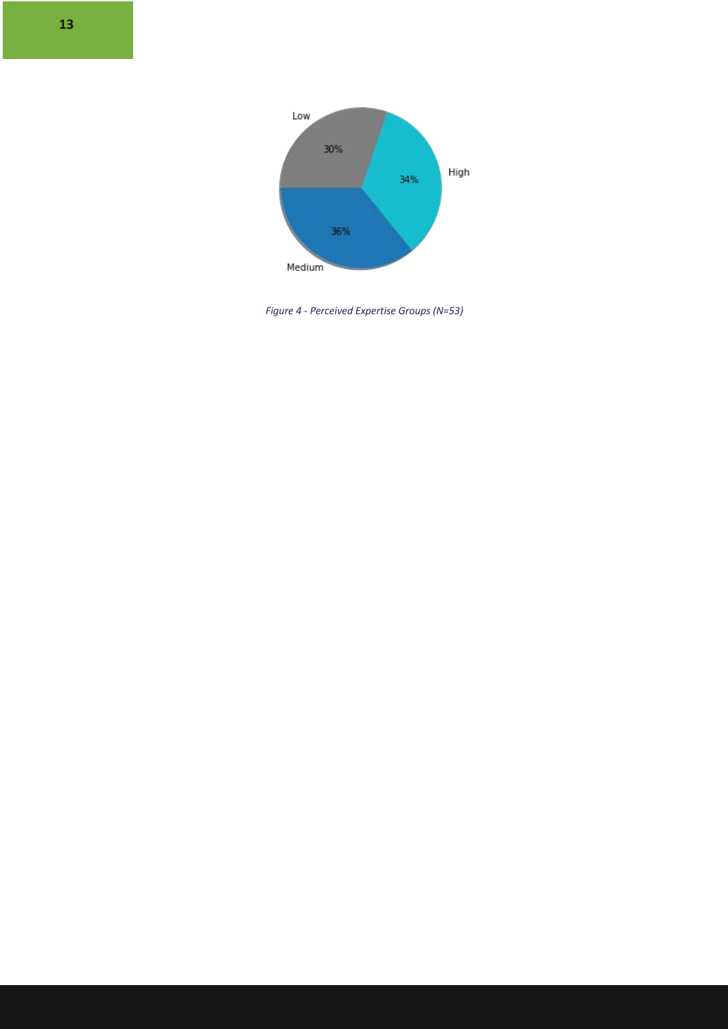Low

30%

34%

High

36%

Medium

*Figure 4 - Perceived Expertise Groups (N=53)*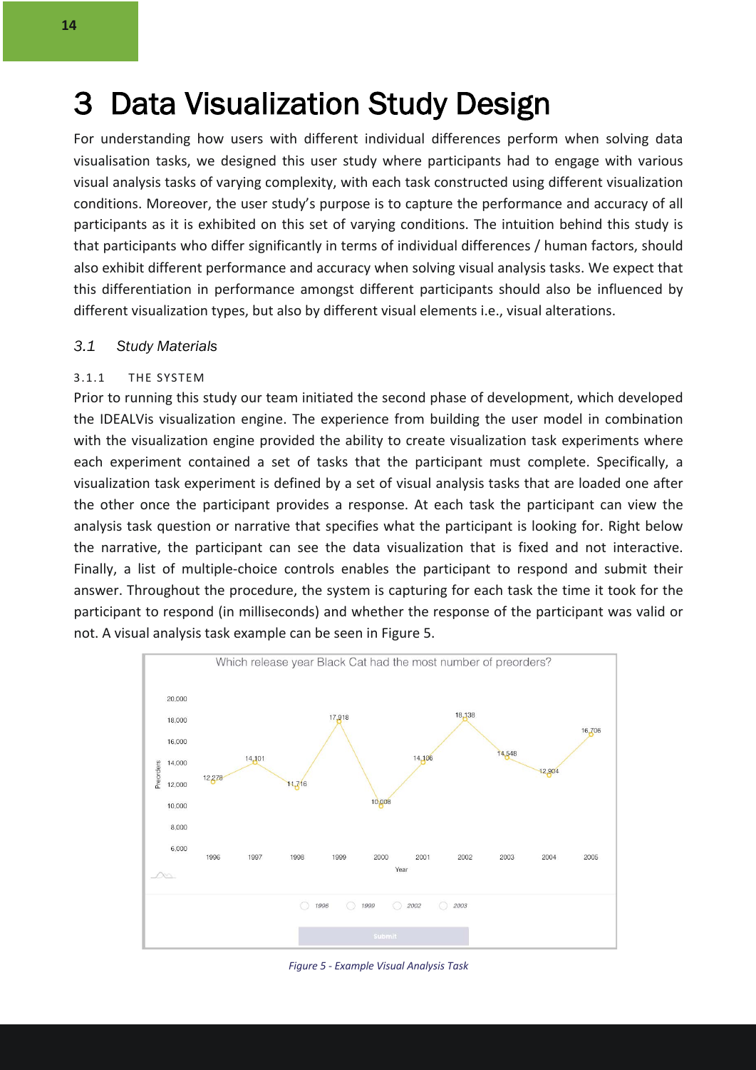# 3 Data Visualization Study Design

For understanding how users with different individual differences perform when solving data visualisation tasks, we designed this user study where participants had to engage with various visual analysis tasks of varying complexity, with each task constructed using different visualization conditions. Moreover, the user study's purpose is to capture the performance and accuracy of all participants as it is exhibited on this set of varying conditions. The intuition behind this study is that participants who differ significantly in terms of individual differences / human factors, should also exhibit different performance and accuracy when solving visual analysis tasks. We expect that this differentiation in performance amongst different participants should also be influenced by different visualization types, but also by different visual elements i.e., visual alterations.

## *3.1 Study Materials*

### 3.1.1 THE SYSTEM

Prior to running this study our team initiated the second phase of development, which developed the IDEALVis visualization engine. The experience from building the user model in combination with the visualization engine provided the ability to create visualization task experiments where each experiment contained a set of tasks that the participant must complete. Specifically, a visualization task experiment is defined by a set of visual analysis tasks that are loaded one after the other once the participant provides a response. At each task the participant can view the analysis task question or narrative that specifies what the participant is looking for. Right below the narrative, the participant can see the data visualization that is fixed and not interactive. Finally, a list of multiple-choice controls enables the participant to respond and submit their answer. Throughout the procedure, the system is capturing for each task the time it took for the participant to respond (in milliseconds) and whether the response of the participant was valid or not. A visual analysis task example can be seen in Figure 5.

Which release year Black Cat had the most number of preorders?

Preorders

20,000
18,000
16,000
14,000
12,000
10,000
8,000
6,000

12,278
14,101
11,716
17,918
10,008
14,106
18,138
14,548
12,904
16,706

1996 1997 1998 1999 2000 2001 2002 2003 2004 2005

Year

1996
1999
2002
2003

Submit

*Figure 5 - Example Visual Analysis Task*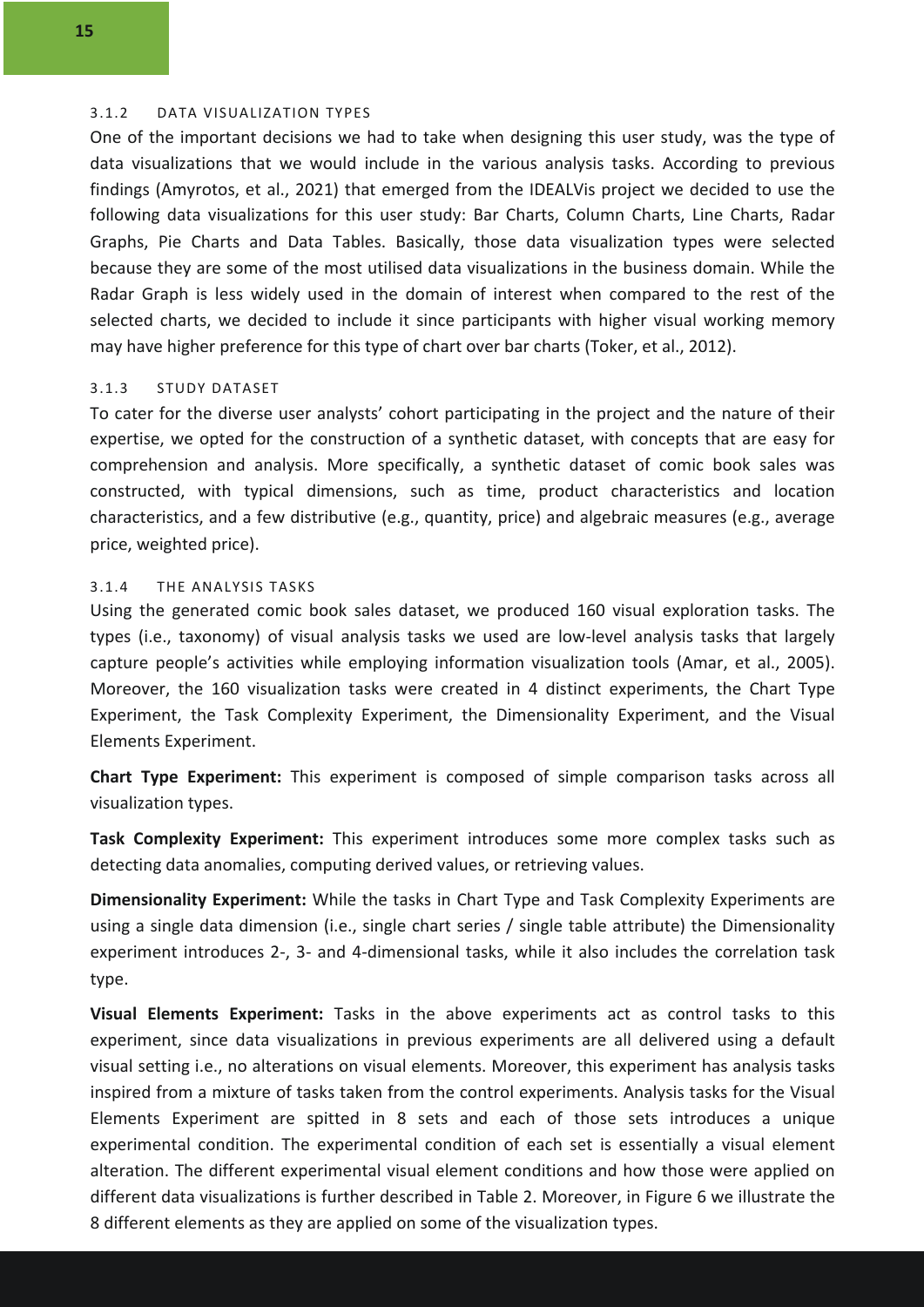### 3.1.2 DATA VISUALIZATION TYPES

One of the important decisions we had to take when designing this user study, was the type of data visualizations that we would include in the various analysis tasks. According to previous findings (Amyrotos, et al., 2021) that emerged from the IDEALVis project we decided to use the following data visualizations for this user study: Bar Charts, Column Charts, Line Charts, Radar Graphs, Pie Charts and Data Tables. Basically, those data visualization types were selected because they are some of the most utilised data visualizations in the business domain. While the Radar Graph is less widely used in the domain of interest when compared to the rest of the selected charts, we decided to include it since participants with higher visual working memory may have higher preference for this type of chart over bar charts (Toker, et al., 2012).

### 3.1.3 STUDY DATASET

To cater for the diverse user analysts' cohort participating in the project and the nature of their expertise, we opted for the construction of a synthetic dataset, with concepts that are easy for comprehension and analysis. More specifically, a synthetic dataset of comic book sales was constructed, with typical dimensions, such as time, product characteristics and location characteristics, and a few distributive (e.g., quantity, price) and algebraic measures (e.g., average price, weighted price).

### 3.1.4 THE ANALYSIS TASKS

Using the generated comic book sales dataset, we produced 160 visual exploration tasks. The types (i.e., taxonomy) of visual analysis tasks we used are low-level analysis tasks that largely capture people's activities while employing information visualization tools (Amar, et al., 2005). Moreover, the 160 visualization tasks were created in 4 distinct experiments, the Chart Type Experiment, the Task Complexity Experiment, the Dimensionality Experiment, and the Visual Elements Experiment.

**Chart Type Experiment:** This experiment is composed of simple comparison tasks across all visualization types.

**Task Complexity Experiment:** This experiment introduces some more complex tasks such as detecting data anomalies, computing derived values, or retrieving values.

**Dimensionality Experiment:** While the tasks in Chart Type and Task Complexity Experiments are using a single data dimension (i.e., single chart series / single table attribute) the Dimensionality experiment introduces 2-, 3- and 4-dimensional tasks, while it also includes the correlation task type.

**Visual Elements Experiment:** Tasks in the above experiments act as control tasks to this experiment, since data visualizations in previous experiments are all delivered using a default visual setting i.e., no alterations on visual elements. Moreover, this experiment has analysis tasks inspired from a mixture of tasks taken from the control experiments. Analysis tasks for the Visual Elements Experiment are spitted in 8 sets and each of those sets introduces a unique experimental condition. The experimental condition of each set is essentially a visual element alteration. The different experimental visual element conditions and how those were applied on different data visualizations is further described in Table 2. Moreover, in Figure 6 we illustrate the 8 different elements as they are applied on some of the visualization types.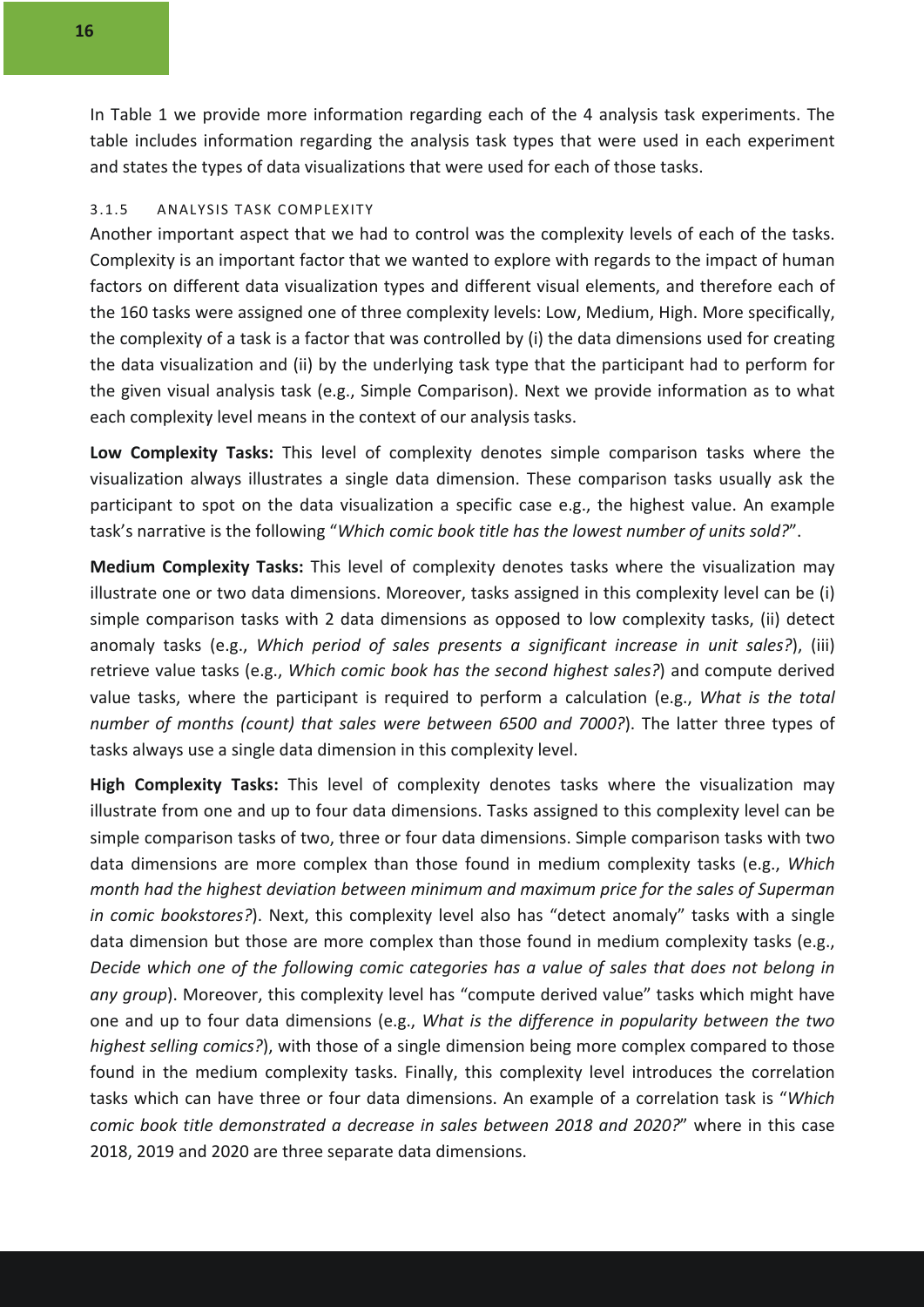In Table 1 we provide more information regarding each of the 4 analysis task experiments. The table includes information regarding the analysis task types that were used in each experiment and states the types of data visualizations that were used for each of those tasks.

### 3.1.5 ANALYSIS TASK COMPLEXITY

Another important aspect that we had to control was the complexity levels of each of the tasks. Complexity is an important factor that we wanted to explore with regards to the impact of human factors on different data visualization types and different visual elements, and therefore each of the 160 tasks were assigned one of three complexity levels: Low, Medium, High. More specifically, the complexity of a task is a factor that was controlled by (i) the data dimensions used for creating the data visualization and (ii) by the underlying task type that the participant had to perform for the given visual analysis task (e.g., Simple Comparison). Next we provide information as to what each complexity level means in the context of our analysis tasks.

**Low Complexity Tasks:** This level of complexity denotes simple comparison tasks where the visualization always illustrates a single data dimension. These comparison tasks usually ask the participant to spot on the data visualization a specific case e.g., the highest value. An example task's narrative is the following "*Which comic book title has the lowest number of units sold?*".

**Medium Complexity Tasks:** This level of complexity denotes tasks where the visualization may illustrate one or two data dimensions. Moreover, tasks assigned in this complexity level can be (i) simple comparison tasks with 2 data dimensions as opposed to low complexity tasks, (ii) detect anomaly tasks (e.g., *Which period of sales presents a significant increase in unit sales?*), (iii) retrieve value tasks (e.g., *Which comic book has the second highest sales?*) and compute derived value tasks, where the participant is required to perform a calculation (e.g., *What is the total number of months (count) that sales were between 6500 and 7000?*). The latter three types of tasks always use a single data dimension in this complexity level.

**High Complexity Tasks:** This level of complexity denotes tasks where the visualization may illustrate from one and up to four data dimensions. Tasks assigned to this complexity level can be simple comparison tasks of two, three or four data dimensions. Simple comparison tasks with two data dimensions are more complex than those found in medium complexity tasks (e.g., *Which month had the highest deviation between minimum and maximum price for the sales of Superman in comic bookstores?*). Next, this complexity level also has "detect anomaly" tasks with a single data dimension but those are more complex than those found in medium complexity tasks (e.g., *Decide which one of the following comic categories has a value of sales that does not belong in any group*). Moreover, this complexity level has "compute derived value" tasks which might have one and up to four data dimensions (e.g., *What is the difference in popularity between the two highest selling comics?*), with those of a single dimension being more complex compared to those found in the medium complexity tasks. Finally, this complexity level introduces the correlation tasks which can have three or four data dimensions. An example of a correlation task is "*Which comic book title demonstrated a decrease in sales between 2018 and 2020?*" where in this case 2018, 2019 and 2020 are three separate data dimensions.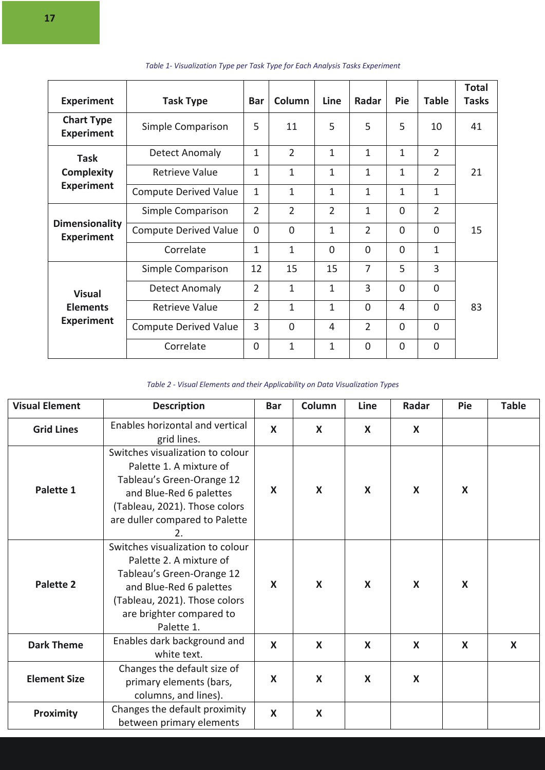*Table 1- Visualization Type per Task Type for Each Analysis Tasks Experiment*

| Experiment | Task Type | Bar | Column | Line | Radar | Pie | Table | Total Tasks |
|---|---|---|---|---|---|---|---|---|
| **Chart Type Experiment** | Simple Comparison | 5 | 11 | 5 | 5 | 5 | 10 | 41 |
| **Task Complexity Experiment** | Detect Anomaly | 1 | 2 | 1 | 1 | 1 | 2 | 21 |
| | Retrieve Value | 1 | 1 | 1 | 1 | 1 | 2 | |
| | Compute Derived Value | 1 | 1 | 1 | 1 | 1 | 1 | |
| **Dimensionality Experiment** | Simple Comparison | 2 | 2 | 2 | 1 | 0 | 2 | 15 |
| | Compute Derived Value | 0 | 0 | 1 | 2 | 0 | 0 | |
| | Correlate | 1 | 1 | 0 | 0 | 0 | 1 | |
| **Visual Elements Experiment** | Simple Comparison | 12 | 15 | 15 | 7 | 5 | 3 | 83 |
| | Detect Anomaly | 2 | 1 | 1 | 3 | 0 | 0 | |
| | Retrieve Value | 2 | 1 | 1 | 0 | 4 | 0 | |
| | Compute Derived Value | 3 | 0 | 4 | 2 | 0 | 0 | |
| | Correlate | 0 | 1 | 1 | 0 | 0 | 0 | |

*Table 2 - Visual Elements and their Applicability on Data Visualization Types*

| Visual Element | Description | Bar | Column | Line | Radar | Pie | Table |
|---|---|---|---|---|---|---|---|
| **Grid Lines** | Enables horizontal and vertical grid lines. | **X** | **X** | **X** | **X** | | |
| **Palette 1** | Switches visualization to colour Palette 1. A mixture of Tableau's Green-Orange 12 and Blue-Red 6 palettes (Tableau, 2021). Those colors are duller compared to Palette 2. | **X** | **X** | **X** | **X** | **X** | |
| **Palette 2** | Switches visualization to colour Palette 2. A mixture of Tableau's Green-Orange 12 and Blue-Red 6 palettes (Tableau, 2021). Those colors are brighter compared to Palette 1. | **X** | **X** | **X** | **X** | **X** | |
| **Dark Theme** | Enables dark background and white text. | **X** | **X** | **X** | **X** | **X** | **X** |
| **Element Size** | Changes the default size of primary elements (bars, columns, and lines). | **X** | **X** | **X** | **X** | | |
| **Proximity** | Changes the default proximity between primary elements | **X** | **X** | | | | |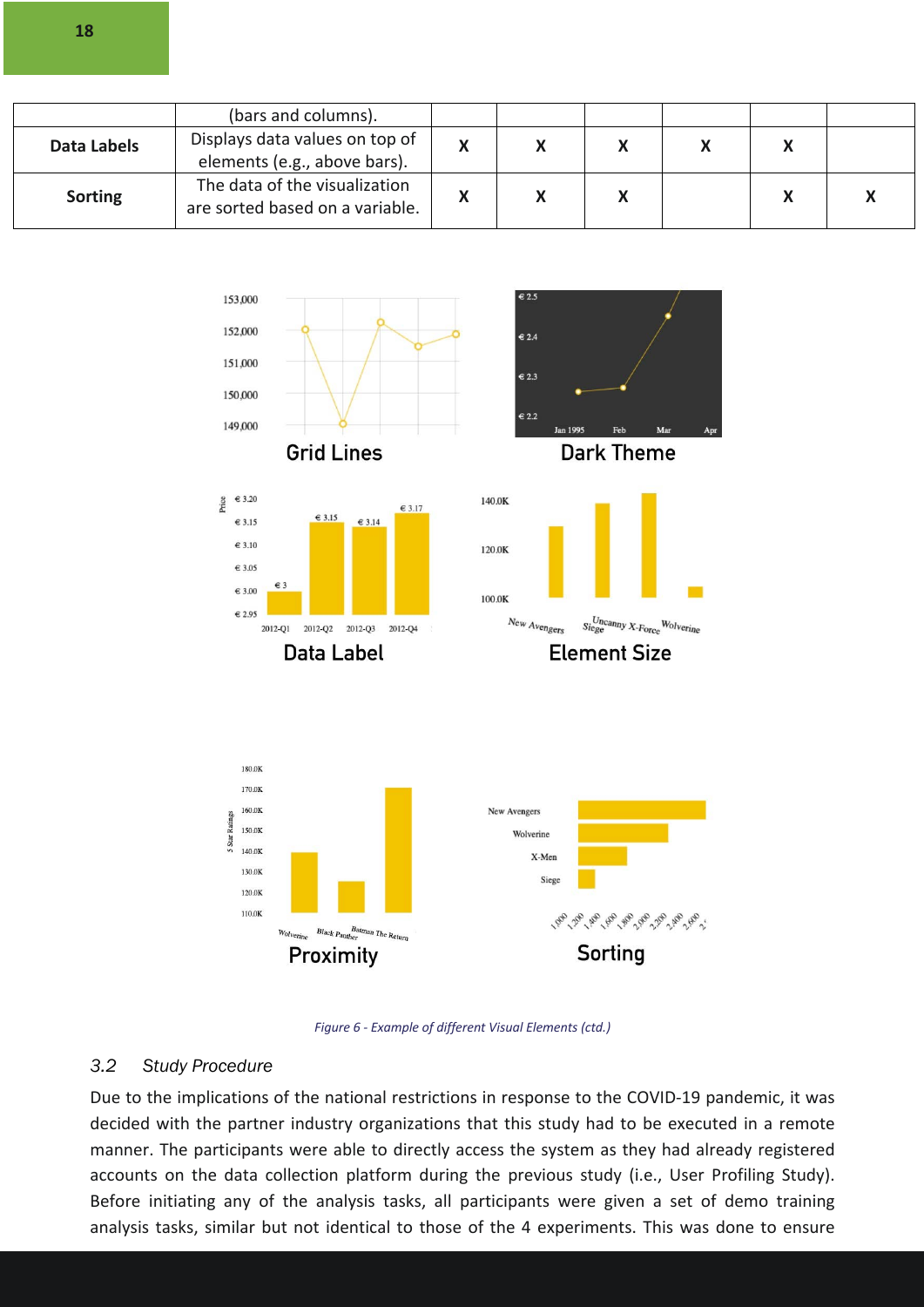| | | | | | | | |
|---|---|---|---|---|---|---|---|
| | (bars and columns). | | | | | | |
| **Data Labels** | Displays data values on top of elements (e.g., above bars). | X | X | X | X | X | |
| **Sorting** | The data of the visualization are sorted based on a variable. | X | X | X | | X | X |

Grid Lines

153,000
152,000
151,000
150,000
149,000

Dark Theme

€ 2.5
€ 2.4
€ 2.3
€ 2.2
Jan 1995
Feb
Mar
Apr

Data Label

Price
€ 3.20
€ 3.15
€ 3.10
€ 3.05
€ 3.00
€ 2.95
€ 3
€ 3.15
€ 3.14
€ 3.17
2012-Q1
2012-Q2
2012-Q3
2012-Q4

Element Size

140.0K
120.0K
100.0K
New Avengers
Siege
Uncanny X-Force
Wolverine

Proximity

5 Star Ratings
180.0K
170.0K
160.0K
150.0K
140.0K
130.0K
120.0K
110.0K
Wolverine
Black Panther
Batman The Return

Sorting

New Avengers
Wolverine
X-Men
Siege
1,000
1,200
1,400
1,600
1,800
2,000
2,200
2,400
2,600

*Figure 6 - Example of different Visual Elements (ctd.)*

### *3.2 Study Procedure*

Due to the implications of the national restrictions in response to the COVID-19 pandemic, it was decided with the partner industry organizations that this study had to be executed in a remote manner. The participants were able to directly access the system as they had already registered accounts on the data collection platform during the previous study (i.e., User Profiling Study). Before initiating any of the analysis tasks, all participants were given a set of demo training analysis tasks, similar but not identical to those of the 4 experiments. This was done to ensure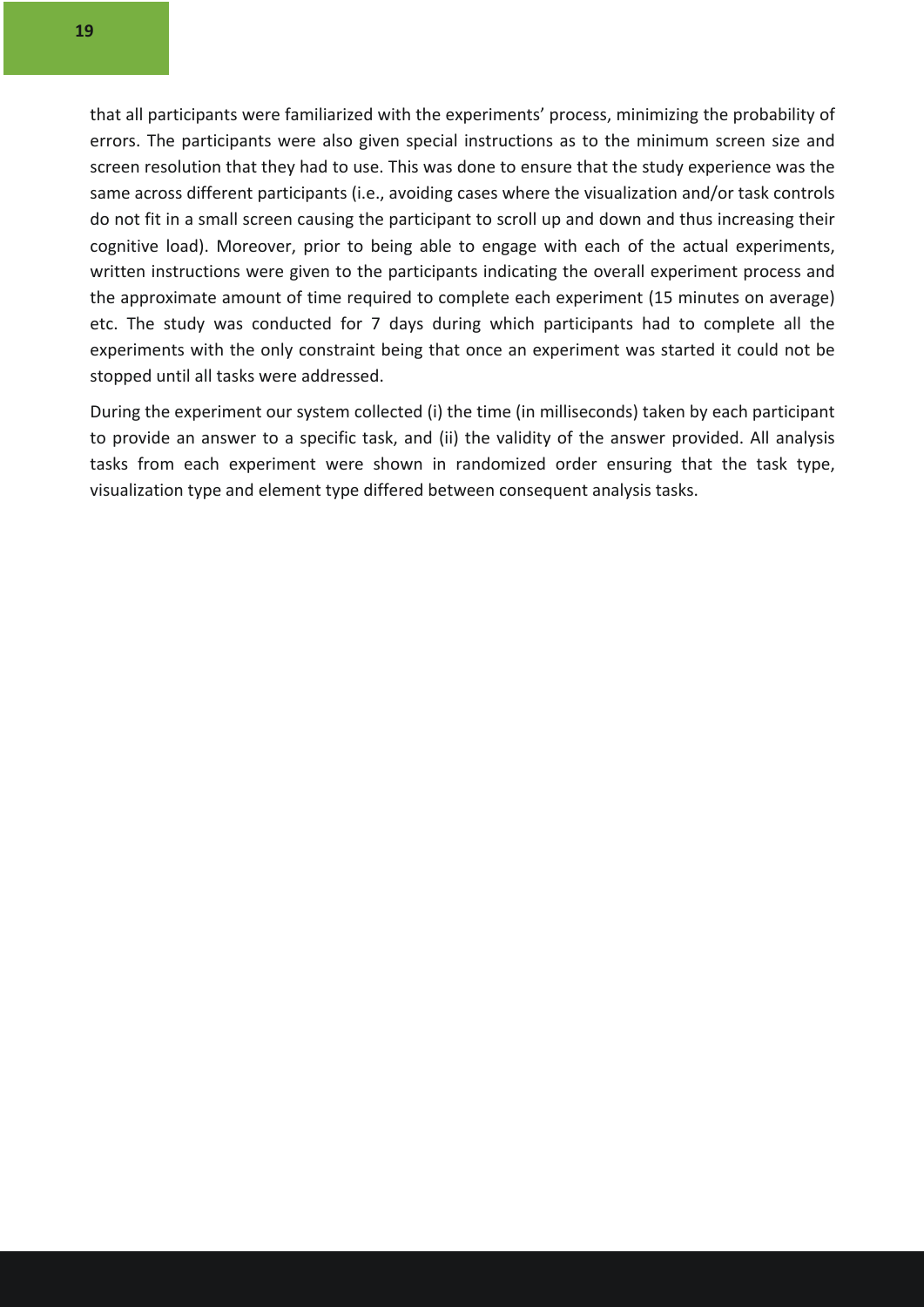that all participants were familiarized with the experiments' process, minimizing the probability of errors. The participants were also given special instructions as to the minimum screen size and screen resolution that they had to use. This was done to ensure that the study experience was the same across different participants (i.e., avoiding cases where the visualization and/or task controls do not fit in a small screen causing the participant to scroll up and down and thus increasing their cognitive load). Moreover, prior to being able to engage with each of the actual experiments, written instructions were given to the participants indicating the overall experiment process and the approximate amount of time required to complete each experiment (15 minutes on average) etc. The study was conducted for 7 days during which participants had to complete all the experiments with the only constraint being that once an experiment was started it could not be stopped until all tasks were addressed.

During the experiment our system collected (i) the time (in milliseconds) taken by each participant to provide an answer to a specific task, and (ii) the validity of the answer provided. All analysis tasks from each experiment were shown in randomized order ensuring that the task type, visualization type and element type differed between consequent analysis tasks.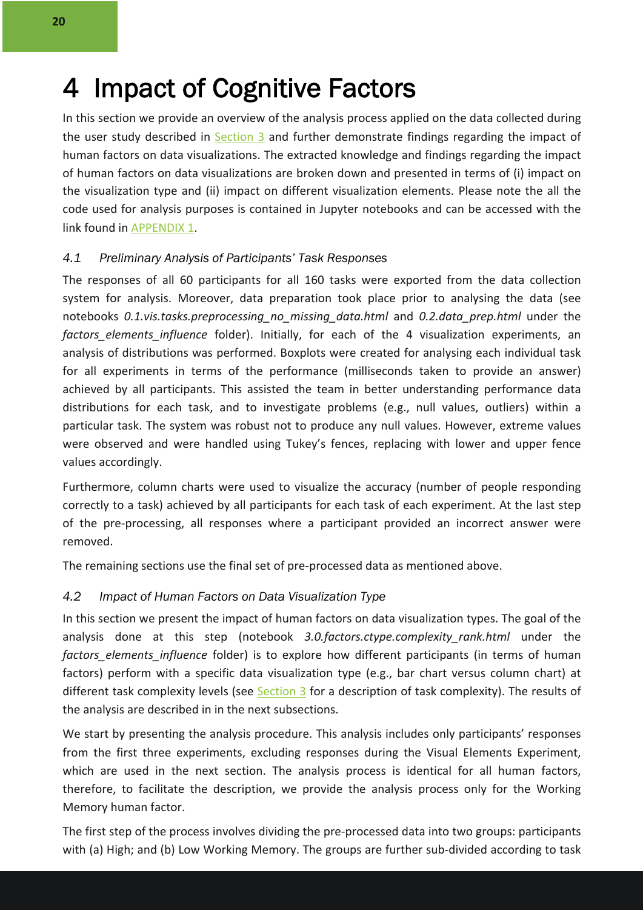# 4 Impact of Cognitive Factors

In this section we provide an overview of the analysis process applied on the data collected during the user study described in Section 3 and further demonstrate findings regarding the impact of human factors on data visualizations. The extracted knowledge and findings regarding the impact of human factors on data visualizations are broken down and presented in terms of (i) impact on the visualization type and (ii) impact on different visualization elements. Please note the all the code used for analysis purposes is contained in Jupyter notebooks and can be accessed with the link found in APPENDIX 1.

### *4.1 Preliminary Analysis of Participants' Task Responses*

The responses of all 60 participants for all 160 tasks were exported from the data collection system for analysis. Moreover, data preparation took place prior to analysing the data (see notebooks *0.1.vis.tasks.preprocessing_no_missing_data.html* and *0.2.data_prep.html* under the *factors_elements_influence* folder). Initially, for each of the 4 visualization experiments, an analysis of distributions was performed. Boxplots were created for analysing each individual task for all experiments in terms of the performance (milliseconds taken to provide an answer) achieved by all participants. This assisted the team in better understanding performance data distributions for each task, and to investigate problems (e.g., null values, outliers) within a particular task. The system was robust not to produce any null values. However, extreme values were observed and were handled using Tukey's fences, replacing with lower and upper fence values accordingly.

Furthermore, column charts were used to visualize the accuracy (number of people responding correctly to a task) achieved by all participants for each task of each experiment. At the last step of the pre-processing, all responses where a participant provided an incorrect answer were removed.

The remaining sections use the final set of pre-processed data as mentioned above.

### *4.2 Impact of Human Factors on Data Visualization Type*

In this section we present the impact of human factors on data visualization types. The goal of the analysis done at this step (notebook *3.0.factors.ctype.complexity_rank.html* under the *factors_elements_influence* folder) is to explore how different participants (in terms of human factors) perform with a specific data visualization type (e.g., bar chart versus column chart) at different task complexity levels (see Section 3 for a description of task complexity). The results of the analysis are described in in the next subsections.

We start by presenting the analysis procedure. This analysis includes only participants' responses from the first three experiments, excluding responses during the Visual Elements Experiment, which are used in the next section. The analysis process is identical for all human factors, therefore, to facilitate the description, we provide the analysis process only for the Working Memory human factor.

The first step of the process involves dividing the pre-processed data into two groups: participants with (a) High; and (b) Low Working Memory. The groups are further sub-divided according to task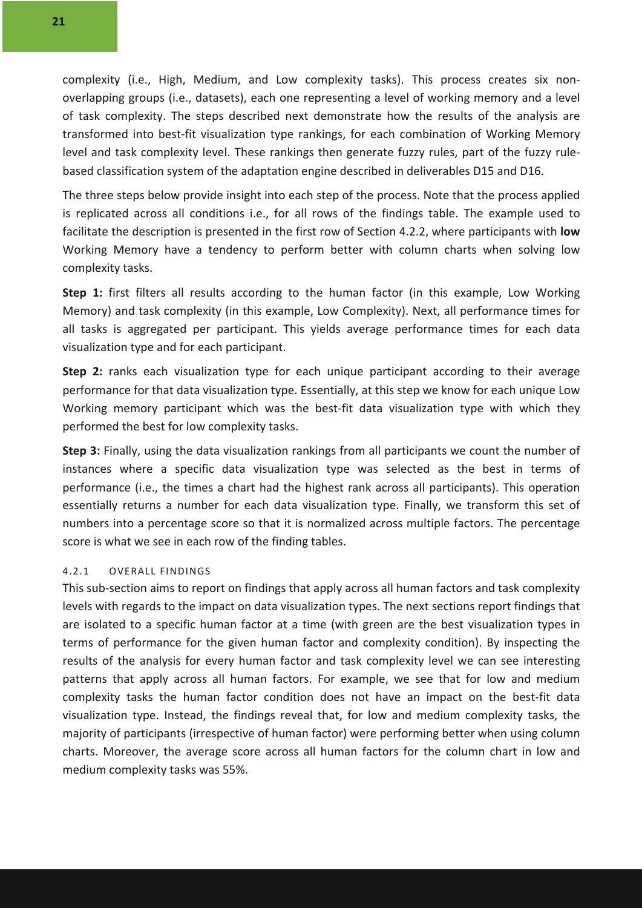complexity (i.e., High, Medium, and Low complexity tasks). This process creates six non-overlapping groups (i.e., datasets), each one representing a level of working memory and a level of task complexity. The steps described next demonstrate how the results of the analysis are transformed into best-fit visualization type rankings, for each combination of Working Memory level and task complexity level. These rankings then generate fuzzy rules, part of the fuzzy rule-based classification system of the adaptation engine described in deliverables D15 and D16.

The three steps below provide insight into each step of the process. Note that the process applied is replicated across all conditions i.e., for all rows of the findings table. The example used to facilitate the description is presented in the first row of Section 4.2.2, where participants with **low** Working Memory have a tendency to perform better with column charts when solving low complexity tasks.

**Step 1:** first filters all results according to the human factor (in this example, Low Working Memory) and task complexity (in this example, Low Complexity). Next, all performance times for all tasks is aggregated per participant. This yields average performance times for each data visualization type and for each participant.

**Step 2:** ranks each visualization type for each unique participant according to their average performance for that data visualization type. Essentially, at this step we know for each unique Low Working memory participant which was the best-fit data visualization type with which they performed the best for low complexity tasks.

**Step 3:** Finally, using the data visualization rankings from all participants we count the number of instances where a specific data visualization type was selected as the best in terms of performance (i.e., the times a chart had the highest rank across all participants). This operation essentially returns a number for each data visualization type. Finally, we transform this set of numbers into a percentage score so that it is normalized across multiple factors. The percentage score is what we see in each row of the finding tables.

#### 4.2.1 OVERALL FINDINGS

This sub-section aims to report on findings that apply across all human factors and task complexity levels with regards to the impact on data visualization types. The next sections report findings that are isolated to a specific human factor at a time (with green are the best visualization types in terms of performance for the given human factor and complexity condition). By inspecting the results of the analysis for every human factor and task complexity level we can see interesting patterns that apply across all human factors. For example, we see that for low and medium complexity tasks the human factor condition does not have an impact on the best-fit data visualization type. Instead, the findings reveal that, for low and medium complexity tasks, the majority of participants (irrespective of human factor) were performing better when using column charts. Moreover, the average score across all human factors for the column chart in low and medium complexity tasks was 55%.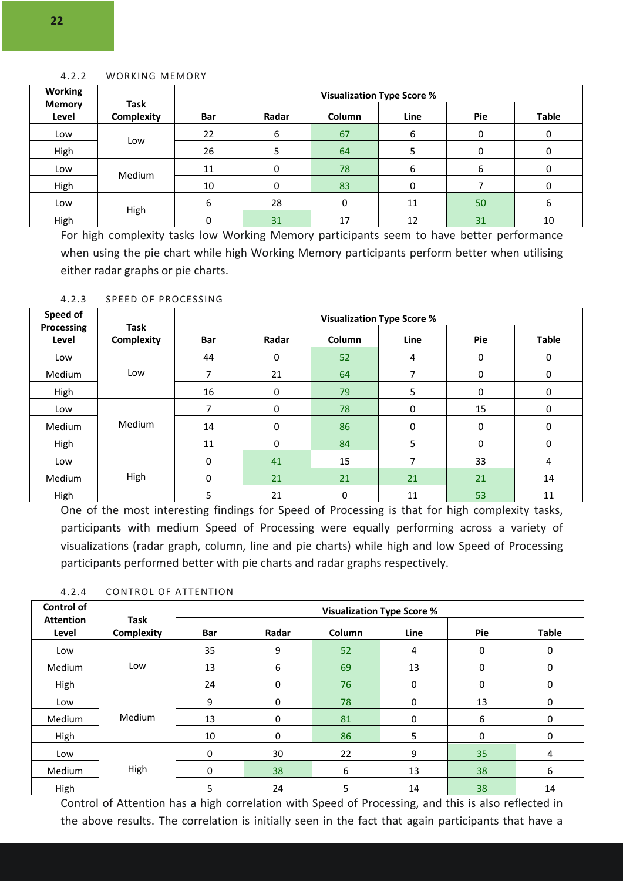#### 4.2.2 WORKING MEMORY

| Working Memory Level | Task Complexity | Visualization Type Score % | | | | | |
|---|---|---|---|---|---|---|---|
| | | Bar | Radar | Column | Line | Pie | Table |
| Low | Low | 22 | 6 | 67 | 6 | 0 | 0 |
| High | | 26 | 5 | 64 | 5 | 0 | 0 |
| Low | Medium | 11 | 0 | 78 | 6 | 6 | 0 |
| High | | 10 | 0 | 83 | 0 | 7 | 0 |
| Low | High | 6 | 28 | 0 | 11 | 50 | 6 |
| High | | 0 | 31 | 17 | 12 | 31 | 10 |

For high complexity tasks low Working Memory participants seem to have better performance when using the pie chart while high Working Memory participants perform better when utilising either radar graphs or pie charts.

#### 4.2.3 SPEED OF PROCESSING

| Speed of Processing Level | Task Complexity | Visualization Type Score % | | | | | |
|---|---|---|---|---|---|---|---|
| | | Bar | Radar | Column | Line | Pie | Table |
| Low | Low | 44 | 0 | 52 | 4 | 0 | 0 |
| Medium | | 7 | 21 | 64 | 7 | 0 | 0 |
| High | | 16 | 0 | 79 | 5 | 0 | 0 |
| Low | Medium | 7 | 0 | 78 | 0 | 15 | 0 |
| Medium | | 14 | 0 | 86 | 0 | 0 | 0 |
| High | | 11 | 0 | 84 | 5 | 0 | 0 |
| Low | High | 0 | 41 | 15 | 7 | 33 | 4 |
| Medium | | 0 | 21 | 21 | 21 | 21 | 14 |
| High | | 5 | 21 | 0 | 11 | 53 | 11 |

One of the most interesting findings for Speed of Processing is that for high complexity tasks, participants with medium Speed of Processing were equally performing across a variety of visualizations (radar graph, column, line and pie charts) while high and low Speed of Processing participants performed better with pie charts and radar graphs respectively.

#### 4.2.4 CONTROL OF ATTENTION

| Control of Attention Level | Task Complexity | Visualization Type Score % | | | | | |
|---|---|---|---|---|---|---|---|
| | | Bar | Radar | Column | Line | Pie | Table |
| Low | Low | 35 | 9 | 52 | 4 | 0 | 0 |
| Medium | | 13 | 6 | 69 | 13 | 0 | 0 |
| High | | 24 | 0 | 76 | 0 | 0 | 0 |
| Low | Medium | 9 | 0 | 78 | 0 | 13 | 0 |
| Medium | | 13 | 0 | 81 | 0 | 6 | 0 |
| High | | 10 | 0 | 86 | 5 | 0 | 0 |
| Low | High | 0 | 30 | 22 | 9 | 35 | 4 |
| Medium | | 0 | 38 | 6 | 13 | 38 | 6 |
| High | | 5 | 24 | 5 | 14 | 38 | 14 |

Control of Attention has a high correlation with Speed of Processing, and this is also reflected in the above results. The correlation is initially seen in the fact that again participants that have a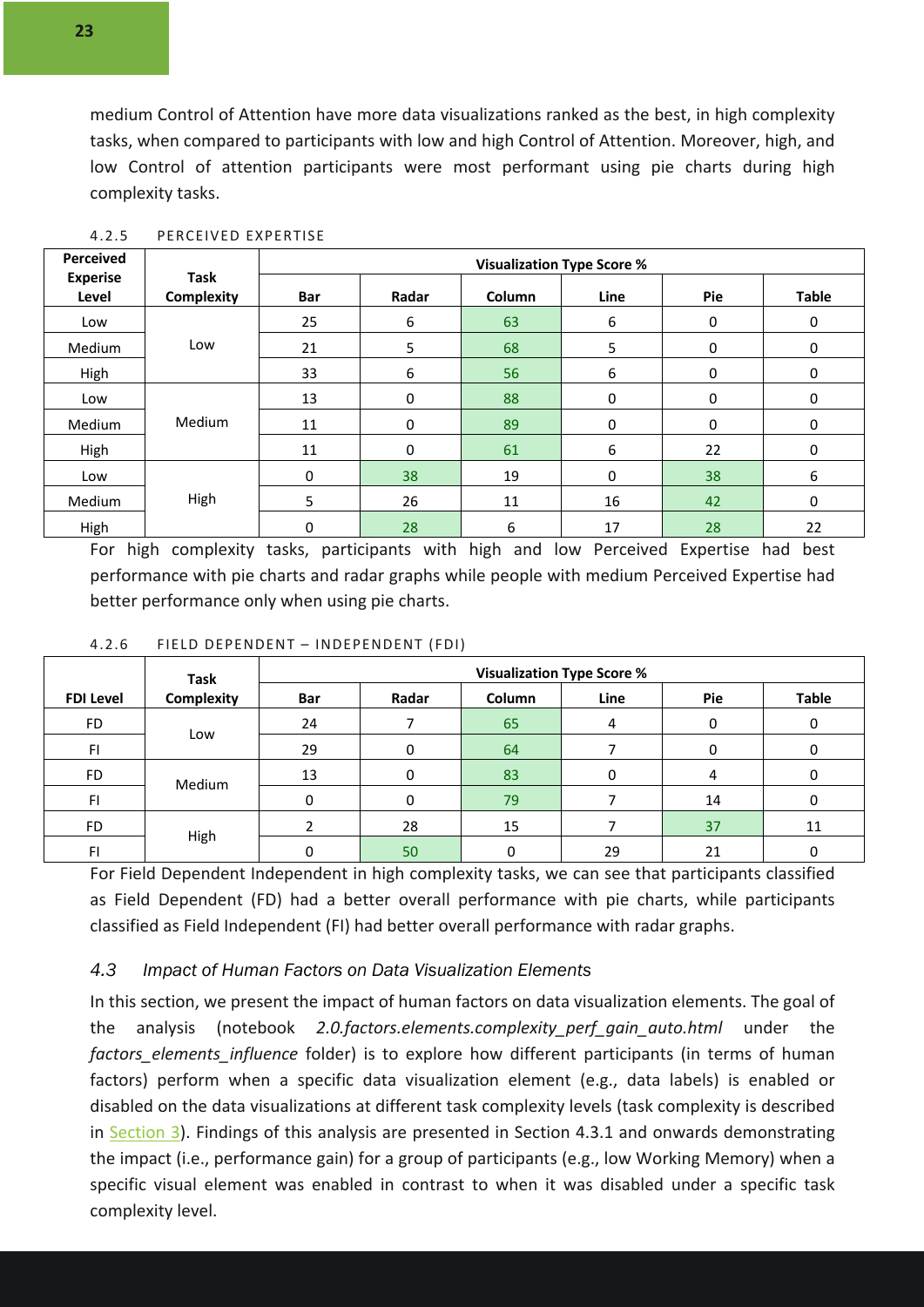medium Control of Attention have more data visualizations ranked as the best, in high complexity tasks, when compared to participants with low and high Control of Attention. Moreover, high, and low Control of attention participants were most performant using pie charts during high complexity tasks.

#### 4.2.5 PERCEIVED EXPERTISE

| Perceived Experise Level | Task Complexity | Visualization Type Score % | | | | | |
|---|---|---|---|---|---|---|---|
| | | Bar | Radar | Column | Line | Pie | Table |
| Low | Low | 25 | 6 | 63 | 6 | 0 | 0 |
| Medium | | 21 | 5 | 68 | 5 | 0 | 0 |
| High | | 33 | 6 | 56 | 6 | 0 | 0 |
| Low | Medium | 13 | 0 | 88 | 0 | 0 | 0 |
| Medium | | 11 | 0 | 89 | 0 | 0 | 0 |
| High | | 11 | 0 | 61 | 6 | 22 | 0 |
| Low | High | 0 | 38 | 19 | 0 | 38 | 6 |
| Medium | | 5 | 26 | 11 | 16 | 42 | 0 |
| High | | 0 | 28 | 6 | 17 | 28 | 22 |

For high complexity tasks, participants with high and low Perceived Expertise had best performance with pie charts and radar graphs while people with medium Perceived Expertise had better performance only when using pie charts.

#### 4.2.6 FIELD DEPENDENT – INDEPENDENT (FDI)

| FDI Level | Task Complexity | Visualization Type Score % | | | | | |
|---|---|---|---|---|---|---|---|
| | | Bar | Radar | Column | Line | Pie | Table |
| FD | Low | 24 | 7 | 65 | 4 | 0 | 0 |
| FI | | 29 | 0 | 64 | 7 | 0 | 0 |
| FD | Medium | 13 | 0 | 83 | 0 | 4 | 0 |
| FI | | 0 | 0 | 79 | 7 | 14 | 0 |
| FD | High | 2 | 28 | 15 | 7 | 37 | 11 |
| FI | | 0 | 50 | 0 | 29 | 21 | 0 |

For Field Dependent Independent in high complexity tasks, we can see that participants classified as Field Dependent (FD) had a better overall performance with pie charts, while participants classified as Field Independent (FI) had better overall performance with radar graphs.

### *4.3 Impact of Human Factors on Data Visualization Elements*

In this section, we present the impact of human factors on data visualization elements. The goal of the analysis (notebook *2.0.factors.elements.complexity_perf_gain_auto.html* under the *factors_elements_influence* folder) is to explore how different participants (in terms of human factors) perform when a specific data visualization element (e.g., data labels) is enabled or disabled on the data visualizations at different task complexity levels (task complexity is described in Section 3). Findings of this analysis are presented in Section 4.3.1 and onwards demonstrating the impact (i.e., performance gain) for a group of participants (e.g., low Working Memory) when a specific visual element was enabled in contrast to when it was disabled under a specific task complexity level.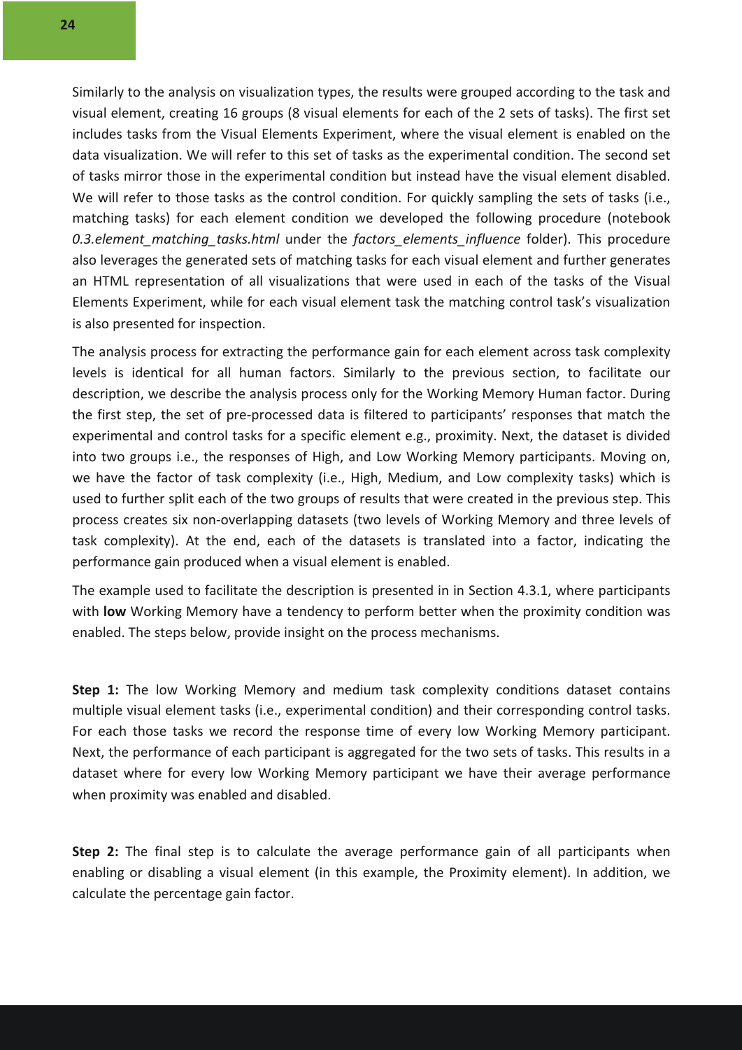Similarly to the analysis on visualization types, the results were grouped according to the task and visual element, creating 16 groups (8 visual elements for each of the 2 sets of tasks). The first set includes tasks from the Visual Elements Experiment, where the visual element is enabled on the data visualization. We will refer to this set of tasks as the experimental condition. The second set of tasks mirror those in the experimental condition but instead have the visual element disabled. We will refer to those tasks as the control condition. For quickly sampling the sets of tasks (i.e., matching tasks) for each element condition we developed the following procedure (notebook *0.3.element_matching_tasks.html* under the *factors_elements_influence* folder). This procedure also leverages the generated sets of matching tasks for each visual element and further generates an HTML representation of all visualizations that were used in each of the tasks of the Visual Elements Experiment, while for each visual element task the matching control task's visualization is also presented for inspection.

The analysis process for extracting the performance gain for each element across task complexity levels is identical for all human factors. Similarly to the previous section, to facilitate our description, we describe the analysis process only for the Working Memory Human factor. During the first step, the set of pre-processed data is filtered to participants' responses that match the experimental and control tasks for a specific element e.g., proximity. Next, the dataset is divided into two groups i.e., the responses of High, and Low Working Memory participants. Moving on, we have the factor of task complexity (i.e., High, Medium, and Low complexity tasks) which is used to further split each of the two groups of results that were created in the previous step. This process creates six non-overlapping datasets (two levels of Working Memory and three levels of task complexity). At the end, each of the datasets is translated into a factor, indicating the performance gain produced when a visual element is enabled.

The example used to facilitate the description is presented in in Section 4.3.1, where participants with **low** Working Memory have a tendency to perform better when the proximity condition was enabled. The steps below, provide insight on the process mechanisms.

**Step 1:** The low Working Memory and medium task complexity conditions dataset contains multiple visual element tasks (i.e., experimental condition) and their corresponding control tasks. For each those tasks we record the response time of every low Working Memory participant. Next, the performance of each participant is aggregated for the two sets of tasks. This results in a dataset where for every low Working Memory participant we have their average performance when proximity was enabled and disabled.

**Step 2:** The final step is to calculate the average performance gain of all participants when enabling or disabling a visual element (in this example, the Proximity element). In addition, we calculate the percentage gain factor.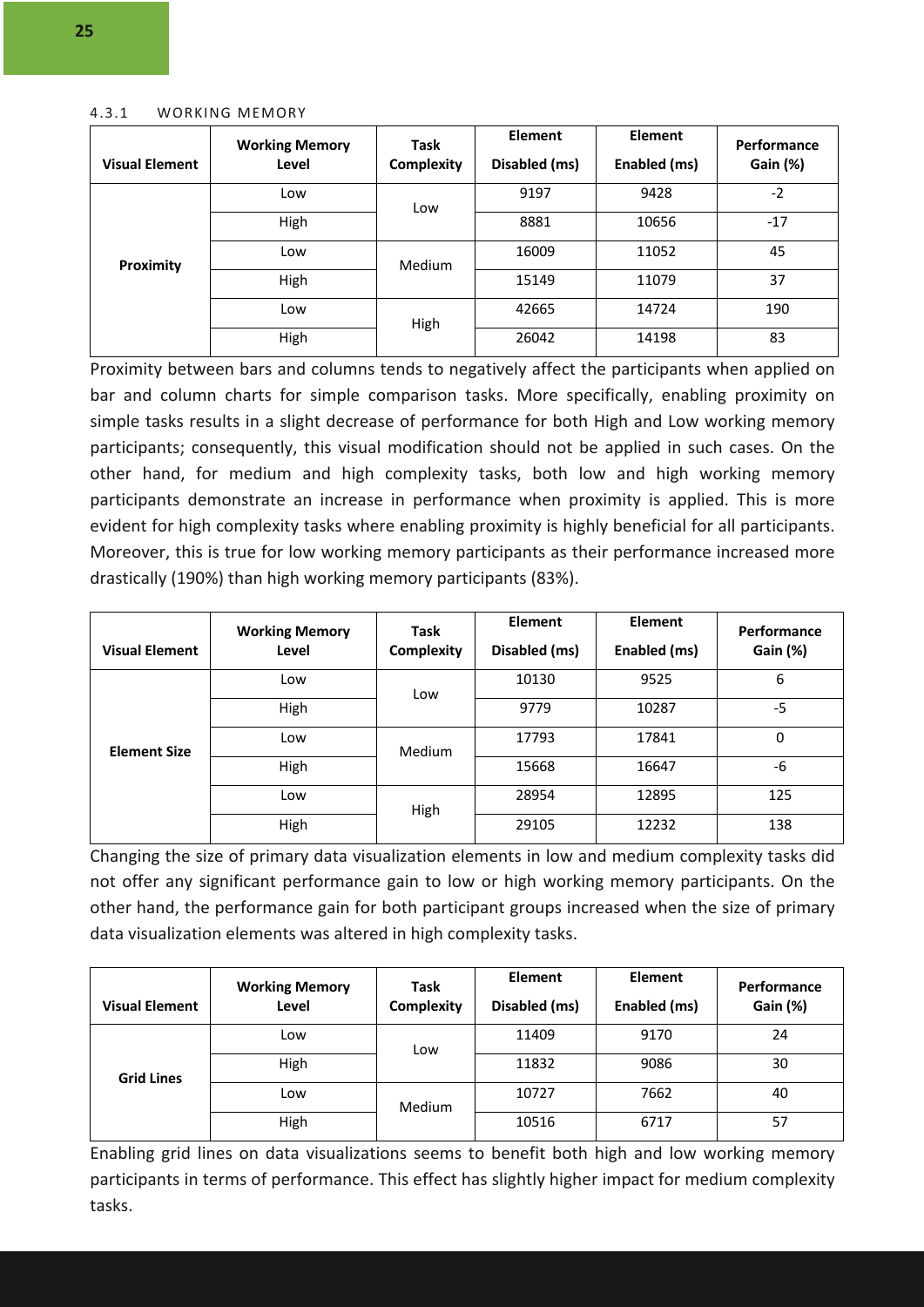#### 4.3.1 WORKING MEMORY

| Visual Element | Working Memory Level | Task Complexity | Element Disabled (ms) | Element Enabled (ms) | Performance Gain (%) |
|---|---|---|---|---|---|
| Proximity | Low | Low | 9197 | 9428 | -2 |
| | High | | 8881 | 10656 | -17 |
| | Low | Medium | 16009 | 11052 | 45 |
| | High | | 15149 | 11079 | 37 |
| | Low | High | 42665 | 14724 | 190 |
| | High | | 26042 | 14198 | 83 |

Proximity between bars and columns tends to negatively affect the participants when applied on bar and column charts for simple comparison tasks. More specifically, enabling proximity on simple tasks results in a slight decrease of performance for both High and Low working memory participants; consequently, this visual modification should not be applied in such cases. On the other hand, for medium and high complexity tasks, both low and high working memory participants demonstrate an increase in performance when proximity is applied. This is more evident for high complexity tasks where enabling proximity is highly beneficial for all participants. Moreover, this is true for low working memory participants as their performance increased more drastically (190%) than high working memory participants (83%).

| Visual Element | Working Memory Level | Task Complexity | Element Disabled (ms) | Element Enabled (ms) | Performance Gain (%) |
|---|---|---|---|---|---|
| Element Size | Low | Low | 10130 | 9525 | 6 |
| | High | | 9779 | 10287 | -5 |
| | Low | Medium | 17793 | 17841 | 0 |
| | High | | 15668 | 16647 | -6 |
| | Low | High | 28954 | 12895 | 125 |
| | High | | 29105 | 12232 | 138 |

Changing the size of primary data visualization elements in low and medium complexity tasks did not offer any significant performance gain to low or high working memory participants. On the other hand, the performance gain for both participant groups increased when the size of primary data visualization elements was altered in high complexity tasks.

| Visual Element | Working Memory Level | Task Complexity | Element Disabled (ms) | Element Enabled (ms) | Performance Gain (%) |
|---|---|---|---|---|---|
| Grid Lines | Low | Low | 11409 | 9170 | 24 |
| | High | | 11832 | 9086 | 30 |
| | Low | Medium | 10727 | 7662 | 40 |
| | High | | 10516 | 6717 | 57 |

Enabling grid lines on data visualizations seems to benefit both high and low working memory participants in terms of performance. This effect has slightly higher impact for medium complexity tasks.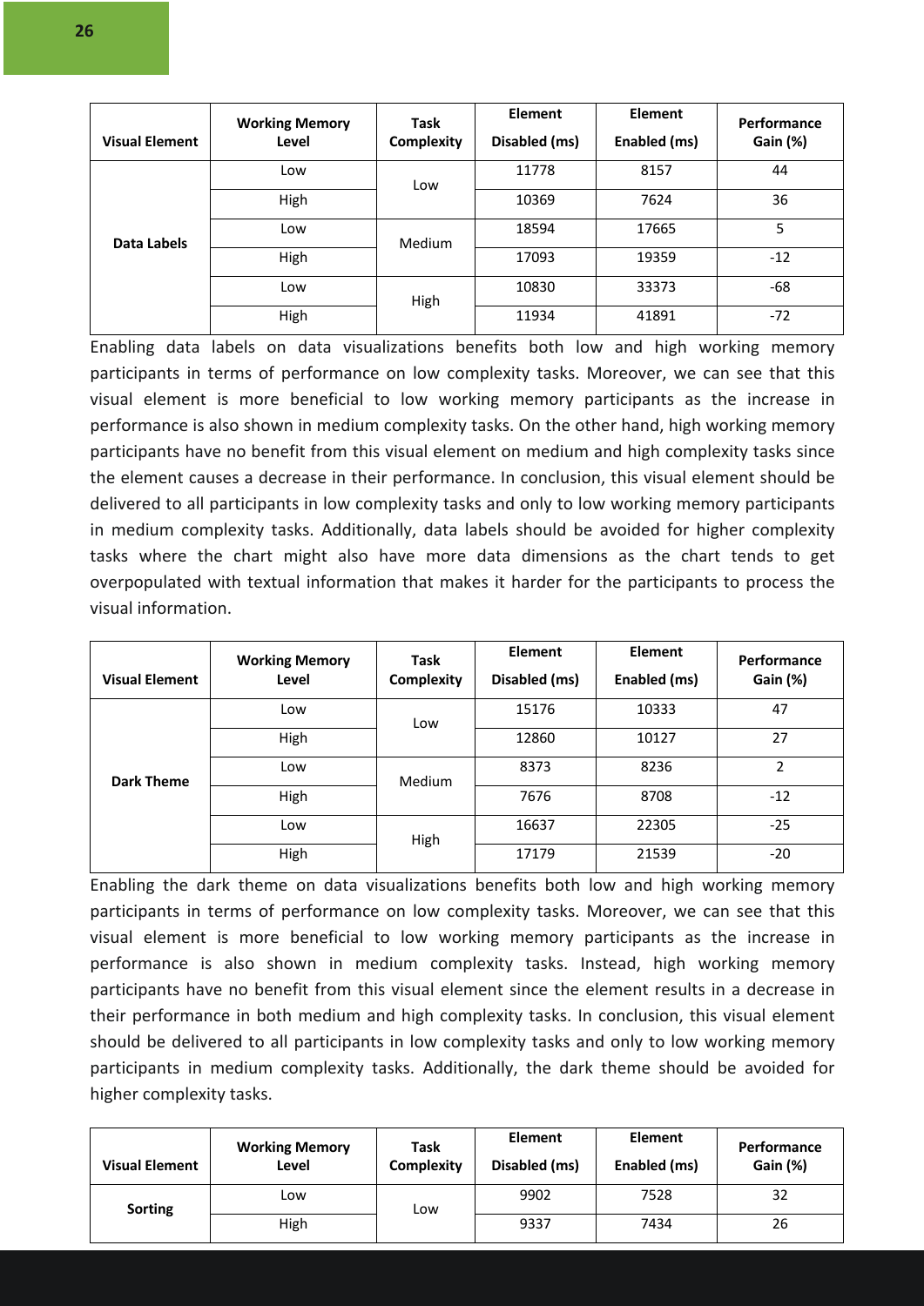| Visual Element | Working Memory Level | Task Complexity | Element Disabled (ms) | Element Enabled (ms) | Performance Gain (%) |
|---|---|---|---|---|---|
| **Data Labels** | Low | Low | 11778 | 8157 | 44 |
| | High | | 10369 | 7624 | 36 |
| | Low | Medium | 18594 | 17665 | 5 |
| | High | | 17093 | 19359 | -12 |
| | Low | High | 10830 | 33373 | -68 |
| | High | | 11934 | 41891 | -72 |

Enabling data labels on data visualizations benefits both low and high working memory participants in terms of performance on low complexity tasks. Moreover, we can see that this visual element is more beneficial to low working memory participants as the increase in performance is also shown in medium complexity tasks. On the other hand, high working memory participants have no benefit from this visual element on medium and high complexity tasks since the element causes a decrease in their performance. In conclusion, this visual element should be delivered to all participants in low complexity tasks and only to low working memory participants in medium complexity tasks. Additionally, data labels should be avoided for higher complexity tasks where the chart might also have more data dimensions as the chart tends to get overpopulated with textual information that makes it harder for the participants to process the visual information.

| Visual Element | Working Memory Level | Task Complexity | Element Disabled (ms) | Element Enabled (ms) | Performance Gain (%) |
|---|---|---|---|---|---|
| **Dark Theme** | Low | Low | 15176 | 10333 | 47 |
| | High | | 12860 | 10127 | 27 |
| | Low | Medium | 8373 | 8236 | 2 |
| | High | | 7676 | 8708 | -12 |
| | Low | High | 16637 | 22305 | -25 |
| | High | | 17179 | 21539 | -20 |

Enabling the dark theme on data visualizations benefits both low and high working memory participants in terms of performance on low complexity tasks. Moreover, we can see that this visual element is more beneficial to low working memory participants as the increase in performance is also shown in medium complexity tasks. Instead, high working memory participants have no benefit from this visual element since the element results in a decrease in their performance in both medium and high complexity tasks. In conclusion, this visual element should be delivered to all participants in low complexity tasks and only to low working memory participants in medium complexity tasks. Additionally, the dark theme should be avoided for higher complexity tasks.

| Visual Element | Working Memory Level | Task Complexity | Element Disabled (ms) | Element Enabled (ms) | Performance Gain (%) |
|---|---|---|---|---|---|
| **Sorting** | Low | Low | 9902 | 7528 | 32 |
| | High | | 9337 | 7434 | 26 |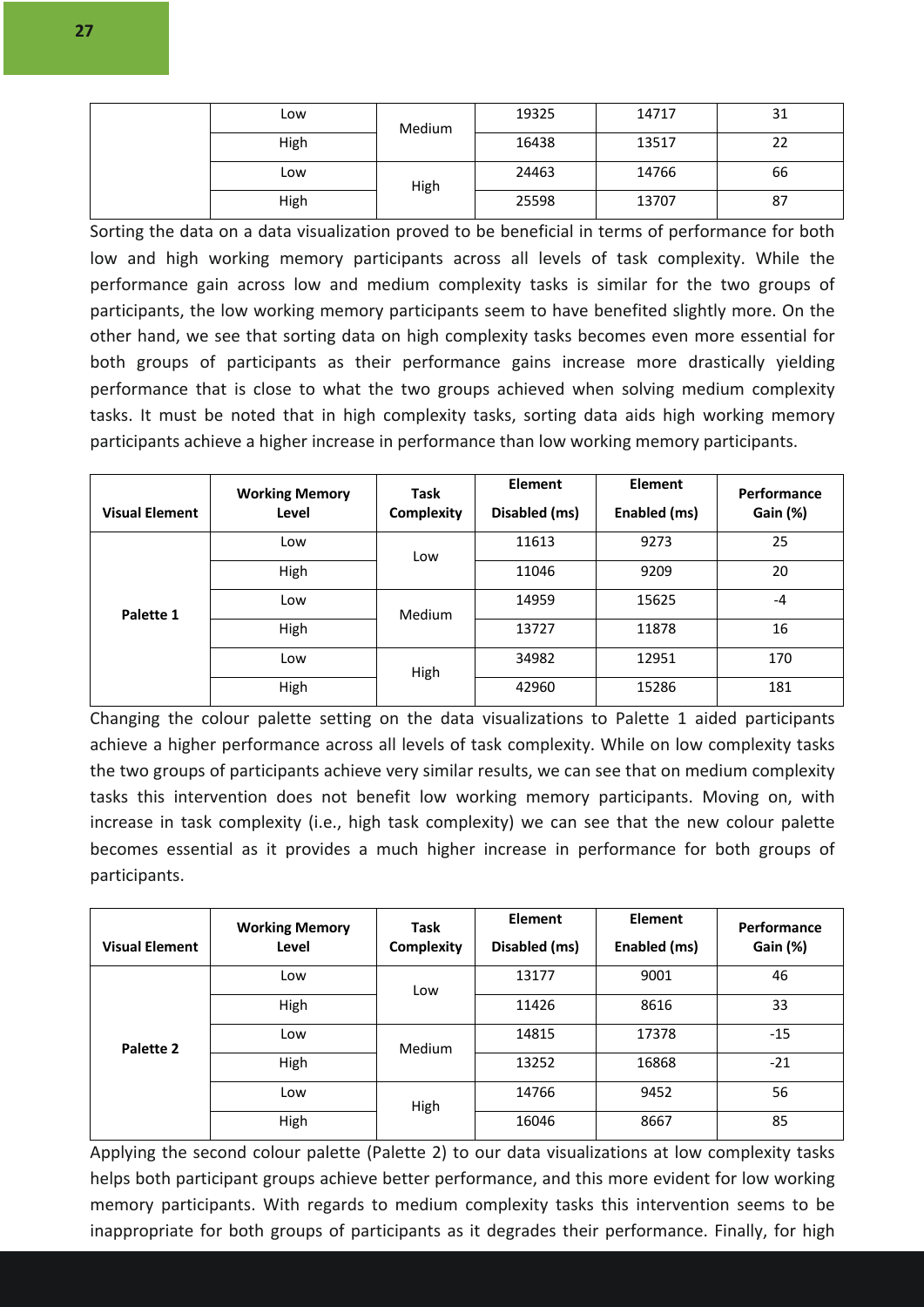| | | | | | |
|---|---|---|---|---|---|
| | Low | Medium | 19325 | 14717 | 31 |
| | High | | 16438 | 13517 | 22 |
| | Low | High | 24463 | 14766 | 66 |
| | High | | 25598 | 13707 | 87 |

Sorting the data on a data visualization proved to be beneficial in terms of performance for both low and high working memory participants across all levels of task complexity. While the performance gain across low and medium complexity tasks is similar for the two groups of participants, the low working memory participants seem to have benefited slightly more. On the other hand, we see that sorting data on high complexity tasks becomes even more essential for both groups of participants as their performance gains increase more drastically yielding performance that is close to what the two groups achieved when solving medium complexity tasks. It must be noted that in high complexity tasks, sorting data aids high working memory participants achieve a higher increase in performance than low working memory participants.

| Visual Element | Working Memory Level | Task Complexity | Element Disabled (ms) | Element Enabled (ms) | Performance Gain (%) |
|---|---|---|---|---|---|
| Palette 1 | Low | Low | 11613 | 9273 | 25 |
| | High | | 11046 | 9209 | 20 |
| | Low | Medium | 14959 | 15625 | -4 |
| | High | | 13727 | 11878 | 16 |
| | Low | High | 34982 | 12951 | 170 |
| | High | | 42960 | 15286 | 181 |

Changing the colour palette setting on the data visualizations to Palette 1 aided participants achieve a higher performance across all levels of task complexity. While on low complexity tasks the two groups of participants achieve very similar results, we can see that on medium complexity tasks this intervention does not benefit low working memory participants. Moving on, with increase in task complexity (i.e., high task complexity) we can see that the new colour palette becomes essential as it provides a much higher increase in performance for both groups of participants.

| Visual Element | Working Memory Level | Task Complexity | Element Disabled (ms) | Element Enabled (ms) | Performance Gain (%) |
|---|---|---|---|---|---|
| Palette 2 | Low | Low | 13177 | 9001 | 46 |
| | High | | 11426 | 8616 | 33 |
| | Low | Medium | 14815 | 17378 | -15 |
| | High | | 13252 | 16868 | -21 |
| | Low | High | 14766 | 9452 | 56 |
| | High | | 16046 | 8667 | 85 |

Applying the second colour palette (Palette 2) to our data visualizations at low complexity tasks helps both participant groups achieve better performance, and this more evident for low working memory participants. With regards to medium complexity tasks this intervention seems to be inappropriate for both groups of participants as it degrades their performance. Finally, for high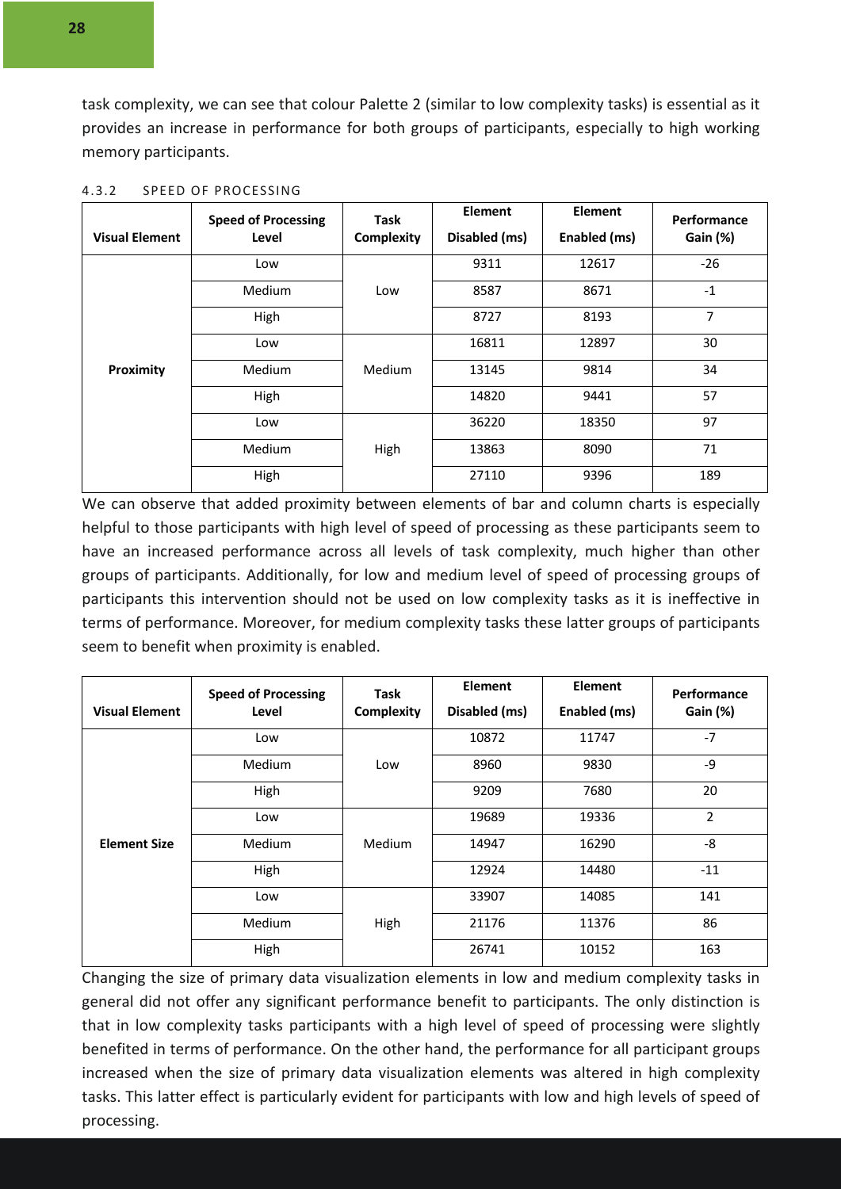task complexity, we can see that colour Palette 2 (similar to low complexity tasks) is essential as it provides an increase in performance for both groups of participants, especially to high working memory participants.

#### 4.3.2 SPEED OF PROCESSING

| Visual Element | Speed of Processing Level | Task Complexity | Element Disabled (ms) | Element Enabled (ms) | Performance Gain (%) |
|---|---|---|---|---|---|
| **Proximity** | Low | Low | 9311 | 12617 | -26 |
| | Medium | | 8587 | 8671 | -1 |
| | High | | 8727 | 8193 | 7 |
| | Low | Medium | 16811 | 12897 | 30 |
| | Medium | | 13145 | 9814 | 34 |
| | High | | 14820 | 9441 | 57 |
| | Low | High | 36220 | 18350 | 97 |
| | Medium | | 13863 | 8090 | 71 |
| | High | | 27110 | 9396 | 189 |

We can observe that added proximity between elements of bar and column charts is especially helpful to those participants with high level of speed of processing as these participants seem to have an increased performance across all levels of task complexity, much higher than other groups of participants. Additionally, for low and medium level of speed of processing groups of participants this intervention should not be used on low complexity tasks as it is ineffective in terms of performance. Moreover, for medium complexity tasks these latter groups of participants seem to benefit when proximity is enabled.

| Visual Element | Speed of Processing Level | Task Complexity | Element Disabled (ms) | Element Enabled (ms) | Performance Gain (%) |
|---|---|---|---|---|---|
| **Element Size** | Low | Low | 10872 | 11747 | -7 |
| | Medium | | 8960 | 9830 | -9 |
| | High | | 9209 | 7680 | 20 |
| | Low | Medium | 19689 | 19336 | 2 |
| | Medium | | 14947 | 16290 | -8 |
| | High | | 12924 | 14480 | -11 |
| | Low | High | 33907 | 14085 | 141 |
| | Medium | | 21176 | 11376 | 86 |
| | High | | 26741 | 10152 | 163 |

Changing the size of primary data visualization elements in low and medium complexity tasks in general did not offer any significant performance benefit to participants. The only distinction is that in low complexity tasks participants with a high level of speed of processing were slightly benefited in terms of performance. On the other hand, the performance for all participant groups increased when the size of primary data visualization elements was altered in high complexity tasks. This latter effect is particularly evident for participants with low and high levels of speed of processing.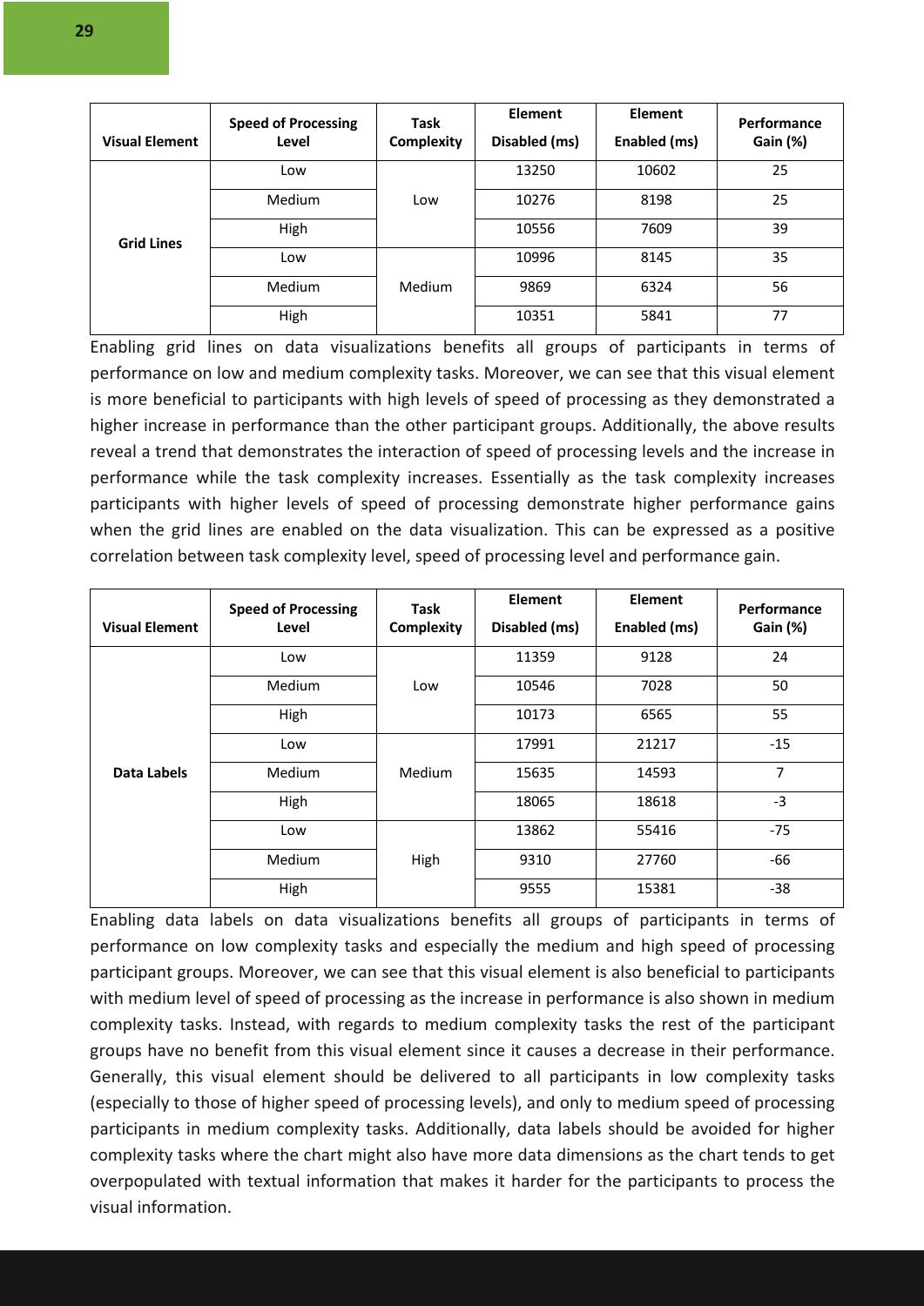| Visual Element | Speed of Processing Level | Task Complexity | Element Disabled (ms) | Element Enabled (ms) | Performance Gain (%) |
|---|---|---|---|---|---|
| **Grid Lines** | Low | Low | 13250 | 10602 | 25 |
| | Medium | | 10276 | 8198 | 25 |
| | High | | 10556 | 7609 | 39 |
| | Low | Medium | 10996 | 8145 | 35 |
| | Medium | | 9869 | 6324 | 56 |
| | High | | 10351 | 5841 | 77 |

Enabling grid lines on data visualizations benefits all groups of participants in terms of performance on low and medium complexity tasks. Moreover, we can see that this visual element is more beneficial to participants with high levels of speed of processing as they demonstrated a higher increase in performance than the other participant groups. Additionally, the above results reveal a trend that demonstrates the interaction of speed of processing levels and the increase in performance while the task complexity increases. Essentially as the task complexity increases participants with higher levels of speed of processing demonstrate higher performance gains when the grid lines are enabled on the data visualization. This can be expressed as a positive correlation between task complexity level, speed of processing level and performance gain.

| Visual Element | Speed of Processing Level | Task Complexity | Element Disabled (ms) | Element Enabled (ms) | Performance Gain (%) |
|---|---|---|---|---|---|
| **Data Labels** | Low | Low | 11359 | 9128 | 24 |
| | Medium | | 10546 | 7028 | 50 |
| | High | | 10173 | 6565 | 55 |
| | Low | Medium | 17991 | 21217 | -15 |
| | Medium | | 15635 | 14593 | 7 |
| | High | | 18065 | 18618 | -3 |
| | Low | High | 13862 | 55416 | -75 |
| | Medium | | 9310 | 27760 | -66 |
| | High | | 9555 | 15381 | -38 |

Enabling data labels on data visualizations benefits all groups of participants in terms of performance on low complexity tasks and especially the medium and high speed of processing participant groups. Moreover, we can see that this visual element is also beneficial to participants with medium level of speed of processing as the increase in performance is also shown in medium complexity tasks. Instead, with regards to medium complexity tasks the rest of the participant groups have no benefit from this visual element since it causes a decrease in their performance. Generally, this visual element should be delivered to all participants in low complexity tasks (especially to those of higher speed of processing levels), and only to medium speed of processing participants in medium complexity tasks. Additionally, data labels should be avoided for higher complexity tasks where the chart might also have more data dimensions as the chart tends to get overpopulated with textual information that makes it harder for the participants to process the visual information.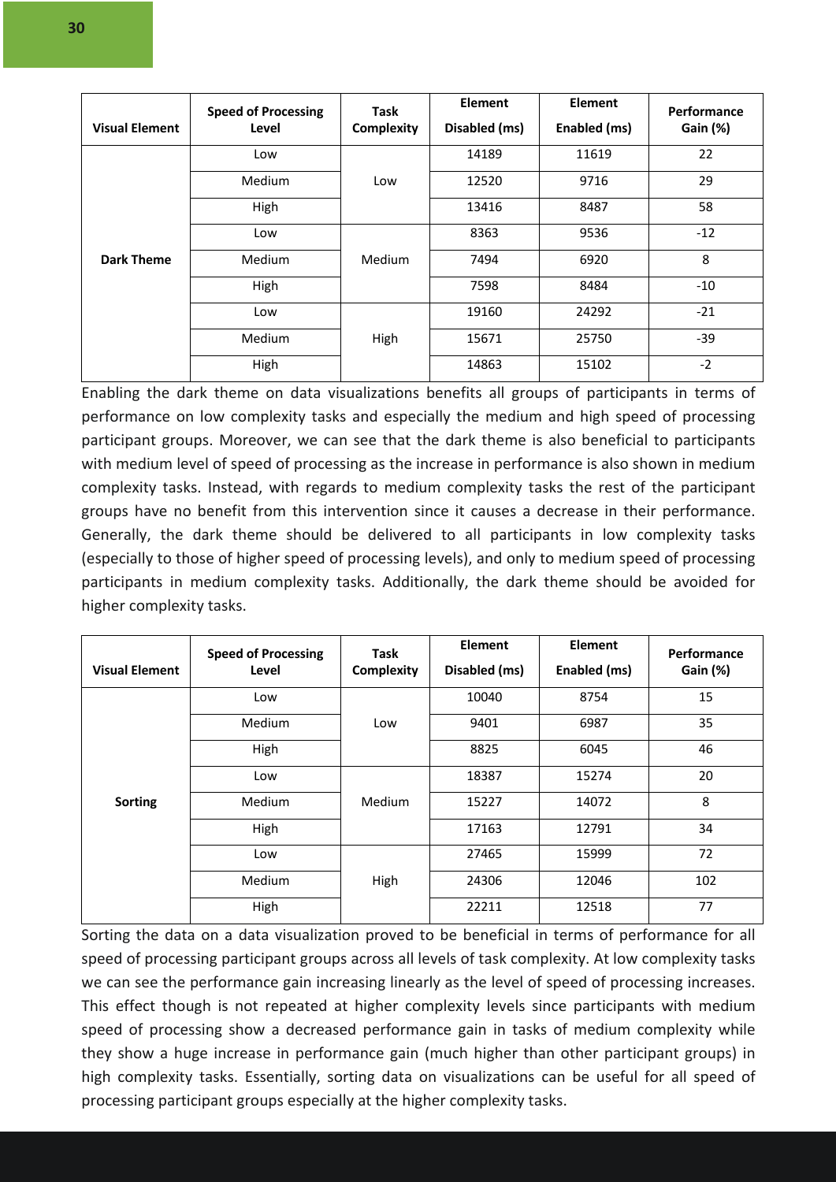| Visual Element | Speed of Processing Level | Task Complexity | Element Disabled (ms) | Element Enabled (ms) | Performance Gain (%) |
|---|---|---|---|---|---|
| **Dark Theme** | Low | Low | 14189 | 11619 | 22 |
| | Medium | | 12520 | 9716 | 29 |
| | High | | 13416 | 8487 | 58 |
| | Low | Medium | 8363 | 9536 | -12 |
| | Medium | | 7494 | 6920 | 8 |
| | High | | 7598 | 8484 | -10 |
| | Low | High | 19160 | 24292 | -21 |
| | Medium | | 15671 | 25750 | -39 |
| | High | | 14863 | 15102 | -2 |

Enabling the dark theme on data visualizations benefits all groups of participants in terms of performance on low complexity tasks and especially the medium and high speed of processing participant groups. Moreover, we can see that the dark theme is also beneficial to participants with medium level of speed of processing as the increase in performance is also shown in medium complexity tasks. Instead, with regards to medium complexity tasks the rest of the participant groups have no benefit from this intervention since it causes a decrease in their performance. Generally, the dark theme should be delivered to all participants in low complexity tasks (especially to those of higher speed of processing levels), and only to medium speed of processing participants in medium complexity tasks. Additionally, the dark theme should be avoided for higher complexity tasks.

| Visual Element | Speed of Processing Level | Task Complexity | Element Disabled (ms) | Element Enabled (ms) | Performance Gain (%) |
|---|---|---|---|---|---|
| **Sorting** | Low | Low | 10040 | 8754 | 15 |
| | Medium | | 9401 | 6987 | 35 |
| | High | | 8825 | 6045 | 46 |
| | Low | Medium | 18387 | 15274 | 20 |
| | Medium | | 15227 | 14072 | 8 |
| | High | | 17163 | 12791 | 34 |
| | Low | High | 27465 | 15999 | 72 |
| | Medium | | 24306 | 12046 | 102 |
| | High | | 22211 | 12518 | 77 |

Sorting the data on a data visualization proved to be beneficial in terms of performance for all speed of processing participant groups across all levels of task complexity. At low complexity tasks we can see the performance gain increasing linearly as the level of speed of processing increases. This effect though is not repeated at higher complexity levels since participants with medium speed of processing show a decreased performance gain in tasks of medium complexity while they show a huge increase in performance gain (much higher than other participant groups) in high complexity tasks. Essentially, sorting data on visualizations can be useful for all speed of processing participant groups especially at the higher complexity tasks.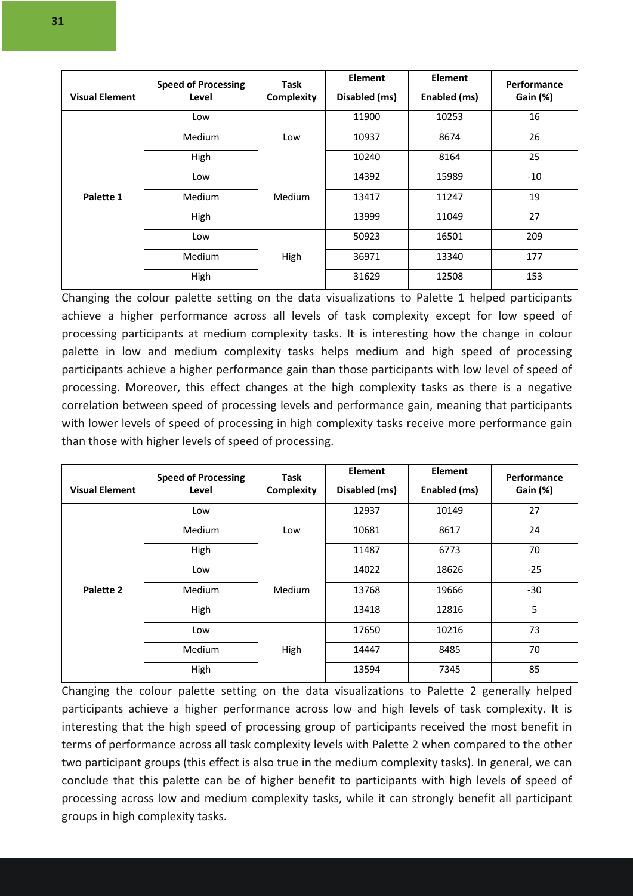| Visual Element | Speed of Processing Level | Task Complexity | Element Disabled (ms) | Element Enabled (ms) | Performance Gain (%) |
|---|---|---|---|---|---|
| Palette 1 | Low | Low | 11900 | 10253 | 16 |
| | Medium | | 10937 | 8674 | 26 |
| | High | | 10240 | 8164 | 25 |
| | Low | Medium | 14392 | 15989 | -10 |
| | Medium | | 13417 | 11247 | 19 |
| | High | | 13999 | 11049 | 27 |
| | Low | High | 50923 | 16501 | 209 |
| | Medium | | 36971 | 13340 | 177 |
| | High | | 31629 | 12508 | 153 |

Changing the colour palette setting on the data visualizations to Palette 1 helped participants achieve a higher performance across all levels of task complexity except for low speed of processing participants at medium complexity tasks. It is interesting how the change in colour palette in low and medium complexity tasks helps medium and high speed of processing participants achieve a higher performance gain than those participants with low level of speed of processing. Moreover, this effect changes at the high complexity tasks as there is a negative correlation between speed of processing levels and performance gain, meaning that participants with lower levels of speed of processing in high complexity tasks receive more performance gain than those with higher levels of speed of processing.

| Visual Element | Speed of Processing Level | Task Complexity | Element Disabled (ms) | Element Enabled (ms) | Performance Gain (%) |
|---|---|---|---|---|---|
| Palette 2 | Low | Low | 12937 | 10149 | 27 |
| | Medium | | 10681 | 8617 | 24 |
| | High | | 11487 | 6773 | 70 |
| | Low | Medium | 14022 | 18626 | -25 |
| | Medium | | 13768 | 19666 | -30 |
| | High | | 13418 | 12816 | 5 |
| | Low | High | 17650 | 10216 | 73 |
| | Medium | | 14447 | 8485 | 70 |
| | High | | 13594 | 7345 | 85 |

Changing the colour palette setting on the data visualizations to Palette 2 generally helped participants achieve a higher performance across low and high levels of task complexity. It is interesting that the high speed of processing group of participants received the most benefit in terms of performance across all task complexity levels with Palette 2 when compared to the other two participant groups (this effect is also true in the medium complexity tasks). In general, we can conclude that this palette can be of higher benefit to participants with high levels of speed of processing across low and medium complexity tasks, while it can strongly benefit all participant groups in high complexity tasks.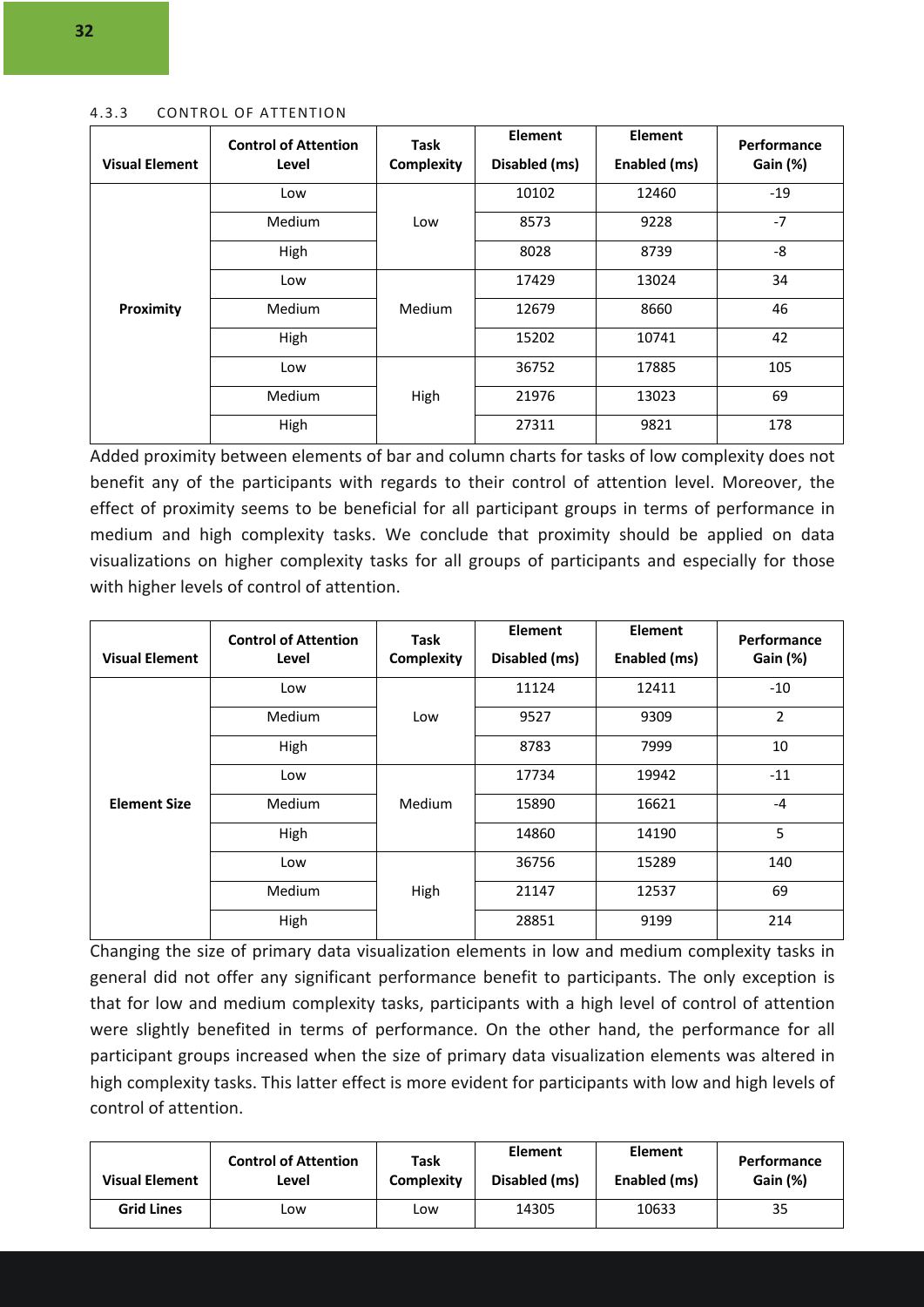#### 4.3.3 CONTROL OF ATTENTION

| Visual Element | Control of Attention Level | Task Complexity | Element Disabled (ms) | Element Enabled (ms) | Performance Gain (%) |
|---|---|---|---|---|---|
| Proximity | Low | Low | 10102 | 12460 | -19 |
| | Medium | | 8573 | 9228 | -7 |
| | High | | 8028 | 8739 | -8 |
| | Low | Medium | 17429 | 13024 | 34 |
| | Medium | | 12679 | 8660 | 46 |
| | High | | 15202 | 10741 | 42 |
| | Low | High | 36752 | 17885 | 105 |
| | Medium | | 21976 | 13023 | 69 |
| | High | | 27311 | 9821 | 178 |

Added proximity between elements of bar and column charts for tasks of low complexity does not benefit any of the participants with regards to their control of attention level. Moreover, the effect of proximity seems to be beneficial for all participant groups in terms of performance in medium and high complexity tasks. We conclude that proximity should be applied on data visualizations on higher complexity tasks for all groups of participants and especially for those with higher levels of control of attention.

| Visual Element | Control of Attention Level | Task Complexity | Element Disabled (ms) | Element Enabled (ms) | Performance Gain (%) |
|---|---|---|---|---|---|
| Element Size | Low | Low | 11124 | 12411 | -10 |
| | Medium | | 9527 | 9309 | 2 |
| | High | | 8783 | 7999 | 10 |
| | Low | Medium | 17734 | 19942 | -11 |
| | Medium | | 15890 | 16621 | -4 |
| | High | | 14860 | 14190 | 5 |
| | Low | High | 36756 | 15289 | 140 |
| | Medium | | 21147 | 12537 | 69 |
| | High | | 28851 | 9199 | 214 |

Changing the size of primary data visualization elements in low and medium complexity tasks in general did not offer any significant performance benefit to participants. The only exception is that for low and medium complexity tasks, participants with a high level of control of attention were slightly benefited in terms of performance. On the other hand, the performance for all participant groups increased when the size of primary data visualization elements was altered in high complexity tasks. This latter effect is more evident for participants with low and high levels of control of attention.

| Visual Element | Control of Attention Level | Task Complexity | Element Disabled (ms) | Element Enabled (ms) | Performance Gain (%) |
|---|---|---|---|---|---|
| Grid Lines | Low | Low | 14305 | 10633 | 35 |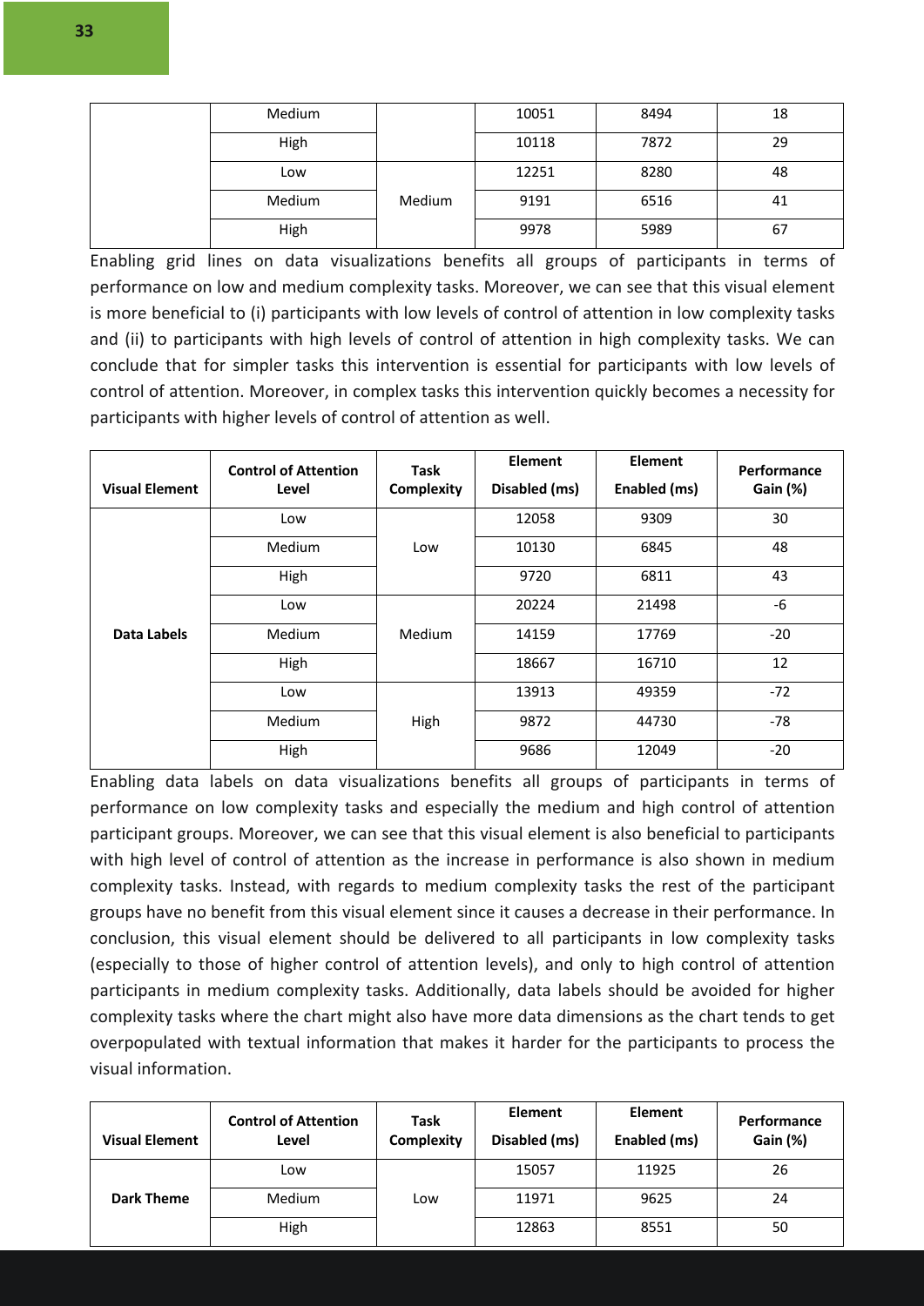| | Medium | | 10051 | 8494 | 18 |
|---|---|---|---|---|---|
| | High | | 10118 | 7872 | 29 |
| | Low | Medium | 12251 | 8280 | 48 |
| | Medium | | 9191 | 6516 | 41 |
| | High | | 9978 | 5989 | 67 |

Enabling grid lines on data visualizations benefits all groups of participants in terms of performance on low and medium complexity tasks. Moreover, we can see that this visual element is more beneficial to (i) participants with low levels of control of attention in low complexity tasks and (ii) to participants with high levels of control of attention in high complexity tasks. We can conclude that for simpler tasks this intervention is essential for participants with low levels of control of attention. Moreover, in complex tasks this intervention quickly becomes a necessity for participants with higher levels of control of attention as well.

| Visual Element | Control of Attention Level | Task Complexity | Element Disabled (ms) | Element Enabled (ms) | Performance Gain (%) |
|---|---|---|---|---|---|
| **Data Labels** | Low | Low | 12058 | 9309 | 30 |
| | Medium | | 10130 | 6845 | 48 |
| | High | | 9720 | 6811 | 43 |
| | Low | Medium | 20224 | 21498 | -6 |
| | Medium | | 14159 | 17769 | -20 |
| | High | | 18667 | 16710 | 12 |
| | Low | High | 13913 | 49359 | -72 |
| | Medium | | 9872 | 44730 | -78 |
| | High | | 9686 | 12049 | -20 |

Enabling data labels on data visualizations benefits all groups of participants in terms of performance on low complexity tasks and especially the medium and high control of attention participant groups. Moreover, we can see that this visual element is also beneficial to participants with high level of control of attention as the increase in performance is also shown in medium complexity tasks. Instead, with regards to medium complexity tasks the rest of the participant groups have no benefit from this visual element since it causes a decrease in their performance. In conclusion, this visual element should be delivered to all participants in low complexity tasks (especially to those of higher control of attention levels), and only to high control of attention participants in medium complexity tasks. Additionally, data labels should be avoided for higher complexity tasks where the chart might also have more data dimensions as the chart tends to get overpopulated with textual information that makes it harder for the participants to process the visual information.

| Visual Element | Control of Attention Level | Task Complexity | Element Disabled (ms) | Element Enabled (ms) | Performance Gain (%) |
|---|---|---|---|---|---|
| **Dark Theme** | Low | Low | 15057 | 11925 | 26 |
| | Medium | | 11971 | 9625 | 24 |
| | High | | 12863 | 8551 | 50 |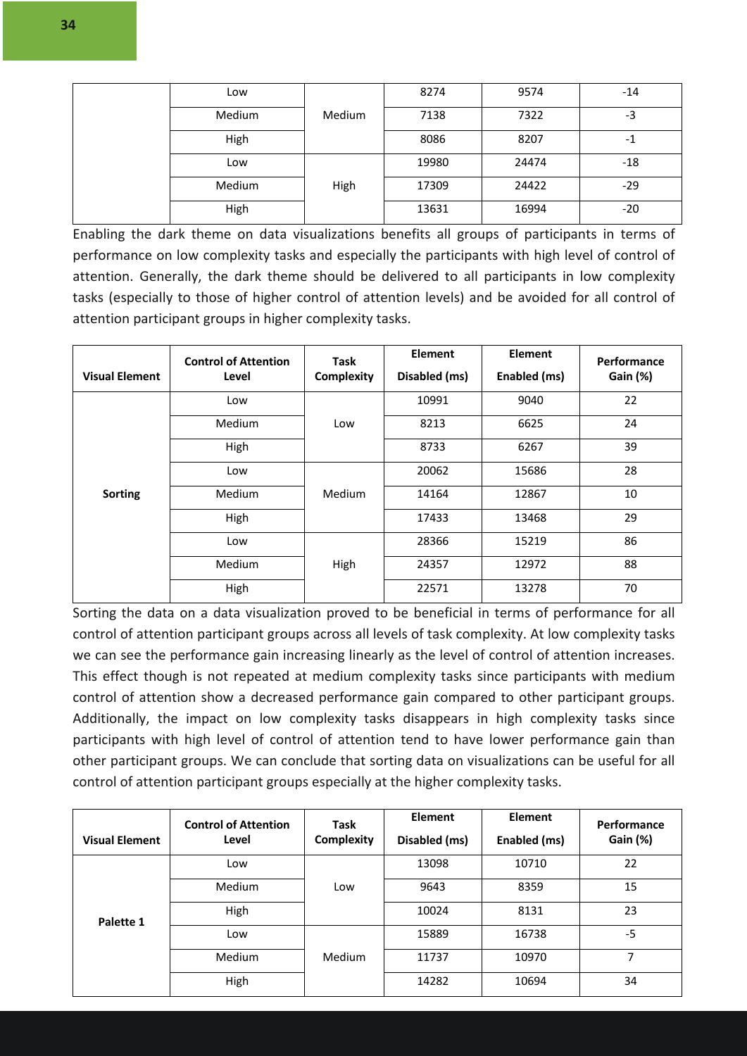| | | | | | |
|---|---|---|---|---|---|
| | Low | Medium | 8274 | 9574 | -14 |
| | Medium | | 7138 | 7322 | -3 |
| | High | | 8086 | 8207 | -1 |
| | Low | High | 19980 | 24474 | -18 |
| | Medium | | 17309 | 24422 | -29 |
| | High | | 13631 | 16994 | -20 |

Enabling the dark theme on data visualizations benefits all groups of participants in terms of performance on low complexity tasks and especially the participants with high level of control of attention. Generally, the dark theme should be delivered to all participants in low complexity tasks (especially to those of higher control of attention levels) and be avoided for all control of attention participant groups in higher complexity tasks.

| Visual Element | Control of Attention Level | Task Complexity | Element Disabled (ms) | Element Enabled (ms) | Performance Gain (%) |
|---|---|---|---|---|---|
| **Sorting** | Low | Low | 10991 | 9040 | 22 |
| | Medium | | 8213 | 6625 | 24 |
| | High | | 8733 | 6267 | 39 |
| | Low | Medium | 20062 | 15686 | 28 |
| | Medium | | 14164 | 12867 | 10 |
| | High | | 17433 | 13468 | 29 |
| | Low | High | 28366 | 15219 | 86 |
| | Medium | | 24357 | 12972 | 88 |
| | High | | 22571 | 13278 | 70 |

Sorting the data on a data visualization proved to be beneficial in terms of performance for all control of attention participant groups across all levels of task complexity. At low complexity tasks we can see the performance gain increasing linearly as the level of control of attention increases. This effect though is not repeated at medium complexity tasks since participants with medium control of attention show a decreased performance gain compared to other participant groups. Additionally, the impact on low complexity tasks disappears in high complexity tasks since participants with high level of control of attention tend to have lower performance gain than other participant groups. We can conclude that sorting data on visualizations can be useful for all control of attention participant groups especially at the higher complexity tasks.

| Visual Element | Control of Attention Level | Task Complexity | Element Disabled (ms) | Element Enabled (ms) | Performance Gain (%) |
|---|---|---|---|---|---|
| **Palette 1** | Low | Low | 13098 | 10710 | 22 |
| | Medium | | 9643 | 8359 | 15 |
| | High | | 10024 | 8131 | 23 |
| | Low | Medium | 15889 | 16738 | -5 |
| | Medium | | 11737 | 10970 | 7 |
| | High | | 14282 | 10694 | 34 |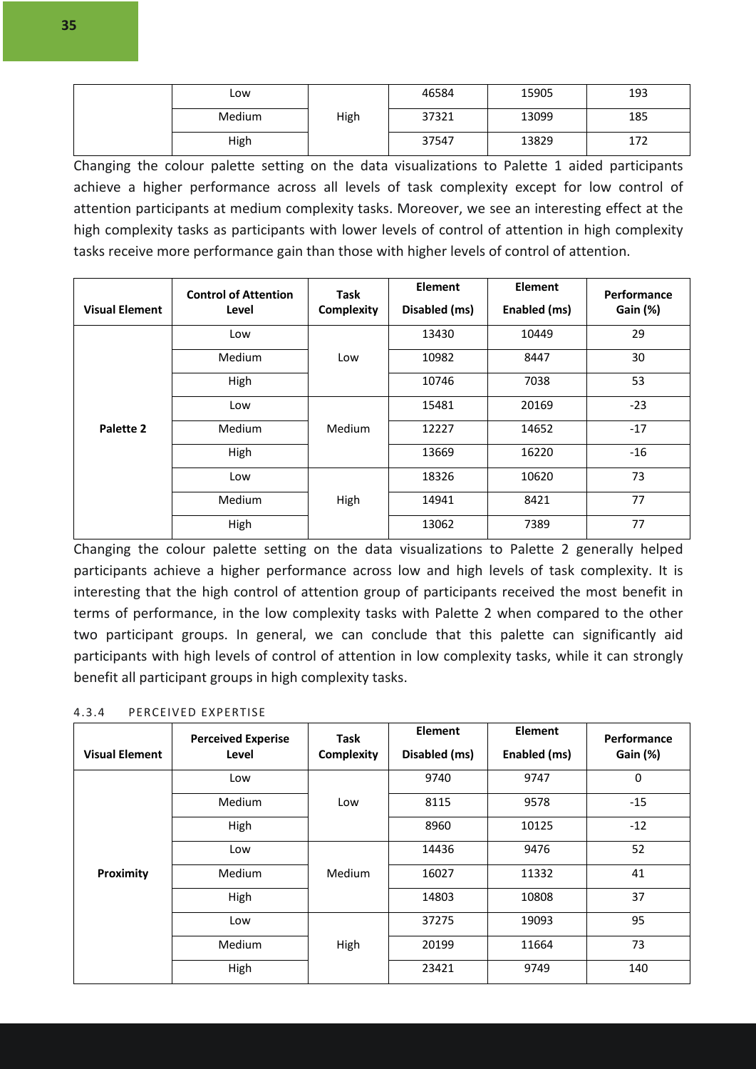| | | | | | |
|---|---|---|---|---|---|
| | Low | High | 46584 | 15905 | 193 |
| | Medium | | 37321 | 13099 | 185 |
| | High | | 37547 | 13829 | 172 |

Changing the colour palette setting on the data visualizations to Palette 1 aided participants achieve a higher performance across all levels of task complexity except for low control of attention participants at medium complexity tasks. Moreover, we see an interesting effect at the high complexity tasks as participants with lower levels of control of attention in high complexity tasks receive more performance gain than those with higher levels of control of attention.

| Visual Element | Control of Attention Level | Task Complexity | Element Disabled (ms) | Element Enabled (ms) | Performance Gain (%) |
|---|---|---|---|---|---|
| Palette 2 | Low | Low | 13430 | 10449 | 29 |
| | Medium | | 10982 | 8447 | 30 |
| | High | | 10746 | 7038 | 53 |
| | Low | Medium | 15481 | 20169 | -23 |
| | Medium | | 12227 | 14652 | -17 |
| | High | | 13669 | 16220 | -16 |
| | Low | High | 18326 | 10620 | 73 |
| | Medium | | 14941 | 8421 | 77 |
| | High | | 13062 | 7389 | 77 |

Changing the colour palette setting on the data visualizations to Palette 2 generally helped participants achieve a higher performance across low and high levels of task complexity. It is interesting that the high control of attention group of participants received the most benefit in terms of performance, in the low complexity tasks with Palette 2 when compared to the other two participant groups. In general, we can conclude that this palette can significantly aid participants with high levels of control of attention in low complexity tasks, while it can strongly benefit all participant groups in high complexity tasks.

#### 4.3.4 PERCEIVED EXPERTISE

| Visual Element | Perceived Experise Level | Task Complexity | Element Disabled (ms) | Element Enabled (ms) | Performance Gain (%) |
|---|---|---|---|---|---|
| Proximity | Low | Low | 9740 | 9747 | 0 |
| | Medium | | 8115 | 9578 | -15 |
| | High | | 8960 | 10125 | -12 |
| | Low | Medium | 14436 | 9476 | 52 |
| | Medium | | 16027 | 11332 | 41 |
| | High | | 14803 | 10808 | 37 |
| | Low | High | 37275 | 19093 | 95 |
| | Medium | | 20199 | 11664 | 73 |
| | High | | 23421 | 9749 | 140 |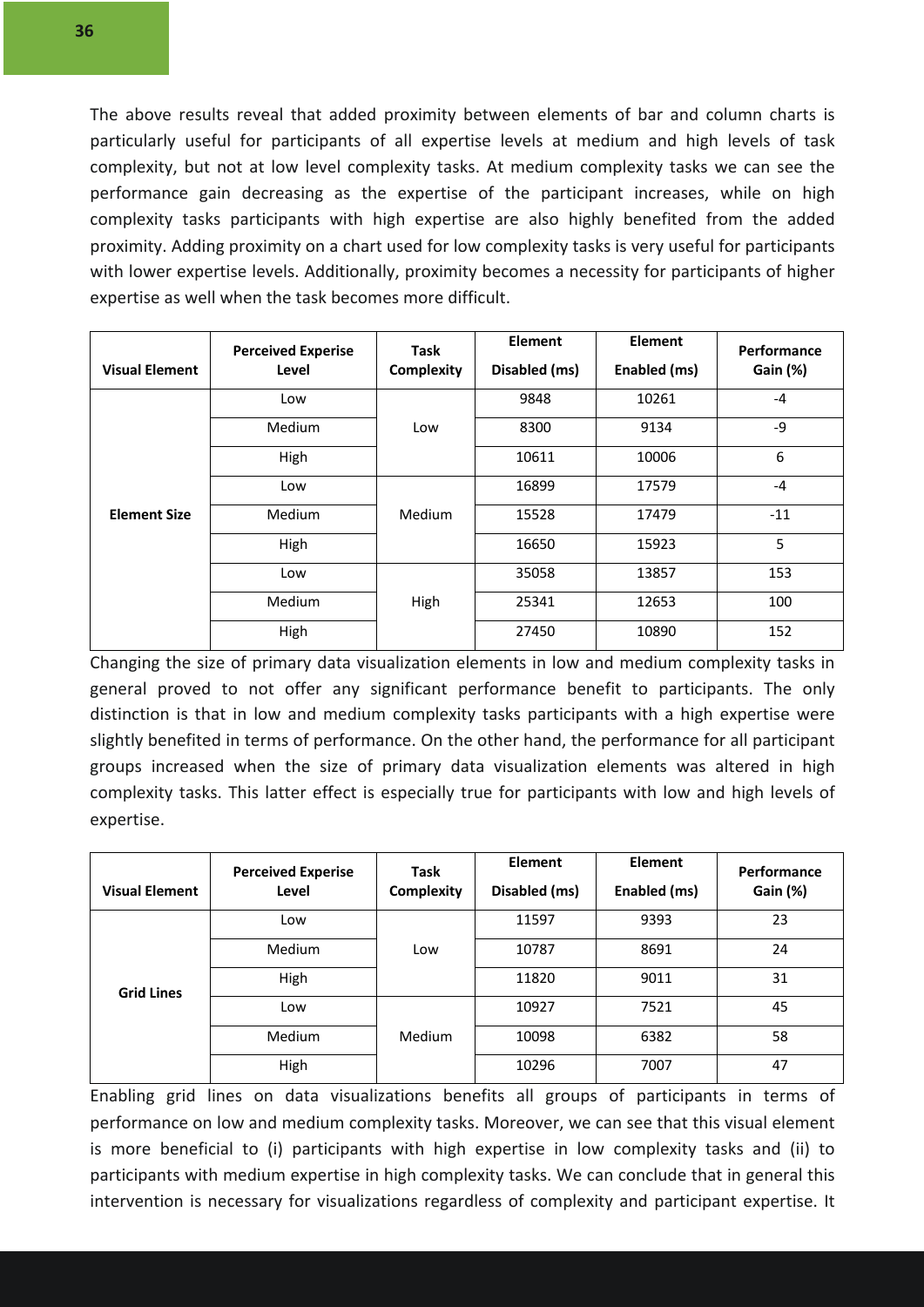The above results reveal that added proximity between elements of bar and column charts is particularly useful for participants of all expertise levels at medium and high levels of task complexity, but not at low level complexity tasks. At medium complexity tasks we can see the performance gain decreasing as the expertise of the participant increases, while on high complexity tasks participants with high expertise are also highly benefited from the added proximity. Adding proximity on a chart used for low complexity tasks is very useful for participants with lower expertise levels. Additionally, proximity becomes a necessity for participants of higher expertise as well when the task becomes more difficult.

| Visual Element | Perceived Experise Level | Task Complexity | Element Disabled (ms) | Element Enabled (ms) | Performance Gain (%) |
|---|---|---|---|---|---|
| **Element Size** | Low | Low | 9848 | 10261 | -4 |
| | Medium | | 8300 | 9134 | -9 |
| | High | | 10611 | 10006 | 6 |
| | Low | Medium | 16899 | 17579 | -4 |
| | Medium | | 15528 | 17479 | -11 |
| | High | | 16650 | 15923 | 5 |
| | Low | High | 35058 | 13857 | 153 |
| | Medium | | 25341 | 12653 | 100 |
| | High | | 27450 | 10890 | 152 |

Changing the size of primary data visualization elements in low and medium complexity tasks in general proved to not offer any significant performance benefit to participants. The only distinction is that in low and medium complexity tasks participants with a high expertise were slightly benefited in terms of performance. On the other hand, the performance for all participant groups increased when the size of primary data visualization elements was altered in high complexity tasks. This latter effect is especially true for participants with low and high levels of expertise.

| Visual Element | Perceived Experise Level | Task Complexity | Element Disabled (ms) | Element Enabled (ms) | Performance Gain (%) |
|---|---|---|---|---|---|
| **Grid Lines** | Low | Low | 11597 | 9393 | 23 |
| | Medium | | 10787 | 8691 | 24 |
| | High | | 11820 | 9011 | 31 |
| | Low | Medium | 10927 | 7521 | 45 |
| | Medium | | 10098 | 6382 | 58 |
| | High | | 10296 | 7007 | 47 |

Enabling grid lines on data visualizations benefits all groups of participants in terms of performance on low and medium complexity tasks. Moreover, we can see that this visual element is more beneficial to (i) participants with high expertise in low complexity tasks and (ii) to participants with medium expertise in high complexity tasks. We can conclude that in general this intervention is necessary for visualizations regardless of complexity and participant expertise. It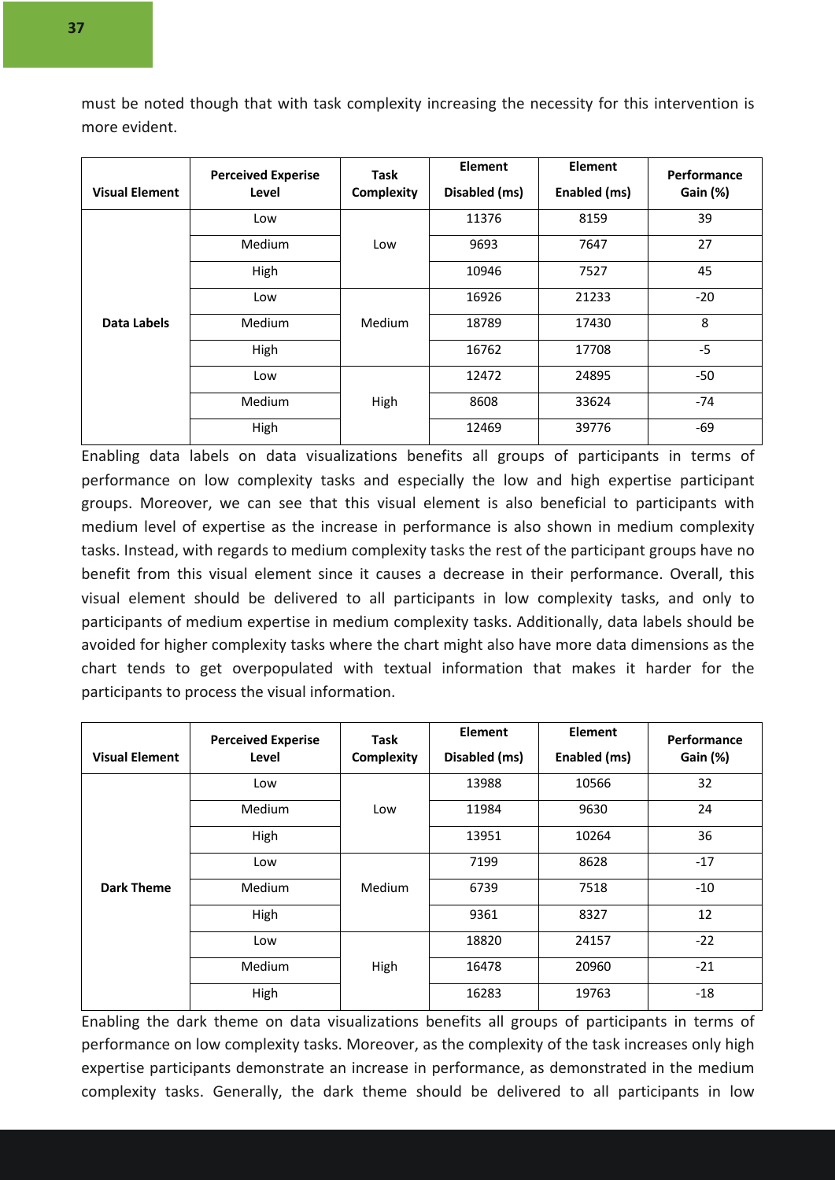must be noted though that with task complexity increasing the necessity for this intervention is more evident.

| Visual Element | Perceived Experise Level | Task Complexity | Element Disabled (ms) | Element Enabled (ms) | Performance Gain (%) |
|---|---|---|---|---|---|
| **Data Labels** | Low | Low | 11376 | 8159 | 39 |
| | Medium | | 9693 | 7647 | 27 |
| | High | | 10946 | 7527 | 45 |
| | Low | Medium | 16926 | 21233 | -20 |
| | Medium | | 18789 | 17430 | 8 |
| | High | | 16762 | 17708 | -5 |
| | Low | High | 12472 | 24895 | -50 |
| | Medium | | 8608 | 33624 | -74 |
| | High | | 12469 | 39776 | -69 |

Enabling data labels on data visualizations benefits all groups of participants in terms of performance on low complexity tasks and especially the low and high expertise participant groups. Moreover, we can see that this visual element is also beneficial to participants with medium level of expertise as the increase in performance is also shown in medium complexity tasks. Instead, with regards to medium complexity tasks the rest of the participant groups have no benefit from this visual element since it causes a decrease in their performance. Overall, this visual element should be delivered to all participants in low complexity tasks, and only to participants of medium expertise in medium complexity tasks. Additionally, data labels should be avoided for higher complexity tasks where the chart might also have more data dimensions as the chart tends to get overpopulated with textual information that makes it harder for the participants to process the visual information.

| Visual Element | Perceived Experise Level | Task Complexity | Element Disabled (ms) | Element Enabled (ms) | Performance Gain (%) |
|---|---|---|---|---|---|
| **Dark Theme** | Low | Low | 13988 | 10566 | 32 |
| | Medium | | 11984 | 9630 | 24 |
| | High | | 13951 | 10264 | 36 |
| | Low | Medium | 7199 | 8628 | -17 |
| | Medium | | 6739 | 7518 | -10 |
| | High | | 9361 | 8327 | 12 |
| | Low | High | 18820 | 24157 | -22 |
| | Medium | | 16478 | 20960 | -21 |
| | High | | 16283 | 19763 | -18 |

Enabling the dark theme on data visualizations benefits all groups of participants in terms of performance on low complexity tasks. Moreover, as the complexity of the task increases only high expertise participants demonstrate an increase in performance, as demonstrated in the medium complexity tasks. Generally, the dark theme should be delivered to all participants in low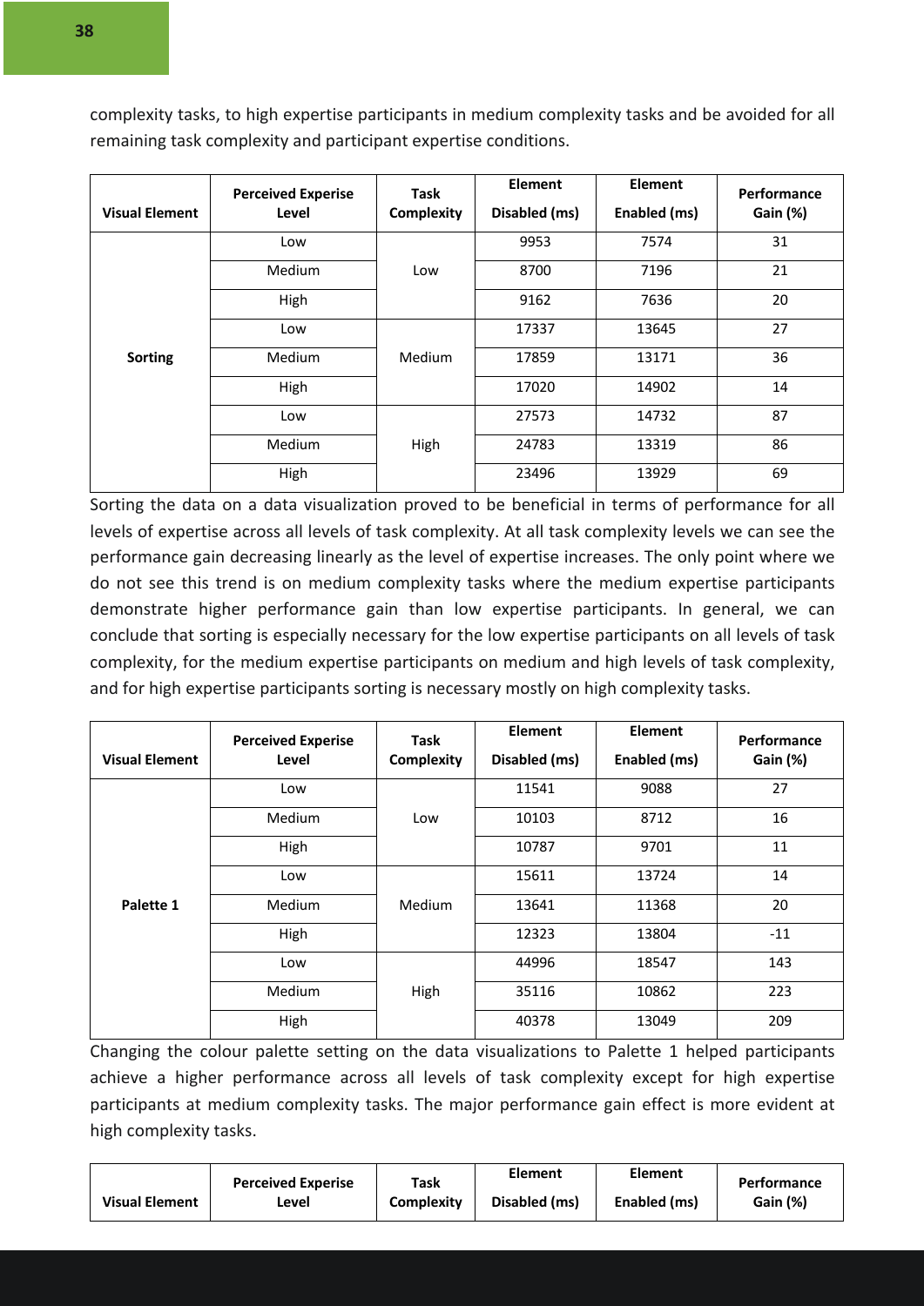complexity tasks, to high expertise participants in medium complexity tasks and be avoided for all remaining task complexity and participant expertise conditions.

| Visual Element | Perceived Experise Level | Task Complexity | Element Disabled (ms) | Element Enabled (ms) | Performance Gain (%) |
|---|---|---|---|---|---|
| Sorting | Low | Low | 9953 | 7574 | 31 |
| | Medium | | 8700 | 7196 | 21 |
| | High | | 9162 | 7636 | 20 |
| | Low | Medium | 17337 | 13645 | 27 |
| | Medium | | 17859 | 13171 | 36 |
| | High | | 17020 | 14902 | 14 |
| | Low | High | 27573 | 14732 | 87 |
| | Medium | | 24783 | 13319 | 86 |
| | High | | 23496 | 13929 | 69 |

Sorting the data on a data visualization proved to be beneficial in terms of performance for all levels of expertise across all levels of task complexity. At all task complexity levels we can see the performance gain decreasing linearly as the level of expertise increases. The only point where we do not see this trend is on medium complexity tasks where the medium expertise participants demonstrate higher performance gain than low expertise participants. In general, we can conclude that sorting is especially necessary for the low expertise participants on all levels of task complexity, for the medium expertise participants on medium and high levels of task complexity, and for high expertise participants sorting is necessary mostly on high complexity tasks.

| Visual Element | Perceived Experise Level | Task Complexity | Element Disabled (ms) | Element Enabled (ms) | Performance Gain (%) |
|---|---|---|---|---|---|
| Palette 1 | Low | Low | 11541 | 9088 | 27 |
| | Medium | | 10103 | 8712 | 16 |
| | High | | 10787 | 9701 | 11 |
| | Low | Medium | 15611 | 13724 | 14 |
| | Medium | | 13641 | 11368 | 20 |
| | High | | 12323 | 13804 | -11 |
| | Low | High | 44996 | 18547 | 143 |
| | Medium | | 35116 | 10862 | 223 |
| | High | | 40378 | 13049 | 209 |

Changing the colour palette setting on the data visualizations to Palette 1 helped participants achieve a higher performance across all levels of task complexity except for high expertise participants at medium complexity tasks. The major performance gain effect is more evident at high complexity tasks.

| Visual Element | Perceived Experise Level | Task Complexity | Element Disabled (ms) | Element Enabled (ms) | Performance Gain (%) |
|---|---|---|---|---|---|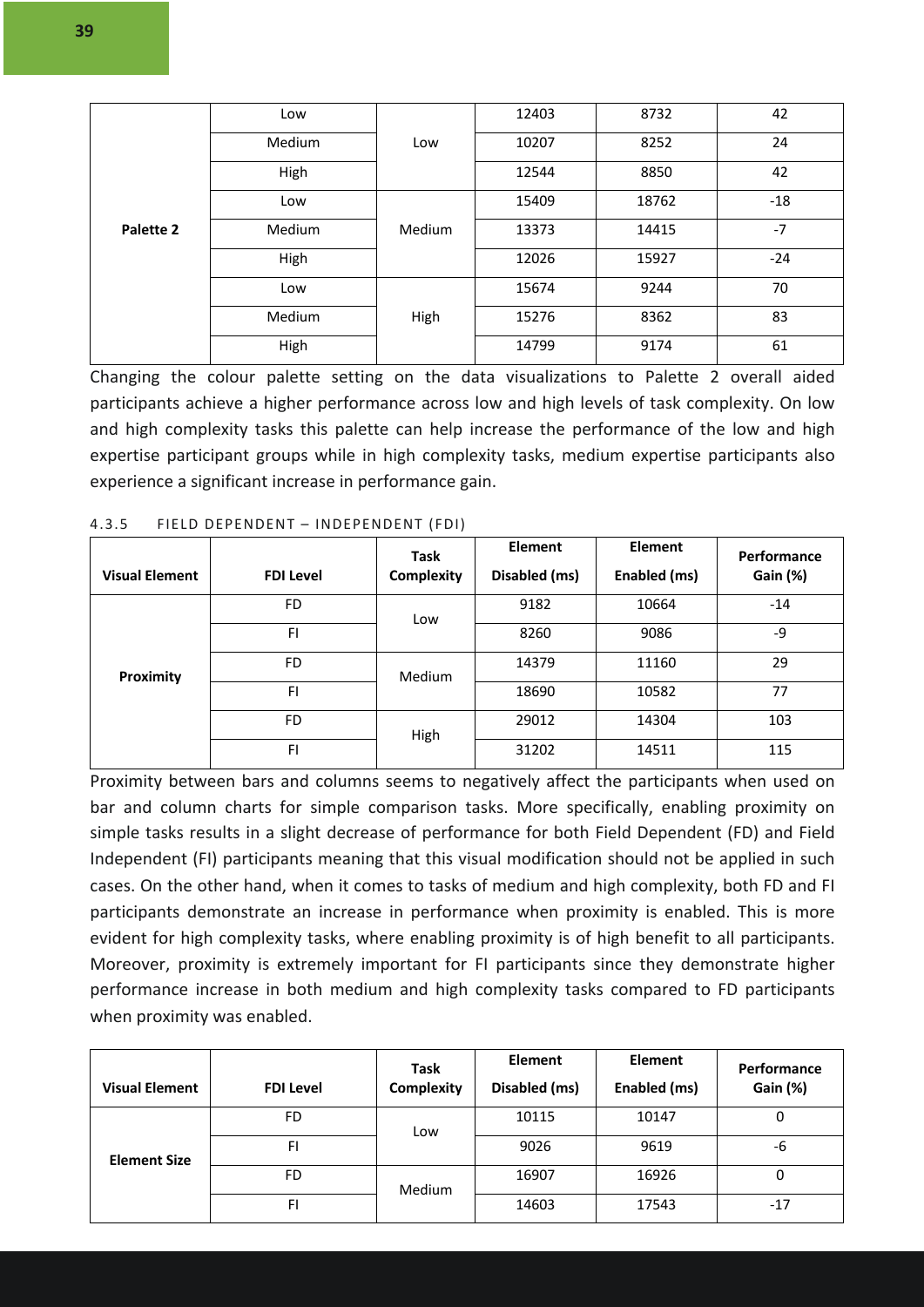| | | | | | |
|---|---|---|---|---|---|
| Palette 2 | Low | Low | 12403 | 8732 | 42 |
| | Medium | | 10207 | 8252 | 24 |
| | High | | 12544 | 8850 | 42 |
| | Low | Medium | 15409 | 18762 | -18 |
| | Medium | | 13373 | 14415 | -7 |
| | High | | 12026 | 15927 | -24 |
| | Low | High | 15674 | 9244 | 70 |
| | Medium | | 15276 | 8362 | 83 |
| | High | | 14799 | 9174 | 61 |

Changing the colour palette setting on the data visualizations to Palette 2 overall aided participants achieve a higher performance across low and high levels of task complexity. On low and high complexity tasks this palette can help increase the performance of the low and high expertise participant groups while in high complexity tasks, medium expertise participants also experience a significant increase in performance gain.

#### 4.3.5 FIELD DEPENDENT – INDEPENDENT (FDI)

| Visual Element | FDI Level | Task Complexity | Element Disabled (ms) | Element Enabled (ms) | Performance Gain (%) |
|---|---|---|---|---|---|
| Proximity | FD | Low | 9182 | 10664 | -14 |
| | FI | | 8260 | 9086 | -9 |
| | FD | Medium | 14379 | 11160 | 29 |
| | FI | | 18690 | 10582 | 77 |
| | FD | High | 29012 | 14304 | 103 |
| | FI | | 31202 | 14511 | 115 |

Proximity between bars and columns seems to negatively affect the participants when used on bar and column charts for simple comparison tasks. More specifically, enabling proximity on simple tasks results in a slight decrease of performance for both Field Dependent (FD) and Field Independent (FI) participants meaning that this visual modification should not be applied in such cases. On the other hand, when it comes to tasks of medium and high complexity, both FD and FI participants demonstrate an increase in performance when proximity is enabled. This is more evident for high complexity tasks, where enabling proximity is of high benefit to all participants. Moreover, proximity is extremely important for FI participants since they demonstrate higher performance increase in both medium and high complexity tasks compared to FD participants when proximity was enabled.

| Visual Element | FDI Level | Task Complexity | Element Disabled (ms) | Element Enabled (ms) | Performance Gain (%) |
|---|---|---|---|---|---|
| Element Size | FD | Low | 10115 | 10147 | 0 |
| | FI | | 9026 | 9619 | -6 |
| | FD | Medium | 16907 | 16926 | 0 |
| | FI | | 14603 | 17543 | -17 |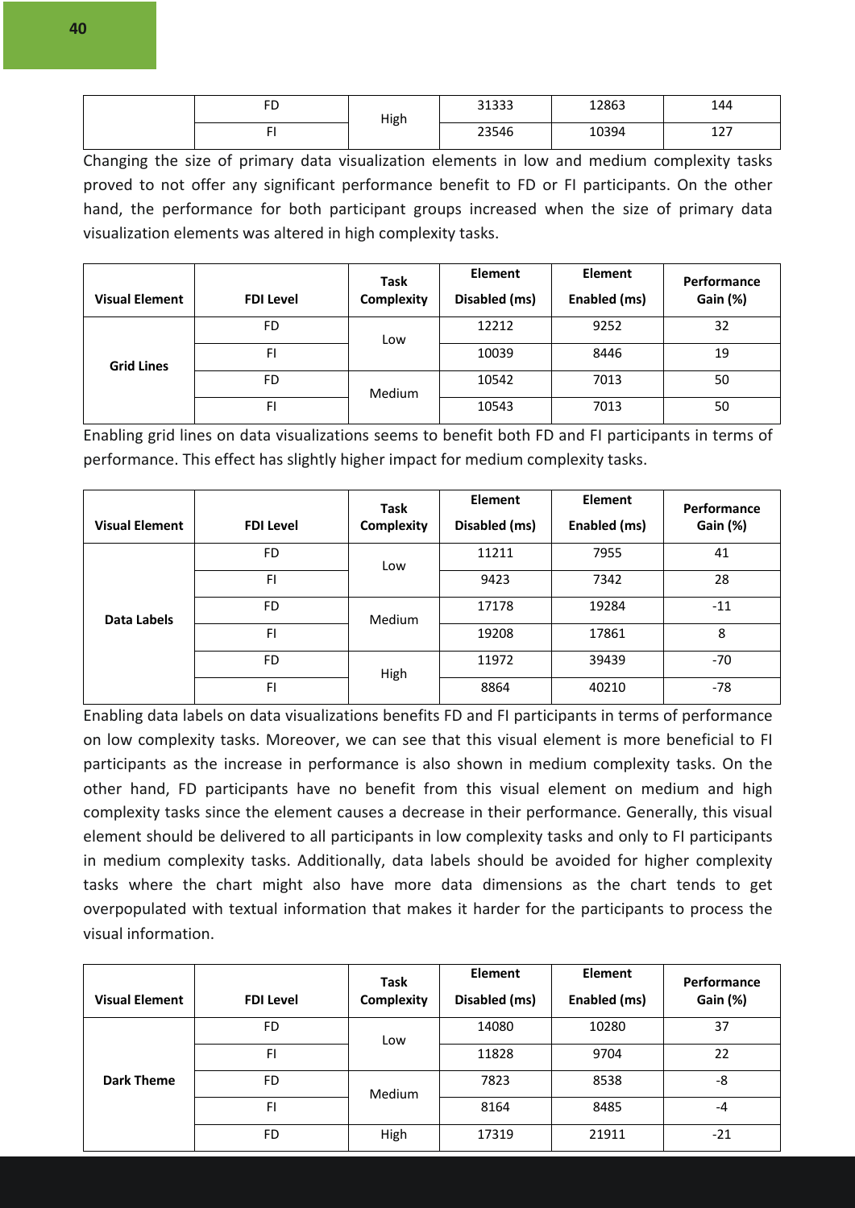| | | | | | |
|---|---|---|---|---|---|
| | FD | High | 31333 | 12863 | 144 |
| | FI | | 23546 | 10394 | 127 |

Changing the size of primary data visualization elements in low and medium complexity tasks proved to not offer any significant performance benefit to FD or FI participants. On the other hand, the performance for both participant groups increased when the size of primary data visualization elements was altered in high complexity tasks.

| Visual Element | FDI Level | Task Complexity | Element Disabled (ms) | Element Enabled (ms) | Performance Gain (%) |
|---|---|---|---|---|---|
| **Grid Lines** | FD | Low | 12212 | 9252 | 32 |
| | FI | | 10039 | 8446 | 19 |
| | FD | Medium | 10542 | 7013 | 50 |
| | FI | | 10543 | 7013 | 50 |

Enabling grid lines on data visualizations seems to benefit both FD and FI participants in terms of performance. This effect has slightly higher impact for medium complexity tasks.

| Visual Element | FDI Level | Task Complexity | Element Disabled (ms) | Element Enabled (ms) | Performance Gain (%) |
|---|---|---|---|---|---|
| **Data Labels** | FD | Low | 11211 | 7955 | 41 |
| | FI | | 9423 | 7342 | 28 |
| | FD | Medium | 17178 | 19284 | -11 |
| | FI | | 19208 | 17861 | 8 |
| | FD | High | 11972 | 39439 | -70 |
| | FI | | 8864 | 40210 | -78 |

Enabling data labels on data visualizations benefits FD and FI participants in terms of performance on low complexity tasks. Moreover, we can see that this visual element is more beneficial to FI participants as the increase in performance is also shown in medium complexity tasks. On the other hand, FD participants have no benefit from this visual element on medium and high complexity tasks since the element causes a decrease in their performance. Generally, this visual element should be delivered to all participants in low complexity tasks and only to FI participants in medium complexity tasks. Additionally, data labels should be avoided for higher complexity tasks where the chart might also have more data dimensions as the chart tends to get overpopulated with textual information that makes it harder for the participants to process the visual information.

| Visual Element | FDI Level | Task Complexity | Element Disabled (ms) | Element Enabled (ms) | Performance Gain (%) |
|---|---|---|---|---|---|
| **Dark Theme** | FD | Low | 14080 | 10280 | 37 |
| | FI | | 11828 | 9704 | 22 |
| | FD | Medium | 7823 | 8538 | -8 |
| | FI | | 8164 | 8485 | -4 |
| | FD | High | 17319 | 21911 | -21 |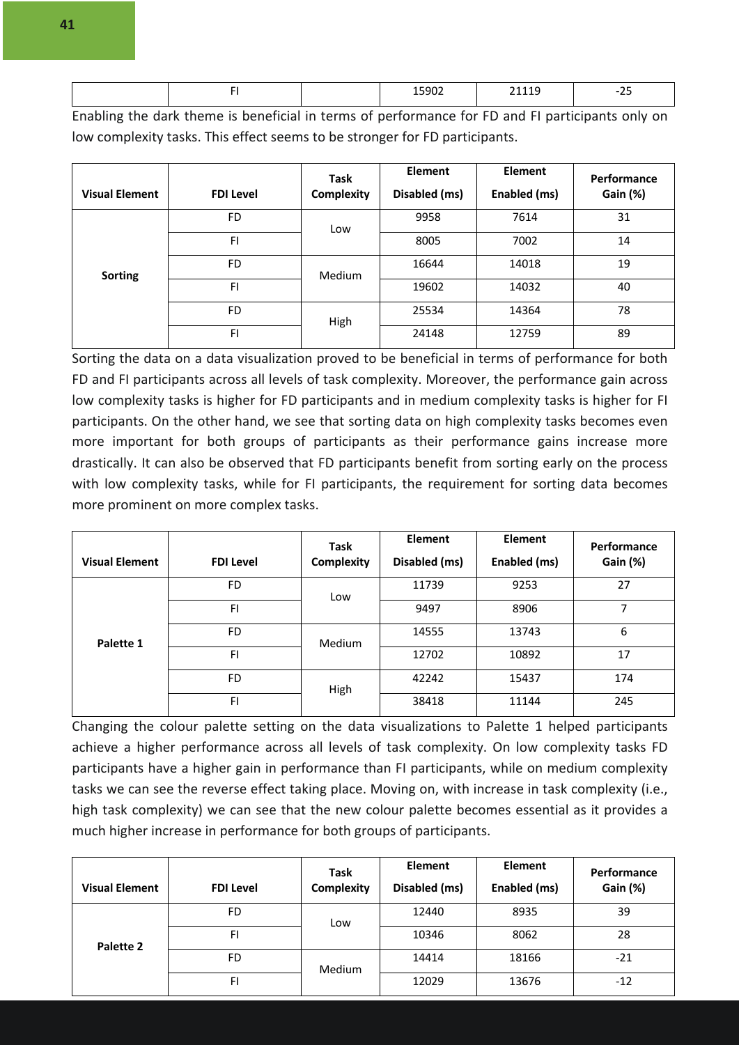| | | | | | |
|---|---|---|---|---|---|
| | FI | | 15902 | 21119 | -25 |

Enabling the dark theme is beneficial in terms of performance for FD and FI participants only on low complexity tasks. This effect seems to be stronger for FD participants.

| Visual Element | FDI Level | Task Complexity | Element Disabled (ms) | Element Enabled (ms) | Performance Gain (%) |
|---|---|---|---|---|---|
| **Sorting** | FD | Low | 9958 | 7614 | 31 |
| | FI | | 8005 | 7002 | 14 |
| | FD | Medium | 16644 | 14018 | 19 |
| | FI | | 19602 | 14032 | 40 |
| | FD | High | 25534 | 14364 | 78 |
| | FI | | 24148 | 12759 | 89 |

Sorting the data on a data visualization proved to be beneficial in terms of performance for both FD and FI participants across all levels of task complexity. Moreover, the performance gain across low complexity tasks is higher for FD participants and in medium complexity tasks is higher for FI participants. On the other hand, we see that sorting data on high complexity tasks becomes even more important for both groups of participants as their performance gains increase more drastically. It can also be observed that FD participants benefit from sorting early on the process with low complexity tasks, while for FI participants, the requirement for sorting data becomes more prominent on more complex tasks.

| Visual Element | FDI Level | Task Complexity | Element Disabled (ms) | Element Enabled (ms) | Performance Gain (%) |
|---|---|---|---|---|---|
| **Palette 1** | FD | Low | 11739 | 9253 | 27 |
| | FI | | 9497 | 8906 | 7 |
| | FD | Medium | 14555 | 13743 | 6 |
| | FI | | 12702 | 10892 | 17 |
| | FD | High | 42242 | 15437 | 174 |
| | FI | | 38418 | 11144 | 245 |

Changing the colour palette setting on the data visualizations to Palette 1 helped participants achieve a higher performance across all levels of task complexity. On low complexity tasks FD participants have a higher gain in performance than FI participants, while on medium complexity tasks we can see the reverse effect taking place. Moving on, with increase in task complexity (i.e., high task complexity) we can see that the new colour palette becomes essential as it provides a much higher increase in performance for both groups of participants.

| Visual Element | FDI Level | Task Complexity | Element Disabled (ms) | Element Enabled (ms) | Performance Gain (%) |
|---|---|---|---|---|---|
| **Palette 2** | FD | Low | 12440 | 8935 | 39 |
| | FI | | 10346 | 8062 | 28 |
| | FD | Medium | 14414 | 18166 | -21 |
| | FI | | 12029 | 13676 | -12 |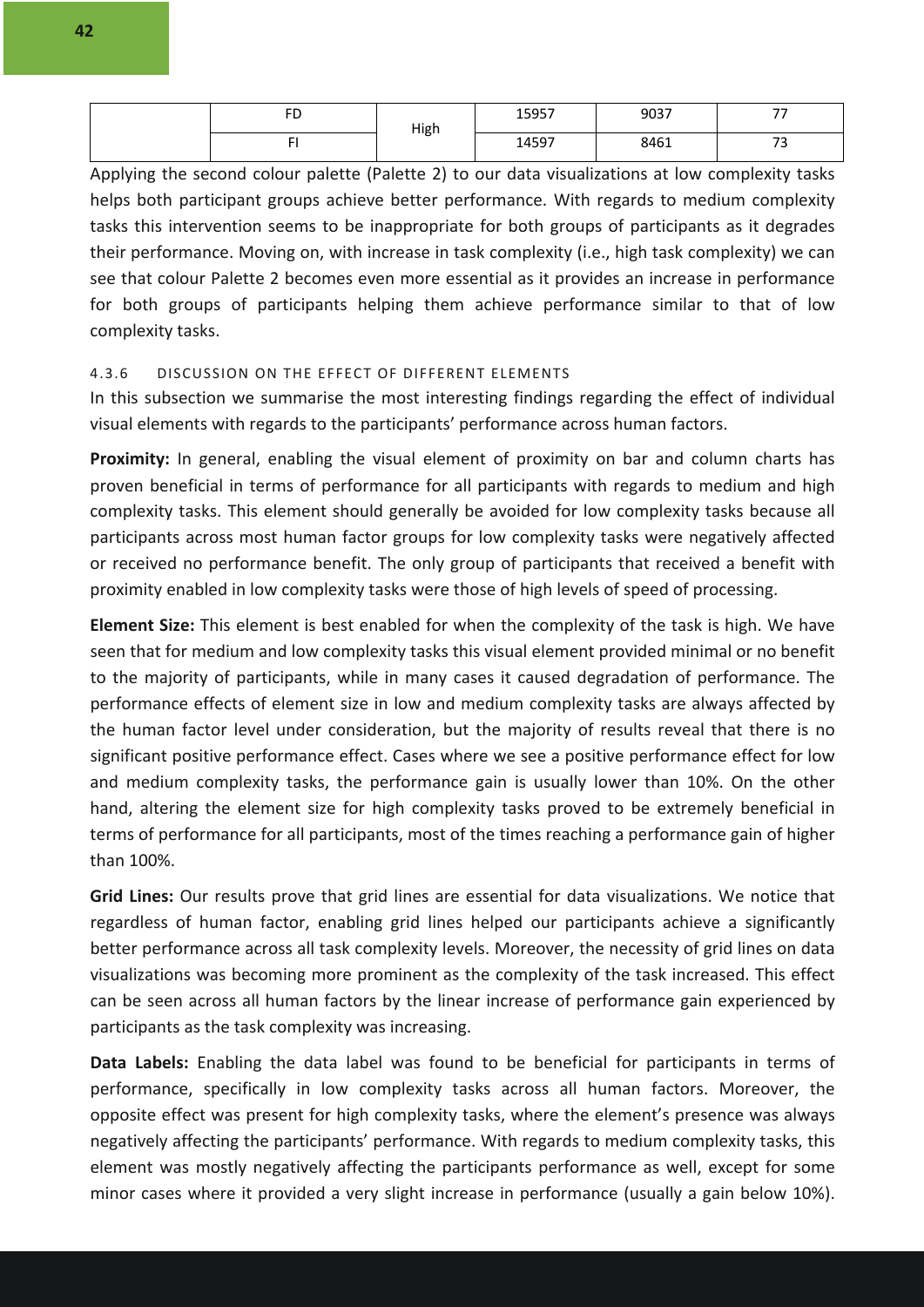| | | | | | |
|---|---|---|---|---|---|
| | FD | High | 15957 | 9037 | 77 |
| | FI | | 14597 | 8461 | 73 |

Applying the second colour palette (Palette 2) to our data visualizations at low complexity tasks helps both participant groups achieve better performance. With regards to medium complexity tasks this intervention seems to be inappropriate for both groups of participants as it degrades their performance. Moving on, with increase in task complexity (i.e., high task complexity) we can see that colour Palette 2 becomes even more essential as it provides an increase in performance for both groups of participants helping them achieve performance similar to that of low complexity tasks.

#### 4.3.6 DISCUSSION ON THE EFFECT OF DIFFERENT ELEMENTS

In this subsection we summarise the most interesting findings regarding the effect of individual visual elements with regards to the participants' performance across human factors.

**Proximity:** In general, enabling the visual element of proximity on bar and column charts has proven beneficial in terms of performance for all participants with regards to medium and high complexity tasks. This element should generally be avoided for low complexity tasks because all participants across most human factor groups for low complexity tasks were negatively affected or received no performance benefit. The only group of participants that received a benefit with proximity enabled in low complexity tasks were those of high levels of speed of processing.

**Element Size:** This element is best enabled for when the complexity of the task is high. We have seen that for medium and low complexity tasks this visual element provided minimal or no benefit to the majority of participants, while in many cases it caused degradation of performance. The performance effects of element size in low and medium complexity tasks are always affected by the human factor level under consideration, but the majority of results reveal that there is no significant positive performance effect. Cases where we see a positive performance effect for low and medium complexity tasks, the performance gain is usually lower than 10%. On the other hand, altering the element size for high complexity tasks proved to be extremely beneficial in terms of performance for all participants, most of the times reaching a performance gain of higher than 100%.

**Grid Lines:** Our results prove that grid lines are essential for data visualizations. We notice that regardless of human factor, enabling grid lines helped our participants achieve a significantly better performance across all task complexity levels. Moreover, the necessity of grid lines on data visualizations was becoming more prominent as the complexity of the task increased. This effect can be seen across all human factors by the linear increase of performance gain experienced by participants as the task complexity was increasing.

**Data Labels:** Enabling the data label was found to be beneficial for participants in terms of performance, specifically in low complexity tasks across all human factors. Moreover, the opposite effect was present for high complexity tasks, where the element's presence was always negatively affecting the participants' performance. With regards to medium complexity tasks, this element was mostly negatively affecting the participants performance as well, except for some minor cases where it provided a very slight increase in performance (usually a gain below 10%).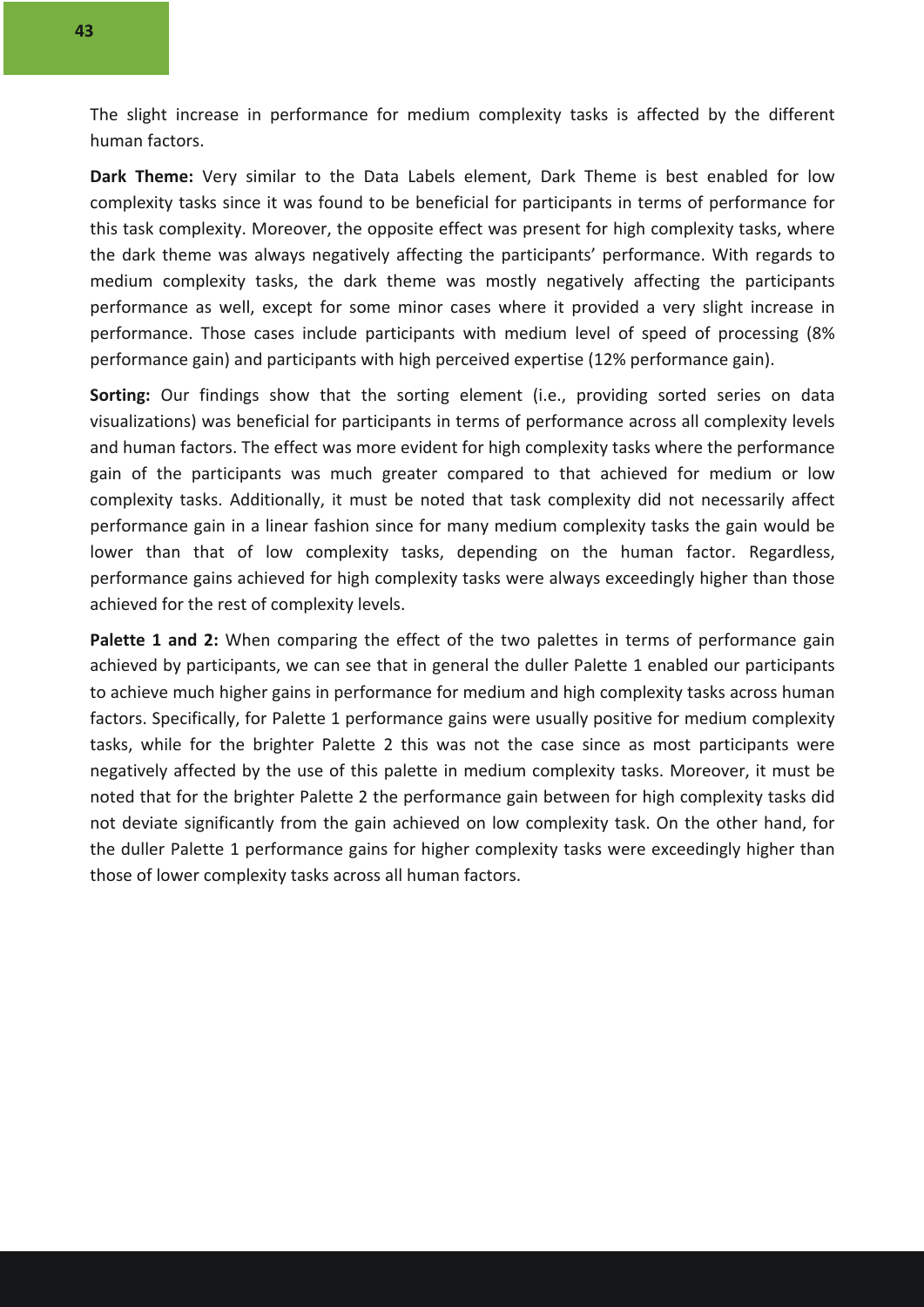The slight increase in performance for medium complexity tasks is affected by the different human factors.

**Dark Theme:** Very similar to the Data Labels element, Dark Theme is best enabled for low complexity tasks since it was found to be beneficial for participants in terms of performance for this task complexity. Moreover, the opposite effect was present for high complexity tasks, where the dark theme was always negatively affecting the participants' performance. With regards to medium complexity tasks, the dark theme was mostly negatively affecting the participants performance as well, except for some minor cases where it provided a very slight increase in performance. Those cases include participants with medium level of speed of processing (8% performance gain) and participants with high perceived expertise (12% performance gain).

**Sorting:** Our findings show that the sorting element (i.e., providing sorted series on data visualizations) was beneficial for participants in terms of performance across all complexity levels and human factors. The effect was more evident for high complexity tasks where the performance gain of the participants was much greater compared to that achieved for medium or low complexity tasks. Additionally, it must be noted that task complexity did not necessarily affect performance gain in a linear fashion since for many medium complexity tasks the gain would be lower than that of low complexity tasks, depending on the human factor. Regardless, performance gains achieved for high complexity tasks were always exceedingly higher than those achieved for the rest of complexity levels.

**Palette 1 and 2:** When comparing the effect of the two palettes in terms of performance gain achieved by participants, we can see that in general the duller Palette 1 enabled our participants to achieve much higher gains in performance for medium and high complexity tasks across human factors. Specifically, for Palette 1 performance gains were usually positive for medium complexity tasks, while for the brighter Palette 2 this was not the case since as most participants were negatively affected by the use of this palette in medium complexity tasks. Moreover, it must be noted that for the brighter Palette 2 the performance gain between for high complexity tasks did not deviate significantly from the gain achieved on low complexity task. On the other hand, for the duller Palette 1 performance gains for higher complexity tasks were exceedingly higher than those of lower complexity tasks across all human factors.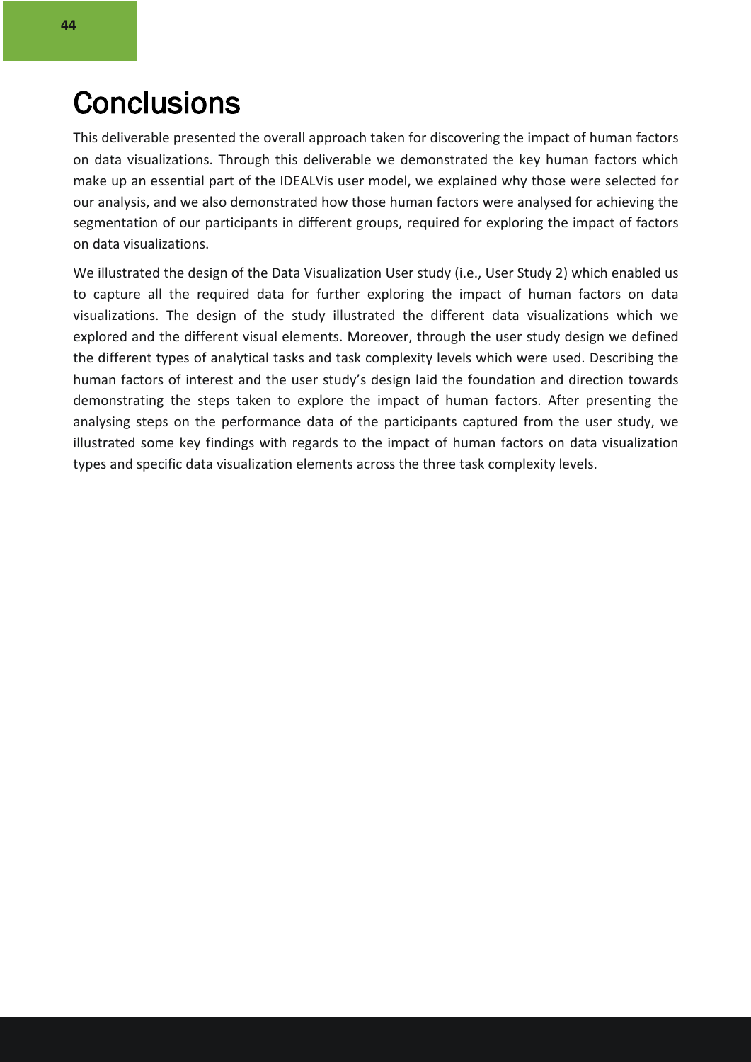# Conclusions

This deliverable presented the overall approach taken for discovering the impact of human factors on data visualizations. Through this deliverable we demonstrated the key human factors which make up an essential part of the IDEALVis user model, we explained why those were selected for our analysis, and we also demonstrated how those human factors were analysed for achieving the segmentation of our participants in different groups, required for exploring the impact of factors on data visualizations.

We illustrated the design of the Data Visualization User study (i.e., User Study 2) which enabled us to capture all the required data for further exploring the impact of human factors on data visualizations. The design of the study illustrated the different data visualizations which we explored and the different visual elements. Moreover, through the user study design we defined the different types of analytical tasks and task complexity levels which were used. Describing the human factors of interest and the user study's design laid the foundation and direction towards demonstrating the steps taken to explore the impact of human factors. After presenting the analysing steps on the performance data of the participants captured from the user study, we illustrated some key findings with regards to the impact of human factors on data visualization types and specific data visualization elements across the three task complexity levels.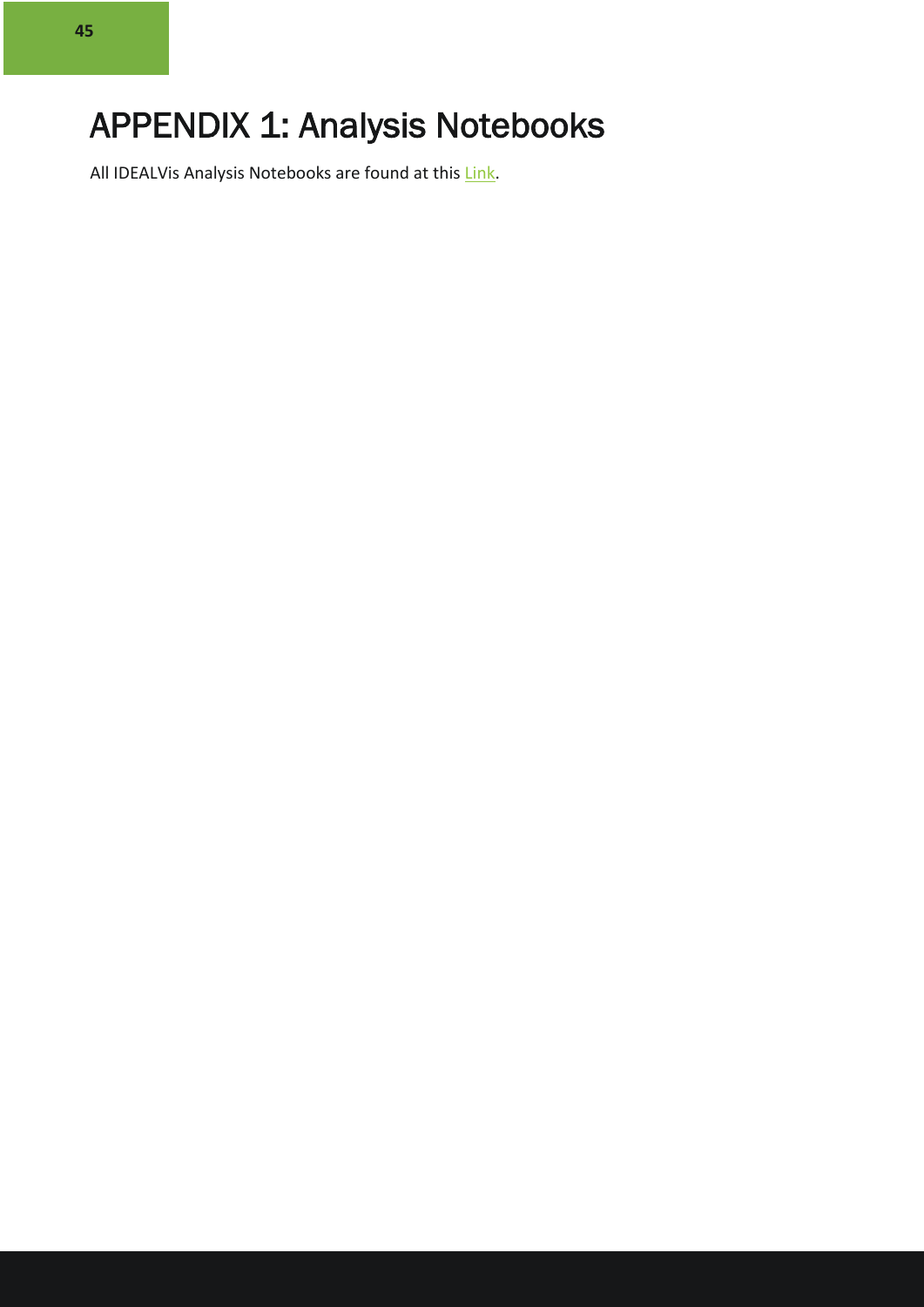# APPENDIX 1: Analysis Notebooks

All IDEALVis Analysis Notebooks are found at this Link.